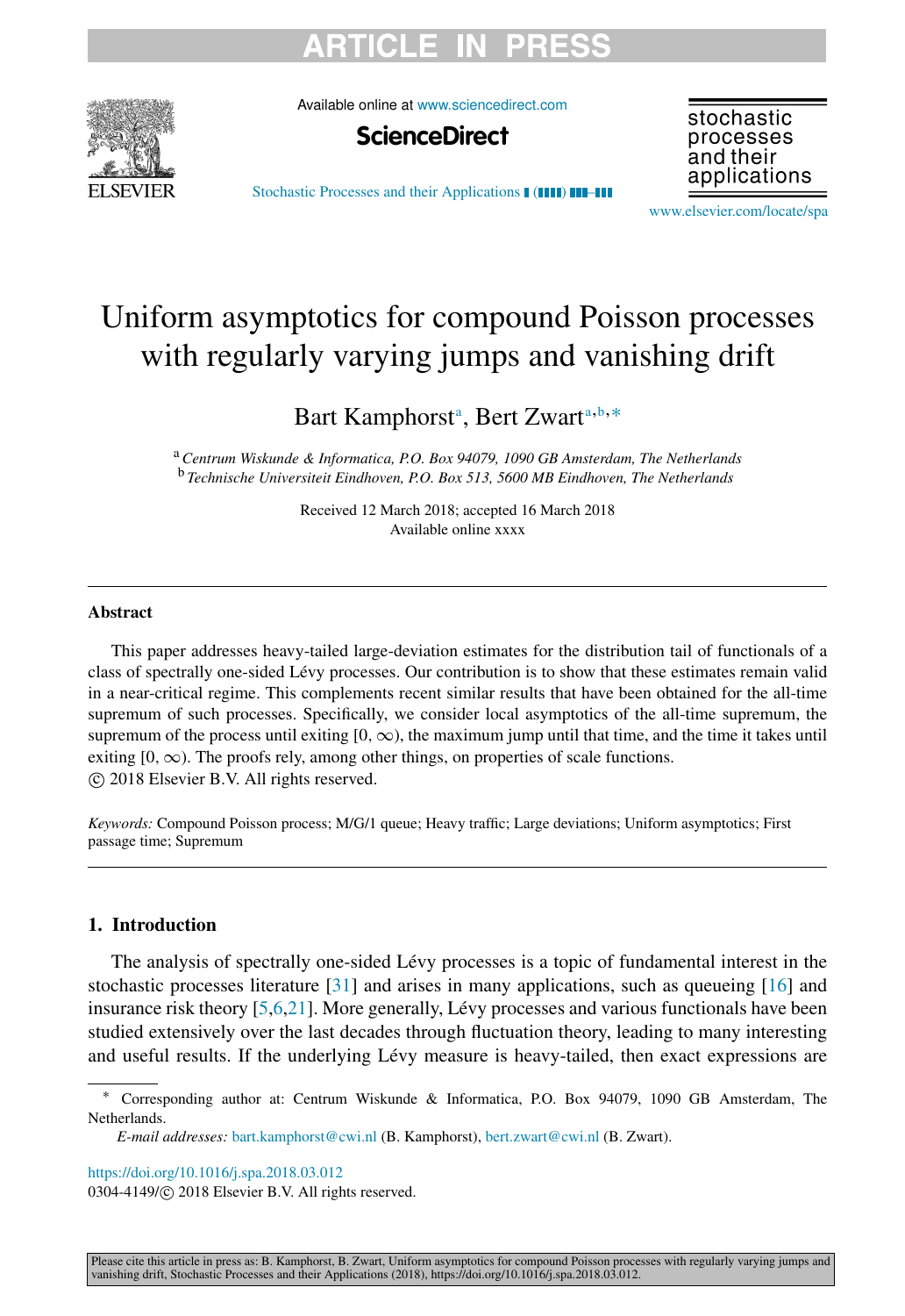# Uniform asymptotics for compound Poisson processes with regularly varying jumps and vanishing drift

Bart Kamphorst[a], Bert Zwart[a,b,*]

[a] *Centrum Wiskunde & Informatica, P.O. Box 94079, 1090 GB Amsterdam, The Netherlands*
[b] *Technische Universiteit Eindhoven, P.O. Box 513, 5600 MB Eindhoven, The Netherlands*

Received 12 March 2018; accepted 16 March 2018
Available online xxxx

---

### Abstract

This paper addresses heavy-tailed large-deviation estimates for the distribution tail of functionals of a class of spectrally one-sided Lévy processes. Our contribution is to show that these estimates remain valid in a near-critical regime. This complements recent similar results that have been obtained for the all-time supremum of such processes. Specifically, we consider local asymptotics of the all-time supremum, the supremum of the process until exiting $[0, \infty)$, the maximum jump until that time, and the time it takes until exiting $[0, \infty)$. The proofs rely, among other things, on properties of scale functions.
© 2018 Elsevier B.V. All rights reserved.

*Keywords:* Compound Poisson process; M/G/1 queue; Heavy traffic; Large deviations; Uniform asymptotics; First passage time; Supremum

---

## 1. Introduction

The analysis of spectrally one-sided Lévy processes is a topic of fundamental interest in the stochastic processes literature [31] and arises in many applications, such as queueing [16] and insurance risk theory [5,6,21]. More generally, Lévy processes and various functionals have been studied extensively over the last decades through fluctuation theory, leading to many interesting and useful results. If the underlying Lévy measure is heavy-tailed, then exact expressions are

---

\* Corresponding author at: Centrum Wiskunde & Informatica, P.O. Box 94079, 1090 GB Amsterdam, The Netherlands.

*E-mail addresses:* bart.kamphorst@cwi.nl (B. Kamphorst), bert.zwart@cwi.nl (B. Zwart).

https://doi.org/10.1016/j.spa.2018.03.012
0304-4149/© 2018 Elsevier B.V. All rights reserved.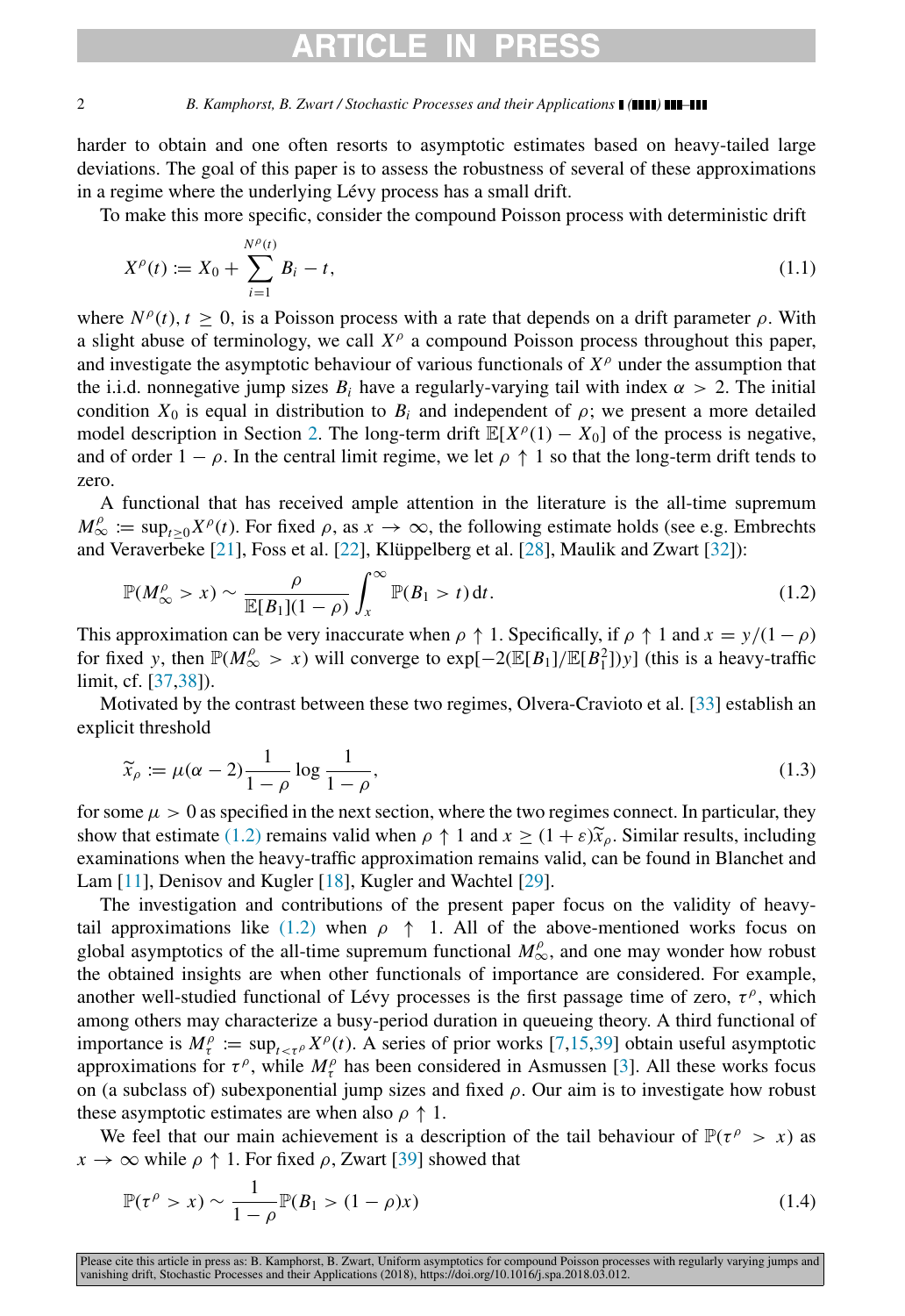harder to obtain and one often resorts to asymptotic estimates based on heavy-tailed large deviations. The goal of this paper is to assess the robustness of several of these approximations in a regime where the underlying Lévy process has a small drift.

To make this more specific, consider the compound Poisson process with deterministic drift

$$X^\rho(t) := X_0 + \sum_{i=1}^{N^\rho(t)} B_i - t, \tag{1.1}$$

where $N^\rho(t), t \geq 0$, is a Poisson process with a rate that depends on a drift parameter $\rho$. With a slight abuse of terminology, we call $X^\rho$ a compound Poisson process throughout this paper, and investigate the asymptotic behaviour of various functionals of $X^\rho$ under the assumption that the i.i.d. nonnegative jump sizes $B_i$ have a regularly-varying tail with index $\alpha > 2$. The initial condition $X_0$ is equal in distribution to $B_i$ and independent of $\rho$; we present a more detailed model description in Section 2. The long-term drift $\mathbb{E}[X^\rho(1) - X_0]$ of the process is negative, and of order $1 - \rho$. In the central limit regime, we let $\rho \uparrow 1$ so that the long-term drift tends to zero.

A functional that has received ample attention in the literature is the all-time supremum $M^\rho_\infty := \sup_{t \geq 0} X^\rho(t)$. For fixed $\rho$, as $x \to \infty$, the following estimate holds (see e.g. Embrechts and Veraverbeke [21], Foss et al. [22], Klüppelberg et al. [28], Maulik and Zwart [32]):

$$\mathbb{P}(M^\rho_\infty > x) \sim \frac{\rho}{\mathbb{E}[B_1](1-\rho)} \int_x^\infty \mathbb{P}(B_1 > t)\, \mathrm{d}t. \tag{1.2}$$

This approximation can be very inaccurate when $\rho \uparrow 1$. Specifically, if $\rho \uparrow 1$ and $x = y/(1-\rho)$ for fixed $y$, then $\mathbb{P}(M^\rho_\infty > x)$ will converge to $\exp[-2(\mathbb{E}[B_1]/\mathbb{E}[B_1^2])y]$ (this is a heavy-traffic limit, cf. [37,38]).

Motivated by the contrast between these two regimes, Olvera-Cravioto et al. [33] establish an explicit threshold

$$\widetilde{x}_\rho := \mu(\alpha - 2)\frac{1}{1-\rho} \log \frac{1}{1-\rho}, \tag{1.3}$$

for some $\mu > 0$ as specified in the next section, where the two regimes connect. In particular, they show that estimate (1.2) remains valid when $\rho \uparrow 1$ and $x \geq (1+\varepsilon)\widetilde{x}_\rho$. Similar results, including examinations when the heavy-traffic approximation remains valid, can be found in Blanchet and Lam [11], Denisov and Kugler [18], Kugler and Wachtel [29].

The investigation and contributions of the present paper focus on the validity of heavy-tail approximations like (1.2) when $\rho \uparrow 1$. All of the above-mentioned works focus on global asymptotics of the all-time supremum functional $M^\rho_\infty$, and one may wonder how robust the obtained insights are when other functionals of importance are considered. For example, another well-studied functional of Lévy processes is the first passage time of zero, $\tau^\rho$, which among others may characterize a busy-period duration in queueing theory. A third functional of importance is $M^\rho_\tau := \sup_{t < \tau^\rho} X^\rho(t)$. A series of prior works [7,15,39] obtain useful asymptotic approximations for $\tau^\rho$, while $M^\rho_\tau$ has been considered in Asmussen [3]. All these works focus on (a subclass of) subexponential jump sizes and fixed $\rho$. Our aim is to investigate how robust these asymptotic estimates are when also $\rho \uparrow 1$.

We feel that our main achievement is a description of the tail behaviour of $\mathbb{P}(\tau^\rho > x)$ as $x \to \infty$ while $\rho \uparrow 1$. For fixed $\rho$, Zwart [39] showed that

$$\mathbb{P}(\tau^\rho > x) \sim \frac{1}{1-\rho}\mathbb{P}(B_1 > (1-\rho)x) \tag{1.4}$$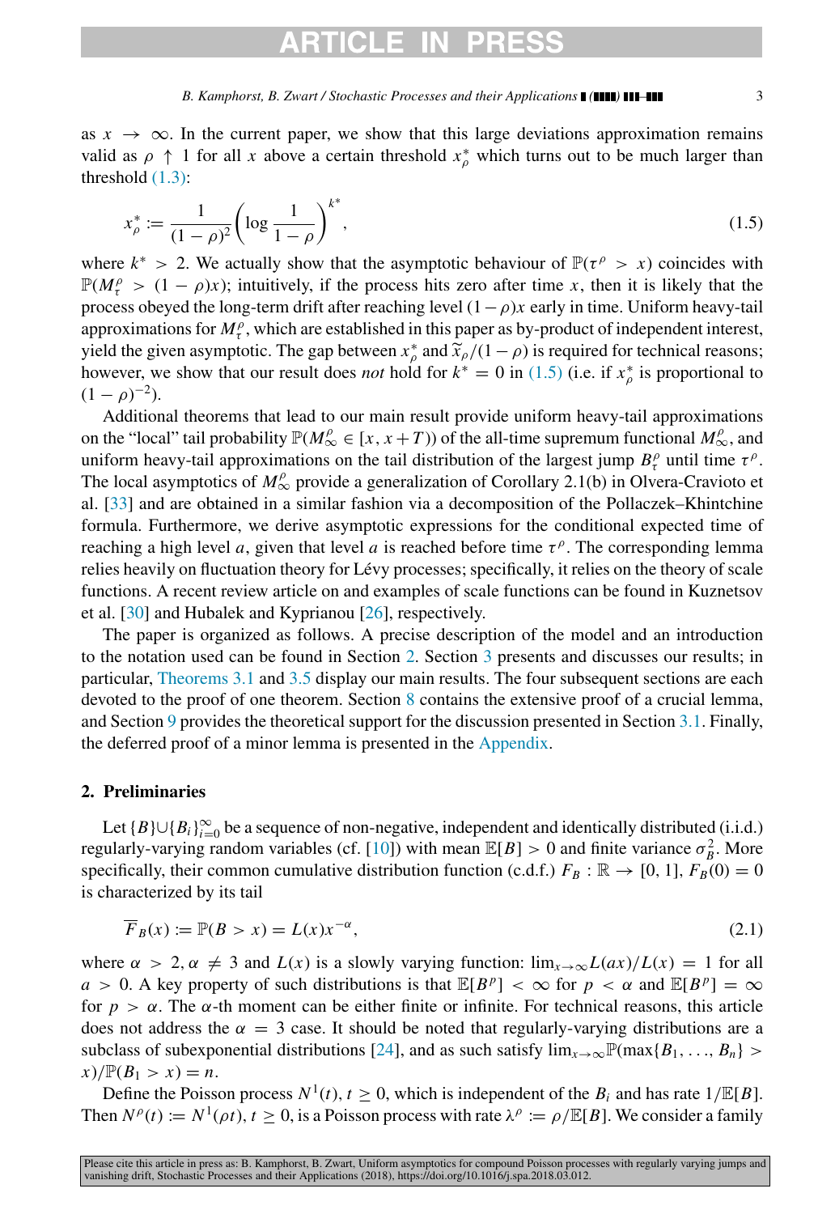as $x \to \infty$. In the current paper, we show that this large deviations approximation remains valid as $\rho \uparrow 1$ for all $x$ above a certain threshold $x^*_\rho$ which turns out to be much larger than threshold (1.3):

$$x^*_\rho := \frac{1}{(1-\rho)^2}\left(\log\frac{1}{1-\rho}\right)^{k^*}, \tag{1.5}$$

where $k^* > 2$. We actually show that the asymptotic behaviour of $\mathbb{P}(\tau^\rho > x)$ coincides with $\mathbb{P}(M^\rho_\tau > (1-\rho)x)$; intuitively, if the process hits zero after time $x$, then it is likely that the process obeyed the long-term drift after reaching level $(1-\rho)x$ early in time. Uniform heavy-tail approximations for $M^\rho_\tau$, which are established in this paper as by-product of independent interest, yield the given asymptotic. The gap between $x^*_\rho$ and $\widetilde{x}_\rho/(1-\rho)$ is required for technical reasons; however, we show that our result does *not* hold for $k^* = 0$ in (1.5) (i.e. if $x^*_\rho$ is proportional to $(1-\rho)^{-2}$).

Additional theorems that lead to our main result provide uniform heavy-tail approximations on the "local" tail probability $\mathbb{P}(M^\rho_\infty \in [x, x+T))$ of the all-time supremum functional $M^\rho_\infty$, and uniform heavy-tail approximations on the tail distribution of the largest jump $B^\rho_\tau$ until time $\tau^\rho$. The local asymptotics of $M^\rho_\infty$ provide a generalization of Corollary 2.1(b) in Olvera-Cravioto et al. [33] and are obtained in a similar fashion via a decomposition of the Pollaczek–Khintchine formula. Furthermore, we derive asymptotic expressions for the conditional expected time of reaching a high level $a$, given that level $a$ is reached before time $\tau^\rho$. The corresponding lemma relies heavily on fluctuation theory for Lévy processes; specifically, it relies on the theory of scale functions. A recent review article on and examples of scale functions can be found in Kuznetsov et al. [30] and Hubalek and Kyprianou [26], respectively.

The paper is organized as follows. A precise description of the model and an introduction to the notation used can be found in Section 2. Section 3 presents and discusses our results; in particular, Theorems 3.1 and 3.5 display our main results. The four subsequent sections are each devoted to the proof of one theorem. Section 8 contains the extensive proof of a crucial lemma, and Section 9 provides the theoretical support for the discussion presented in Section 3.1. Finally, the deferred proof of a minor lemma is presented in the Appendix.

## 2. Preliminaries

Let $\{B\} \cup \{B_i\}_{i=0}^\infty$ be a sequence of non-negative, independent and identically distributed (i.i.d.) regularly-varying random variables (cf. [10]) with mean $\mathbb{E}[B] > 0$ and finite variance $\sigma_B^2$. More specifically, their common cumulative distribution function (c.d.f.) $F_B : \mathbb{R} \to [0,1]$, $F_B(0) = 0$ is characterized by its tail

$$\overline{F}_B(x) := \mathbb{P}(B > x) = L(x)x^{-\alpha}, \tag{2.1}$$

where $\alpha > 2, \alpha \neq 3$ and $L(x)$ is a slowly varying function: $\lim_{x\to\infty} L(ax)/L(x) = 1$ for all $a > 0$. A key property of such distributions is that $\mathbb{E}[B^p] < \infty$ for $p < \alpha$ and $\mathbb{E}[B^p] = \infty$ for $p > \alpha$. The $\alpha$-th moment can be either finite or infinite. For technical reasons, this article does not address the $\alpha = 3$ case. It should be noted that regularly-varying distributions are a subclass of subexponential distributions [24], and as such satisfy $\lim_{x\to\infty} \mathbb{P}(\max\{B_1, \ldots, B_n\} > x)/\mathbb{P}(B_1 > x) = n$.

Define the Poisson process $N^1(t), t \geq 0$, which is independent of the $B_i$ and has rate $1/\mathbb{E}[B]$. Then $N^\rho(t) := N^1(\rho t), t \geq 0$, is a Poisson process with rate $\lambda^\rho := \rho/\mathbb{E}[B]$. We consider a family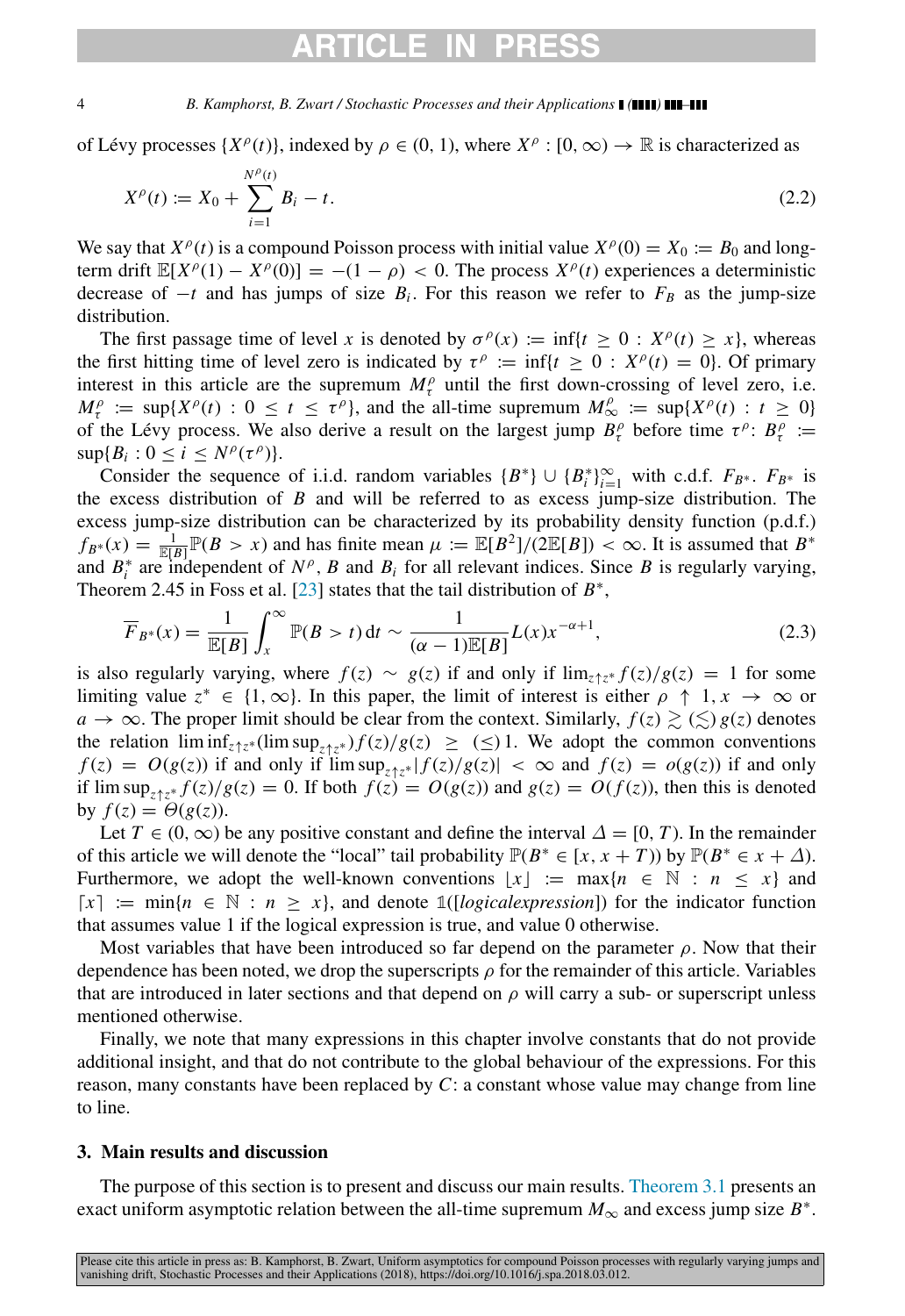of Lévy processes $\{X^\rho(t)\}$, indexed by $\rho \in (0,1)$, where $X^\rho : [0,\infty) \to \mathbb{R}$ is characterized as

$$X^\rho(t) := X_0 + \sum_{i=1}^{N^\rho(t)} B_i - t. \tag{2.2}$$

We say that $X^\rho(t)$ is a compound Poisson process with initial value $X^\rho(0) = X_0 := B_0$ and long-term drift $\mathbb{E}[X^\rho(1) - X^\rho(0)] = -(1-\rho) < 0$. The process $X^\rho(t)$ experiences a deterministic decrease of $-t$ and has jumps of size $B_i$. For this reason we refer to $F_B$ as the jump-size distribution.

The first passage time of level $x$ is denoted by $\sigma^\rho(x) := \inf\{t \geq 0 : X^\rho(t) \geq x\}$, whereas the first hitting time of level zero is indicated by $\tau^\rho := \inf\{t \geq 0 : X^\rho(t) = 0\}$. Of primary interest in this article are the supremum $M^\rho_\tau$ until the first down-crossing of level zero, i.e. $M^\rho_\tau := \sup\{X^\rho(t) : 0 \leq t \leq \tau^\rho\}$, and the all-time supremum $M^\rho_\infty := \sup\{X^\rho(t) : t \geq 0\}$ of the Lévy process. We also derive a result on the largest jump $B^\rho_\tau$ before time $\tau^\rho$: $B^\rho_\tau := \sup\{B_i : 0 \leq i \leq N^\rho(\tau^\rho)\}$.

Consider the sequence of i.i.d. random variables $\{B^*\} \cup \{B^*_i\}_{i=1}^\infty$ with c.d.f. $F_{B^*}$. $F_{B^*}$ is the excess distribution of $B$ and will be referred to as excess jump-size distribution. The excess jump-size distribution can be characterized by its probability density function (p.d.f.) $f_{B^*}(x) = \frac{1}{\mathbb{E}[B]}\mathbb{P}(B > x)$ and has finite mean $\mu := \mathbb{E}[B^2]/(2\mathbb{E}[B]) < \infty$. It is assumed that $B^*$ and $B^*_i$ are independent of $N^\rho$, $B$ and $B_i$ for all relevant indices. Since $B$ is regularly varying, Theorem 2.45 in Foss et al. [23] states that the tail distribution of $B^*$,

$$\overline{F}_{B^*}(x) = \frac{1}{\mathbb{E}[B]}\int_x^\infty \mathbb{P}(B > t)\,\mathrm{d}t \sim \frac{1}{(\alpha-1)\mathbb{E}[B]}L(x)x^{-\alpha+1}, \tag{2.3}$$

is also regularly varying, where $f(z) \sim g(z)$ if and only if $\lim_{z\uparrow z^*} f(z)/g(z) = 1$ for some limiting value $z^* \in \{1,\infty\}$. In this paper, the limit of interest is either $\rho \uparrow 1, x \to \infty$ or $a \to \infty$. The proper limit should be clear from the context. Similarly, $f(z) \gtrsim (\lesssim)\, g(z)$ denotes the relation $\liminf_{z\uparrow z^*}(\limsup_{z\uparrow z^*}) f(z)/g(z) \geq (\leq) 1$. We adopt the common conventions $f(z) = O(g(z))$ if and only if $\limsup_{z\uparrow z^*}|f(z)/g(z)| < \infty$ and $f(z) = o(g(z))$ if and only if $\limsup_{z\uparrow z^*} f(z)/g(z) = 0$. If both $f(z) = O(g(z))$ and $g(z) = O(f(z))$, then this is denoted by $f(z) = \Theta(g(z))$.

Let $T \in (0,\infty)$ be any positive constant and define the interval $\Delta = [0,T)$. In the remainder of this article we will denote the "local" tail probability $\mathbb{P}(B^* \in [x, x+T))$ by $\mathbb{P}(B^* \in x + \Delta)$. Furthermore, we adopt the well-known conventions $\lfloor x \rfloor := \max\{n \in \mathbb{N} : n \leq x\}$ and $\lceil x \rceil := \min\{n \in \mathbb{N} : n \geq x\}$, and denote $\mathbb{1}([logicalexpression])$ for the indicator function that assumes value 1 if the logical expression is true, and value 0 otherwise.

Most variables that have been introduced so far depend on the parameter $\rho$. Now that their dependence has been noted, we drop the superscripts $\rho$ for the remainder of this article. Variables that are introduced in later sections and that depend on $\rho$ will carry a sub- or superscript unless mentioned otherwise.

Finally, we note that many expressions in this chapter involve constants that do not provide additional insight, and that do not contribute to the global behaviour of the expressions. For this reason, many constants have been replaced by $C$: a constant whose value may change from line to line.

## 3. Main results and discussion

The purpose of this section is to present and discuss our main results. Theorem 3.1 presents an exact uniform asymptotic relation between the all-time supremum $M_\infty$ and excess jump size $B^*$.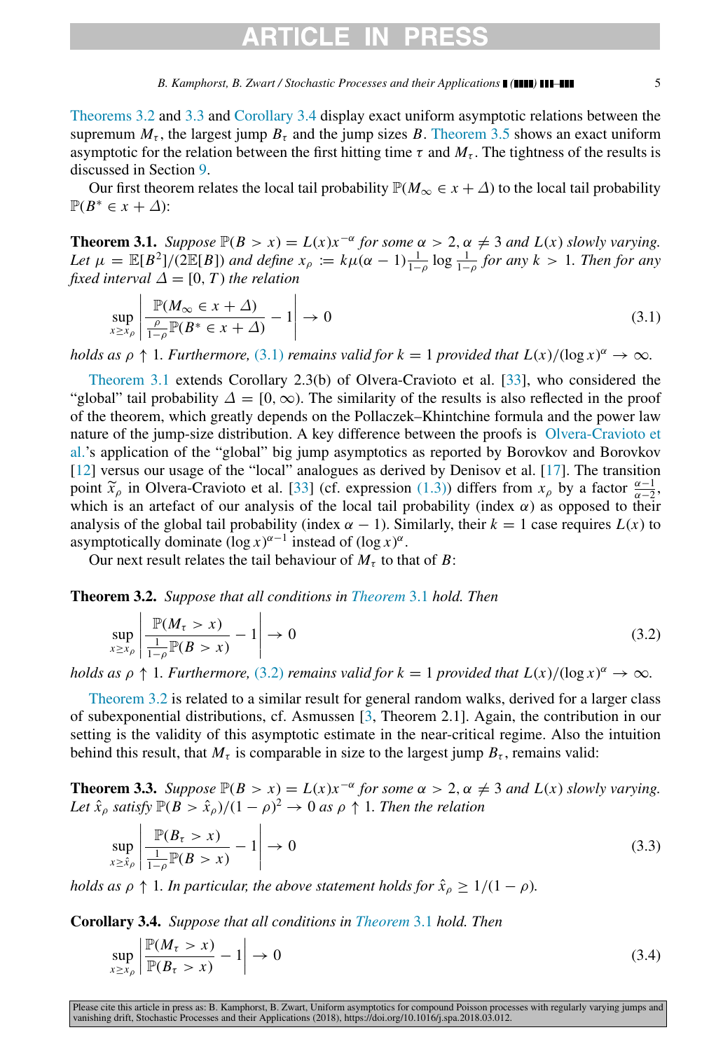Theorems 3.2 and 3.3 and Corollary 3.4 display exact uniform asymptotic relations between the supremum $M_\tau$, the largest jump $B_\tau$ and the jump sizes $B$. Theorem 3.5 shows an exact uniform asymptotic for the relation between the first hitting time $\tau$ and $M_\tau$. The tightness of the results is discussed in Section 9.

Our first theorem relates the local tail probability $\mathbb{P}(M_\infty \in x + \Delta)$ to the local tail probability $\mathbb{P}(B^* \in x + \Delta)$:

**Theorem 3.1.** *Suppose $\mathbb{P}(B > x) = L(x)x^{-\alpha}$ for some $\alpha > 2, \alpha \neq 3$ and $L(x)$ slowly varying. Let $\mu = \mathbb{E}[B^2]/(2\mathbb{E}[B])$ and define $x_\rho := k\mu(\alpha - 1)\frac{1}{1-\rho}\log\frac{1}{1-\rho}$ for any $k > 1$. Then for any fixed interval $\Delta = [0, T)$ the relation*

$$\sup_{x \geq x_\rho} \left| \frac{\mathbb{P}(M_\infty \in x + \Delta)}{\frac{\rho}{1-\rho}\mathbb{P}(B^* \in x + \Delta)} - 1 \right| \to 0 \tag{3.1}$$

*holds as $\rho \uparrow 1$. Furthermore, (3.1) remains valid for $k = 1$ provided that $L(x)/(\log x)^\alpha \to \infty$.*

Theorem 3.1 extends Corollary 2.3(b) of Olvera-Cravioto et al. [33], who considered the "global" tail probability $\Delta = [0, \infty)$. The similarity of the results is also reflected in the proof of the theorem, which greatly depends on the Pollaczek–Khintchine formula and the power law nature of the jump-size distribution. A key difference between the proofs is Olvera-Cravioto et al.'s application of the "global" big jump asymptotics as reported by Borovkov and Borovkov [12] versus our usage of the "local" analogues as derived by Denisov et al. [17]. The transition point $\widetilde{x}_\rho$ in Olvera-Cravioto et al. [33] (cf. expression (1.3)) differs from $x_\rho$ by a factor $\frac{\alpha-1}{\alpha-2}$, which is an artefact of our analysis of the local tail probability (index $\alpha$) as opposed to their analysis of the global tail probability (index $\alpha - 1$). Similarly, their $k = 1$ case requires $L(x)$ to asymptotically dominate $(\log x)^{\alpha-1}$ instead of $(\log x)^\alpha$.

Our next result relates the tail behaviour of $M_\tau$ to that of $B$:

**Theorem 3.2.** *Suppose that all conditions in Theorem 3.1 hold. Then*

$$\sup_{x \geq x_\rho} \left| \frac{\mathbb{P}(M_\tau > x)}{\frac{1}{1-\rho}\mathbb{P}(B > x)} - 1 \right| \to 0 \tag{3.2}$$

*holds as $\rho \uparrow 1$. Furthermore, (3.2) remains valid for $k = 1$ provided that $L(x)/(\log x)^\alpha \to \infty$.*

Theorem 3.2 is related to a similar result for general random walks, derived for a larger class of subexponential distributions, cf. Asmussen [3, Theorem 2.1]. Again, the contribution in our setting is the validity of this asymptotic estimate in the near-critical regime. Also the intuition behind this result, that $M_\tau$ is comparable in size to the largest jump $B_\tau$, remains valid:

**Theorem 3.3.** *Suppose $\mathbb{P}(B > x) = L(x)x^{-\alpha}$ for some $\alpha > 2, \alpha \neq 3$ and $L(x)$ slowly varying. Let $\hat{x}_\rho$ satisfy $\mathbb{P}(B > \hat{x}_\rho)/(1 - \rho)^2 \to 0$ as $\rho \uparrow 1$. Then the relation*

$$\sup_{x \geq \hat{x}_\rho} \left| \frac{\mathbb{P}(B_\tau > x)}{\frac{1}{1-\rho}\mathbb{P}(B > x)} - 1 \right| \to 0 \tag{3.3}$$

*holds as $\rho \uparrow 1$. In particular, the above statement holds for $\hat{x}_\rho \geq 1/(1 - \rho)$.*

**Corollary 3.4.** *Suppose that all conditions in Theorem 3.1 hold. Then*

$$\sup_{x \geq x_\rho} \left| \frac{\mathbb{P}(M_\tau > x)}{\mathbb{P}(B_\tau > x)} - 1 \right| \to 0 \tag{3.4}$$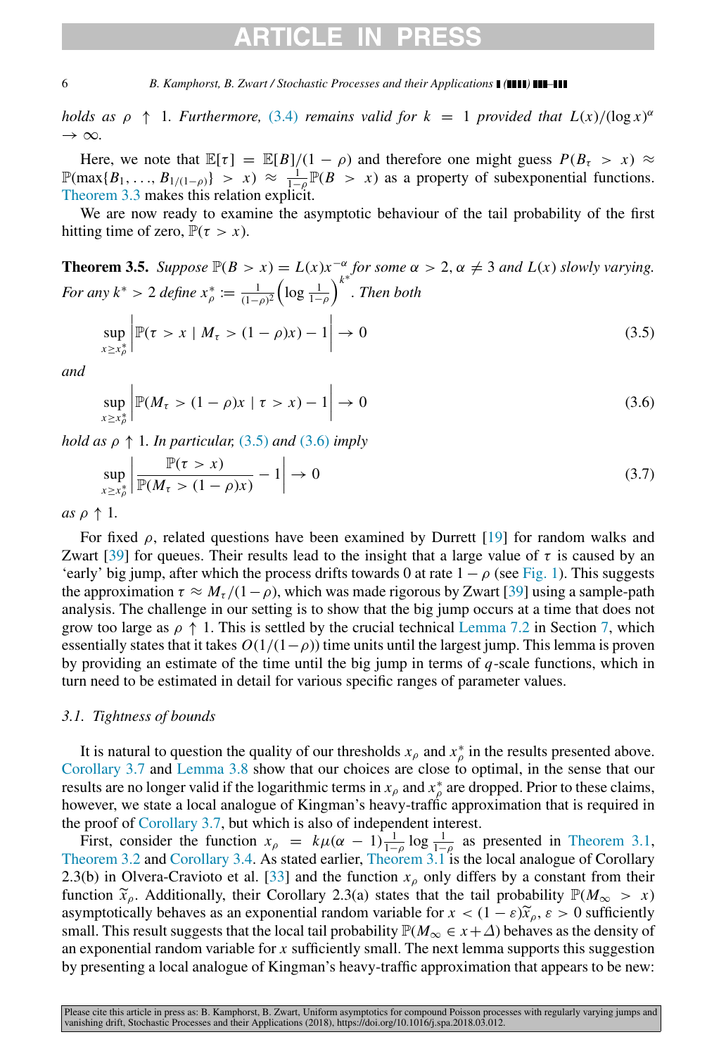*holds as $\rho \uparrow 1$. Furthermore, (3.4) remains valid for $k = 1$ provided that $L(x)/(\log x)^\alpha \to \infty$.*

Here, we note that $\mathbb{E}[\tau] = \mathbb{E}[B]/(1-\rho)$ and therefore one might guess $P(B_\tau > x) \approx \mathbb{P}(\max\{B_1, \ldots, B_{1/(1-\rho)}\} > x) \approx \frac{1}{1-\rho}\mathbb{P}(B > x)$ as a property of subexponential functions. Theorem 3.3 makes this relation explicit.

We are now ready to examine the asymptotic behaviour of the tail probability of the first hitting time of zero, $\mathbb{P}(\tau > x)$.

**Theorem 3.5.** *Suppose $\mathbb{P}(B > x) = L(x)x^{-\alpha}$ for some $\alpha > 2, \alpha \neq 3$ and $L(x)$ slowly varying. For any $k^* > 2$ define $x^*_\rho := \frac{1}{(1-\rho)^2}\left(\log \frac{1}{1-\rho}\right)^{k^*}$. Then both*

$$\sup_{x \geq x^*_\rho} \left| \mathbb{P}(\tau > x \mid M_\tau > (1-\rho)x) - 1 \right| \to 0 \tag{3.5}$$

*and*

$$\sup_{x \geq x^*_\rho} \left| \mathbb{P}(M_\tau > (1-\rho)x \mid \tau > x) - 1 \right| \to 0 \tag{3.6}$$

*hold as $\rho \uparrow 1$. In particular, (3.5) and (3.6) imply*

$$\sup_{x \geq x^*_\rho} \left| \frac{\mathbb{P}(\tau > x)}{\mathbb{P}(M_\tau > (1-\rho)x)} - 1 \right| \to 0 \tag{3.7}$$

*as $\rho \uparrow 1$.*

For fixed $\rho$, related questions have been examined by Durrett [19] for random walks and Zwart [39] for queues. Their results lead to the insight that a large value of $\tau$ is caused by an 'early' big jump, after which the process drifts towards 0 at rate $1-\rho$ (see Fig. 1). This suggests the approximation $\tau \approx M_\tau/(1-\rho)$, which was made rigorous by Zwart [39] using a sample-path analysis. The challenge in our setting is to show that the big jump occurs at a time that does not grow too large as $\rho \uparrow 1$. This is settled by the crucial technical Lemma 7.2 in Section 7, which essentially states that it takes $O(1/(1-\rho))$ time units until the largest jump. This lemma is proven by providing an estimate of the time until the big jump in terms of $q$-scale functions, which in turn need to be estimated in detail for various specific ranges of parameter values.

### 3.1. Tightness of bounds

It is natural to question the quality of our thresholds $x_\rho$ and $x^*_\rho$ in the results presented above. Corollary 3.7 and Lemma 3.8 show that our choices are close to optimal, in the sense that our results are no longer valid if the logarithmic terms in $x_\rho$ and $x^*_\rho$ are dropped. Prior to these claims, however, we state a local analogue of Kingman's heavy-traffic approximation that is required in the proof of Corollary 3.7, but which is also of independent interest.

First, consider the function $x_\rho = k\mu(\alpha-1)\frac{1}{1-\rho}\log\frac{1}{1-\rho}$ as presented in Theorem 3.1, Theorem 3.2 and Corollary 3.4. As stated earlier, Theorem 3.1 is the local analogue of Corollary 2.3(b) in Olvera-Cravioto et al. [33] and the function $x_\rho$ only differs by a constant from their function $\tilde{x}_\rho$. Additionally, their Corollary 2.3(a) states that the tail probability $\mathbb{P}(M_\infty > x)$ asymptotically behaves as an exponential random variable for $x < (1-\varepsilon)\tilde{x}_\rho$, $\varepsilon > 0$ sufficiently small. This result suggests that the local tail probability $\mathbb{P}(M_\infty \in x + \Delta)$ behaves as the density of an exponential random variable for $x$ sufficiently small. The next lemma supports this suggestion by presenting a local analogue of Kingman's heavy-traffic approximation that appears to be new: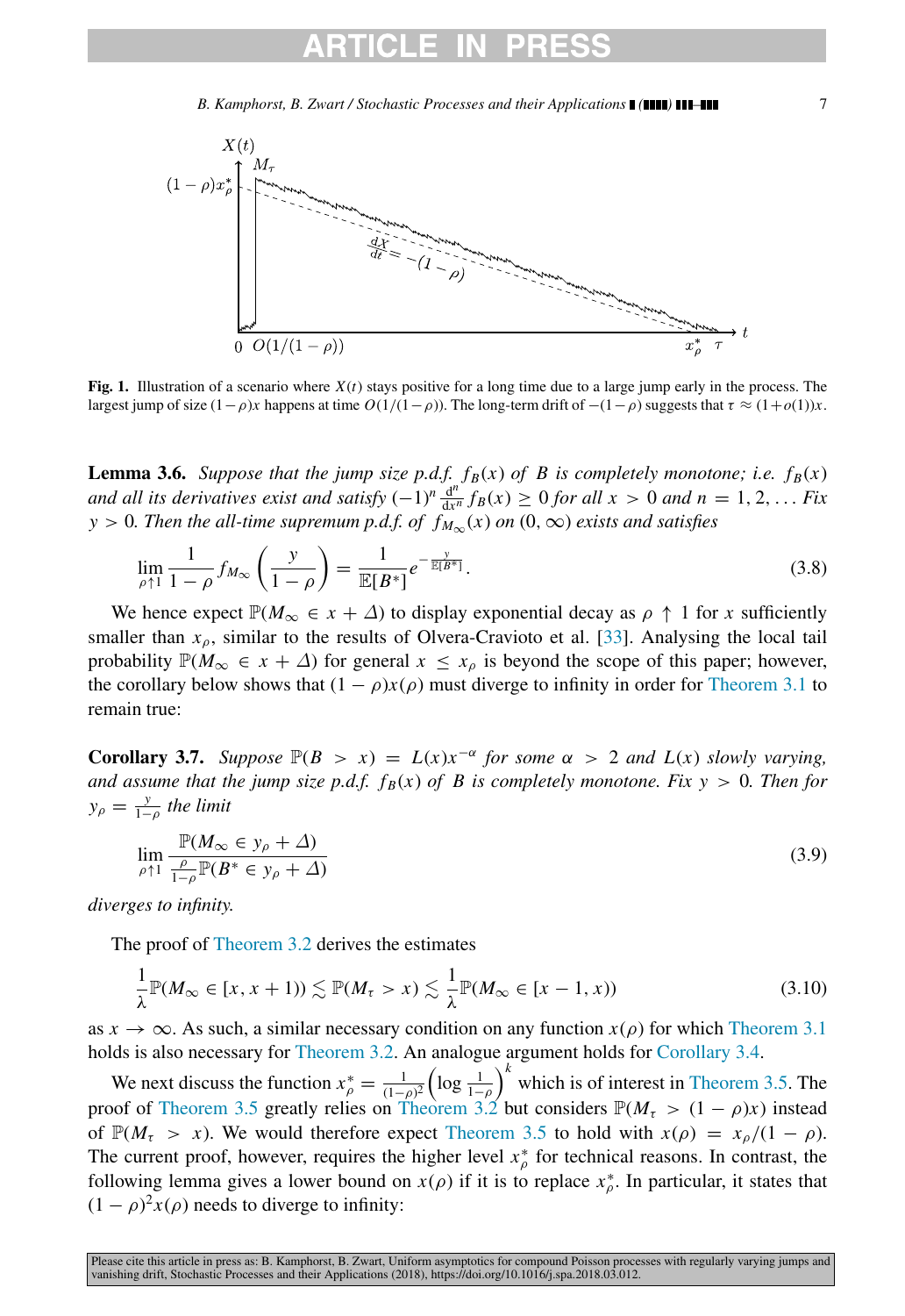**Fig. 1.** Illustration of a scenario where $X(t)$ stays positive for a long time due to a large jump early in the process. The largest jump of size $(1-\rho)x$ happens at time $O(1/(1-\rho))$. The long-term drift of $-(1-\rho)$ suggests that $\tau \approx (1+o(1))x$.

**Lemma 3.6.** *Suppose that the jump size p.d.f. $f_B(x)$ of $B$ is completely monotone; i.e. $f_B(x)$ and all its derivatives exist and satisfy $(-1)^n \frac{\mathrm{d}^n}{\mathrm{d}x^n} f_B(x) \geq 0$ for all $x > 0$ and $n = 1, 2, \ldots$ Fix $y > 0$. Then the all-time supremum p.d.f. of $f_{M_\infty}(x)$ on $(0, \infty)$ exists and satisfies*

$$\lim_{\rho \uparrow 1} \frac{1}{1-\rho} f_{M_\infty}\left(\frac{y}{1-\rho}\right) = \frac{1}{\mathbb{E}[B^*]} e^{-\frac{y}{\mathbb{E}[B^*]}}. \tag{3.8}$$

We hence expect $\mathbb{P}(M_\infty \in x + \Delta)$ to display exponential decay as $\rho \uparrow 1$ for $x$ sufficiently smaller than $x_\rho$, similar to the results of Olvera-Cravioto et al. [33]. Analysing the local tail probability $\mathbb{P}(M_\infty \in x + \Delta)$ for general $x \leq x_\rho$ is beyond the scope of this paper; however, the corollary below shows that $(1-\rho)x(\rho)$ must diverge to infinity in order for Theorem 3.1 to remain true:

**Corollary 3.7.** *Suppose $\mathbb{P}(B > x) = L(x)x^{-\alpha}$ for some $\alpha > 2$ and $L(x)$ slowly varying, and assume that the jump size p.d.f. $f_B(x)$ of $B$ is completely monotone. Fix $y > 0$. Then for $y_\rho = \frac{y}{1-\rho}$ the limit*

$$\lim_{\rho \uparrow 1} \frac{\mathbb{P}(M_\infty \in y_\rho + \Delta)}{\frac{\rho}{1-\rho}\mathbb{P}(B^* \in y_\rho + \Delta)} \tag{3.9}$$

*diverges to infinity.*

The proof of Theorem 3.2 derives the estimates

$$\frac{1}{\lambda}\mathbb{P}(M_\infty \in [x, x+1)) \lesssim \mathbb{P}(M_\tau > x) \lesssim \frac{1}{\lambda}\mathbb{P}(M_\infty \in [x-1, x)) \tag{3.10}$$

as $x \to \infty$. As such, a similar necessary condition on any function $x(\rho)$ for which Theorem 3.1 holds is also necessary for Theorem 3.2. An analogue argument holds for Corollary 3.4.

We next discuss the function $x_\rho^* = \frac{1}{(1-\rho)^2}\left(\log \frac{1}{1-\rho}\right)^k$ which is of interest in Theorem 3.5. The proof of Theorem 3.5 greatly relies on Theorem 3.2 but considers $\mathbb{P}(M_\tau > (1-\rho)x)$ instead of $\mathbb{P}(M_\tau > x)$. We would therefore expect Theorem 3.5 to hold with $x(\rho) = x_\rho/(1-\rho)$. The current proof, however, requires the higher level $x_\rho^*$ for technical reasons. In contrast, the following lemma gives a lower bound on $x(\rho)$ if it is to replace $x_\rho^*$. In particular, it states that $(1-\rho)^2 x(\rho)$ needs to diverge to infinity: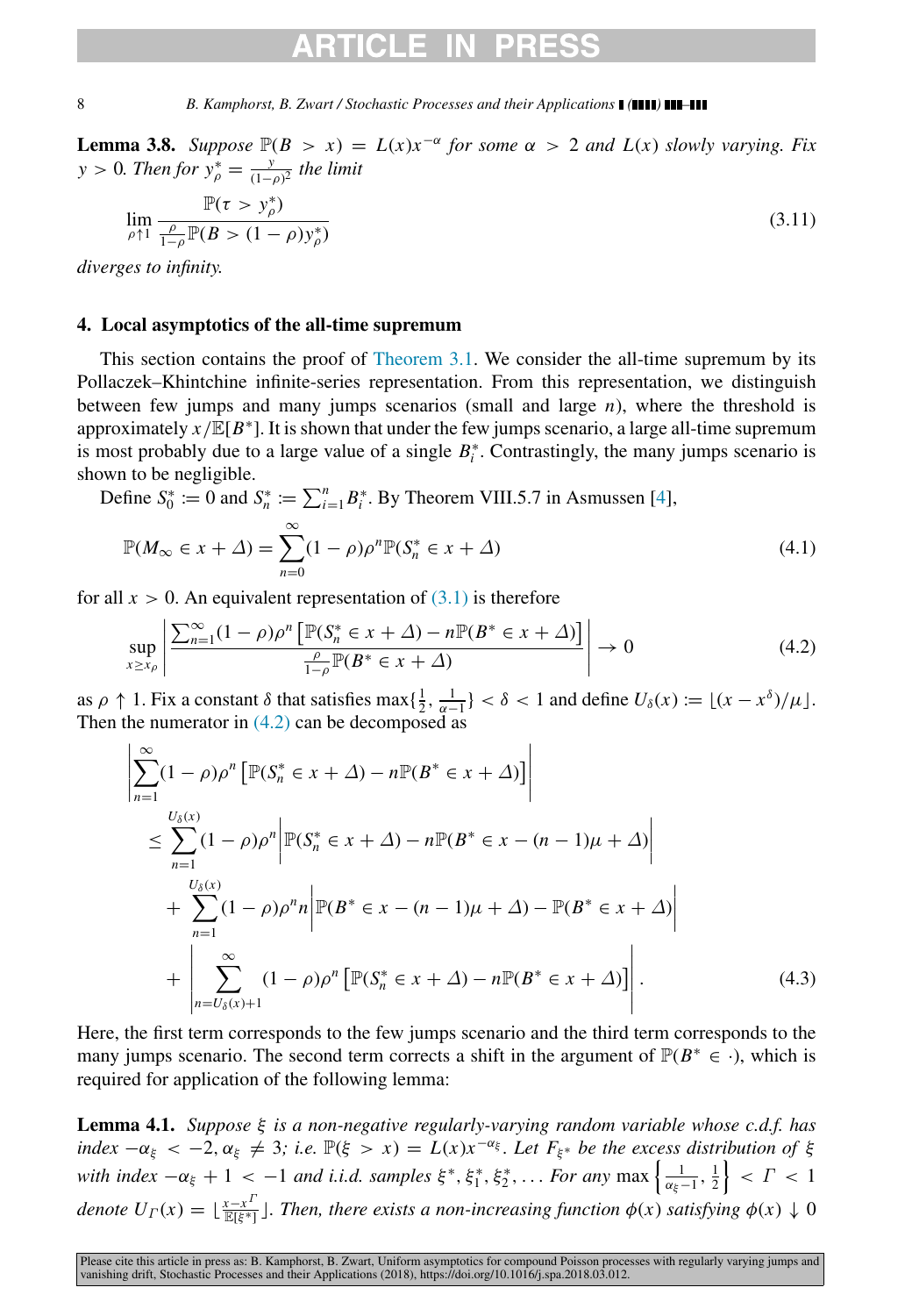**Lemma 3.8.** *Suppose $\mathbb{P}(B > x) = L(x)x^{-\alpha}$ for some $\alpha > 2$ and $L(x)$ slowly varying. Fix $y > 0$. Then for $y^*_\rho = \frac{y}{(1-\rho)^2}$ the limit*

$$\lim_{\rho \uparrow 1} \frac{\mathbb{P}(\tau > y^*_\rho)}{\frac{\rho}{1-\rho}\mathbb{P}(B > (1-\rho)y^*_\rho)} \tag{3.11}$$

*diverges to infinity.*

## 4. Local asymptotics of the all-time supremum

This section contains the proof of Theorem 3.1. We consider the all-time supremum by its Pollaczek–Khintchine infinite-series representation. From this representation, we distinguish between few jumps and many jumps scenarios (small and large $n$), where the threshold is approximately $x/\mathbb{E}[B^*]$. It is shown that under the few jumps scenario, a large all-time supremum is most probably due to a large value of a single $B^*_i$. Contrastingly, the many jumps scenario is shown to be negligible.

Define $S^*_0 := 0$ and $S^*_n := \sum_{i=1}^n B^*_i$. By Theorem VIII.5.7 in Asmussen [4],

$$\mathbb{P}(M_\infty \in x + \Delta) = \sum_{n=0}^{\infty} (1-\rho)\rho^n \mathbb{P}(S^*_n \in x + \Delta) \tag{4.1}$$

for all $x > 0$. An equivalent representation of (3.1) is therefore

$$\sup_{x \geq x_\rho} \left| \frac{\sum_{n=1}^{\infty}(1-\rho)\rho^n \left[\mathbb{P}(S^*_n \in x + \Delta) - n\mathbb{P}(B^* \in x + \Delta)\right]}{\frac{\rho}{1-\rho}\mathbb{P}(B^* \in x + \Delta)} \right| \to 0 \tag{4.2}$$

as $\rho \uparrow 1$. Fix a constant $\delta$ that satisfies $\max\{\frac{1}{2}, \frac{1}{\alpha-1}\} < \delta < 1$ and define $U_\delta(x) := \lfloor (x - x^\delta)/\mu \rfloor$. Then the numerator in (4.2) can be decomposed as

$$\begin{aligned}
&\left| \sum_{n=1}^{\infty} (1-\rho)\rho^n \left[\mathbb{P}(S^*_n \in x + \Delta) - n\mathbb{P}(B^* \in x + \Delta)\right] \right| \\
&\quad \leq \sum_{n=1}^{U_\delta(x)} (1-\rho)\rho^n \left| \mathbb{P}(S^*_n \in x + \Delta) - n\mathbb{P}(B^* \in x - (n-1)\mu + \Delta) \right| \\
&\quad + \sum_{n=1}^{U_\delta(x)} (1-\rho)\rho^n n \left| \mathbb{P}(B^* \in x - (n-1)\mu + \Delta) - \mathbb{P}(B^* \in x + \Delta) \right| \\
&\quad + \left| \sum_{n=U_\delta(x)+1}^{\infty} (1-\rho)\rho^n \left[\mathbb{P}(S^*_n \in x + \Delta) - n\mathbb{P}(B^* \in x + \Delta)\right] \right|.
\end{aligned} \tag{4.3}$$

Here, the first term corresponds to the few jumps scenario and the third term corresponds to the many jumps scenario. The second term corrects a shift in the argument of $\mathbb{P}(B^* \in \cdot)$, which is required for application of the following lemma:

**Lemma 4.1.** *Suppose $\xi$ is a non-negative regularly-varying random variable whose c.d.f. has index $-\alpha_\xi < -2, \alpha_\xi \neq 3$; i.e. $\mathbb{P}(\xi > x) = L(x)x^{-\alpha_\xi}$. Let $F_{\xi^*}$ be the excess distribution of $\xi$ with index $-\alpha_\xi + 1 < -1$ and i.i.d. samples $\xi^*, \xi^*_1, \xi^*_2, \ldots$ For any $\max\left\{\frac{1}{\alpha_\xi - 1}, \frac{1}{2}\right\} < \Gamma < 1$ denote $U_\Gamma(x) = \lfloor \frac{x - x^\Gamma}{\mathbb{E}[\xi^*]} \rfloor$. Then, there exists a non-increasing function $\phi(x)$ satisfying $\phi(x) \downarrow 0$*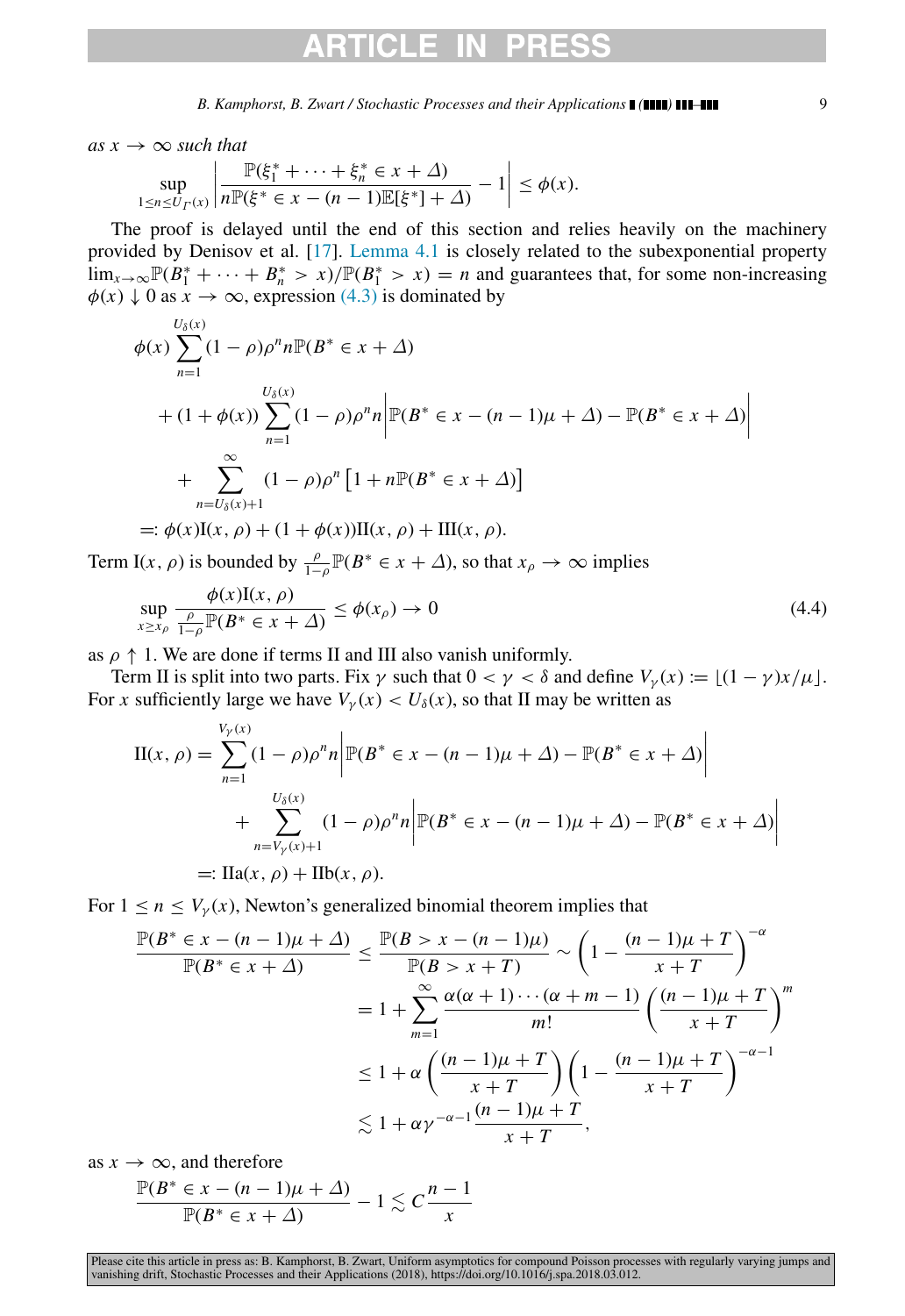*as* $x \to \infty$ *such that*

$$\sup_{1 \le n \le U_\Gamma(x)} \left| \frac{\mathbb{P}(\xi_1^* + \cdots + \xi_n^* \in x + \Delta)}{n\mathbb{P}(\xi^* \in x - (n-1)\mathbb{E}[\xi^*] + \Delta)} - 1 \right| \le \phi(x).$$

The proof is delayed until the end of this section and relies heavily on the machinery provided by Denisov et al. [17]. Lemma 4.1 is closely related to the subexponential property $\lim_{x\to\infty} \mathbb{P}(B_1^* + \cdots + B_n^* > x)/\mathbb{P}(B_1^* > x) = n$ and guarantees that, for some non-increasing $\phi(x) \downarrow 0$ as $x \to \infty$, expression (4.3) is dominated by

$$\begin{aligned}
&\phi(x) \sum_{n=1}^{U_\delta(x)} (1-\rho)\rho^n n \mathbb{P}(B^* \in x + \Delta) \\
&\quad + (1 + \phi(x)) \sum_{n=1}^{U_\delta(x)} (1-\rho)\rho^n n \left| \mathbb{P}(B^* \in x - (n-1)\mu + \Delta) - \mathbb{P}(B^* \in x + \Delta) \right| \\
&\quad + \sum_{n=U_\delta(x)+1}^{\infty} (1-\rho)\rho^n \left[ 1 + n\mathbb{P}(B^* \in x + \Delta) \right] \\
&=: \phi(x)\mathrm{I}(x,\rho) + (1+\phi(x))\mathrm{II}(x,\rho) + \mathrm{III}(x,\rho).
\end{aligned}$$

Term $\mathrm{I}(x,\rho)$ is bounded by $\frac{\rho}{1-\rho}\mathbb{P}(B^* \in x + \Delta)$, so that $x_\rho \to \infty$ implies

$$\sup_{x \ge x_\rho} \frac{\phi(x)\mathrm{I}(x,\rho)}{\frac{\rho}{1-\rho}\mathbb{P}(B^* \in x + \Delta)} \le \phi(x_\rho) \to 0 \tag{4.4}$$

as $\rho \uparrow 1$. We are done if terms II and III also vanish uniformly.

Term II is split into two parts. Fix $\gamma$ such that $0 < \gamma < \delta$ and define $V_\gamma(x) := \lfloor (1-\gamma)x/\mu \rfloor$. For $x$ sufficiently large we have $V_\gamma(x) < U_\delta(x)$, so that II may be written as

$$\begin{aligned}
\mathrm{II}(x,\rho) &= \sum_{n=1}^{V_\gamma(x)} (1-\rho)\rho^n n \left| \mathbb{P}(B^* \in x - (n-1)\mu + \Delta) - \mathbb{P}(B^* \in x + \Delta) \right| \\
&\quad + \sum_{n=V_\gamma(x)+1}^{U_\delta(x)} (1-\rho)\rho^n n \left| \mathbb{P}(B^* \in x - (n-1)\mu + \Delta) - \mathbb{P}(B^* \in x + \Delta) \right| \\
&=: \mathrm{IIa}(x,\rho) + \mathrm{IIb}(x,\rho).
\end{aligned}$$

For $1 \le n \le V_\gamma(x)$, Newton's generalized binomial theorem implies that

$$\begin{aligned}
\frac{\mathbb{P}(B^* \in x - (n-1)\mu + \Delta)}{\mathbb{P}(B^* \in x + \Delta)} &\le \frac{\mathbb{P}(B > x - (n-1)\mu)}{\mathbb{P}(B > x + T)} \sim \left(1 - \frac{(n-1)\mu + T}{x + T}\right)^{-\alpha} \\
&= 1 + \sum_{m=1}^{\infty} \frac{\alpha(\alpha+1)\cdots(\alpha+m-1)}{m!} \left(\frac{(n-1)\mu + T}{x+T}\right)^m \\
&\le 1 + \alpha \left(\frac{(n-1)\mu + T}{x+T}\right) \left(1 - \frac{(n-1)\mu + T}{x+T}\right)^{-\alpha-1} \\
&\lesssim 1 + \alpha\gamma^{-\alpha-1} \frac{(n-1)\mu + T}{x+T},
\end{aligned}$$

as $x \to \infty$, and therefore

$$\frac{\mathbb{P}(B^* \in x - (n-1)\mu + \Delta)}{\mathbb{P}(B^* \in x + \Delta)} - 1 \lesssim C\frac{n-1}{x}$$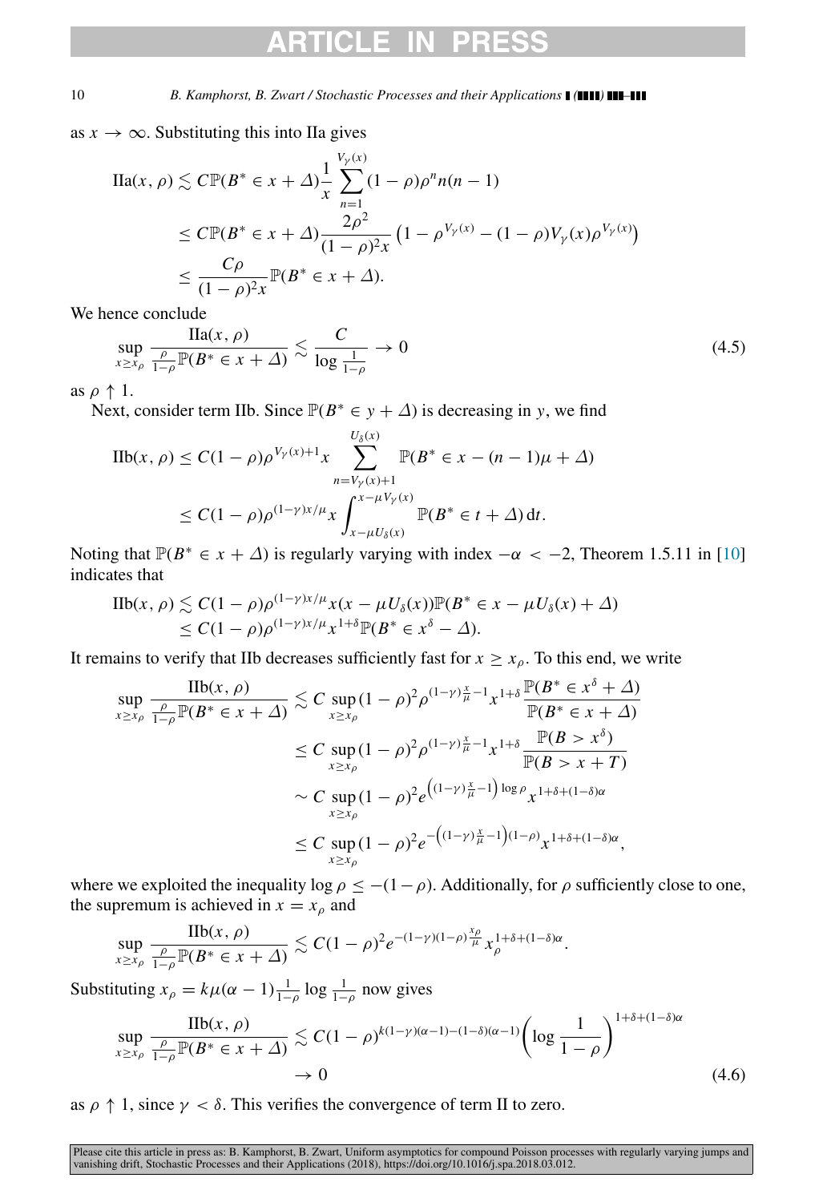as $x \to \infty$. Substituting this into IIa gives

$$
\begin{aligned}
\text{IIa}(x, \rho) &\lesssim C\mathbb{P}(B^* \in x + \Delta)\frac{1}{x}\sum_{n=1}^{V_\gamma(x)}(1-\rho)\rho^n n(n-1) \\
&\le C\mathbb{P}(B^* \in x + \Delta)\frac{2\rho^2}{(1-\rho)^2 x}\left(1 - \rho^{V_\gamma(x)} - (1-\rho)V_\gamma(x)\rho^{V_\gamma(x)}\right) \\
&\le \frac{C\rho}{(1-\rho)^2 x}\mathbb{P}(B^* \in x + \Delta).
\end{aligned}
$$

We hence conclude

$$
\sup_{x \ge x_\rho} \frac{\text{IIa}(x, \rho)}{\frac{\rho}{1-\rho}\mathbb{P}(B^* \in x + \Delta)} \lesssim \frac{C}{\log \frac{1}{1-\rho}} \to 0 \tag{4.5}
$$

as $\rho \uparrow 1$.

Next, consider term IIb. Since $\mathbb{P}(B^* \in y + \Delta)$ is decreasing in $y$, we find

$$
\begin{aligned}
\text{IIb}(x, \rho) &\le C(1-\rho)\rho^{V_\gamma(x)+1}x \sum_{n=V_\gamma(x)+1}^{U_\delta(x)} \mathbb{P}(B^* \in x - (n-1)\mu + \Delta) \\
&\le C(1-\rho)\rho^{(1-\gamma)x/\mu}x \int_{x-\mu U_\delta(x)}^{x-\mu V_\gamma(x)} \mathbb{P}(B^* \in t + \Delta)\,\mathrm{d}t.
\end{aligned}
$$

Noting that $\mathbb{P}(B^* \in x + \Delta)$ is regularly varying with index $-\alpha < -2$, Theorem 1.5.11 in [10] indicates that

$$
\begin{aligned}
\text{IIb}(x, \rho) &\lesssim C(1-\rho)\rho^{(1-\gamma)x/\mu}x(x - \mu U_\delta(x))\mathbb{P}(B^* \in x - \mu U_\delta(x) + \Delta) \\
&\le C(1-\rho)\rho^{(1-\gamma)x/\mu}x^{1+\delta}\mathbb{P}(B^* \in x^\delta - \Delta).
\end{aligned}
$$

It remains to verify that IIb decreases sufficiently fast for $x \ge x_\rho$. To this end, we write

$$
\begin{aligned}
\sup_{x \ge x_\rho} \frac{\text{IIb}(x, \rho)}{\frac{\rho}{1-\rho}\mathbb{P}(B^* \in x + \Delta)} &\lesssim C \sup_{x \ge x_\rho}(1-\rho)^2\rho^{(1-\gamma)\frac{x}{\mu}-1}x^{1+\delta}\frac{\mathbb{P}(B^* \in x^\delta + \Delta)}{\mathbb{P}(B^* \in x + \Delta)} \\
&\le C \sup_{x \ge x_\rho}(1-\rho)^2\rho^{(1-\gamma)\frac{x}{\mu}-1}x^{1+\delta}\frac{\mathbb{P}(B > x^\delta)}{\mathbb{P}(B > x + T)} \\
&\sim C \sup_{x \ge x_\rho}(1-\rho)^2 e^{\left((1-\gamma)\frac{x}{\mu}-1\right)\log\rho}x^{1+\delta+(1-\delta)\alpha} \\
&\le C \sup_{x \ge x_\rho}(1-\rho)^2 e^{-\left((1-\gamma)\frac{x}{\mu}-1\right)(1-\rho)}x^{1+\delta+(1-\delta)\alpha},
\end{aligned}
$$

where we exploited the inequality $\log\rho \le -(1-\rho)$. Additionally, for $\rho$ sufficiently close to one, the supremum is achieved in $x = x_\rho$ and

$$
\sup_{x \ge x_\rho} \frac{\text{IIb}(x, \rho)}{\frac{\rho}{1-\rho}\mathbb{P}(B^* \in x + \Delta)} \lesssim C(1-\rho)^2 e^{-(1-\gamma)(1-\rho)\frac{x_\rho}{\mu}}x_\rho^{1+\delta+(1-\delta)\alpha}.
$$

Substituting $x_\rho = k\mu(\alpha-1)\frac{1}{1-\rho}\log\frac{1}{1-\rho}$ now gives

$$
\begin{aligned}
\sup_{x \ge x_\rho} \frac{\text{IIb}(x, \rho)}{\frac{\rho}{1-\rho}\mathbb{P}(B^* \in x + \Delta)} &\lesssim C(1-\rho)^{k(1-\gamma)(\alpha-1)-(1-\delta)(\alpha-1)}\left(\log\frac{1}{1-\rho}\right)^{1+\delta+(1-\delta)\alpha} \\
&\to 0
\end{aligned} \tag{4.6}
$$

as $\rho \uparrow 1$, since $\gamma < \delta$. This verifies the convergence of term II to zero.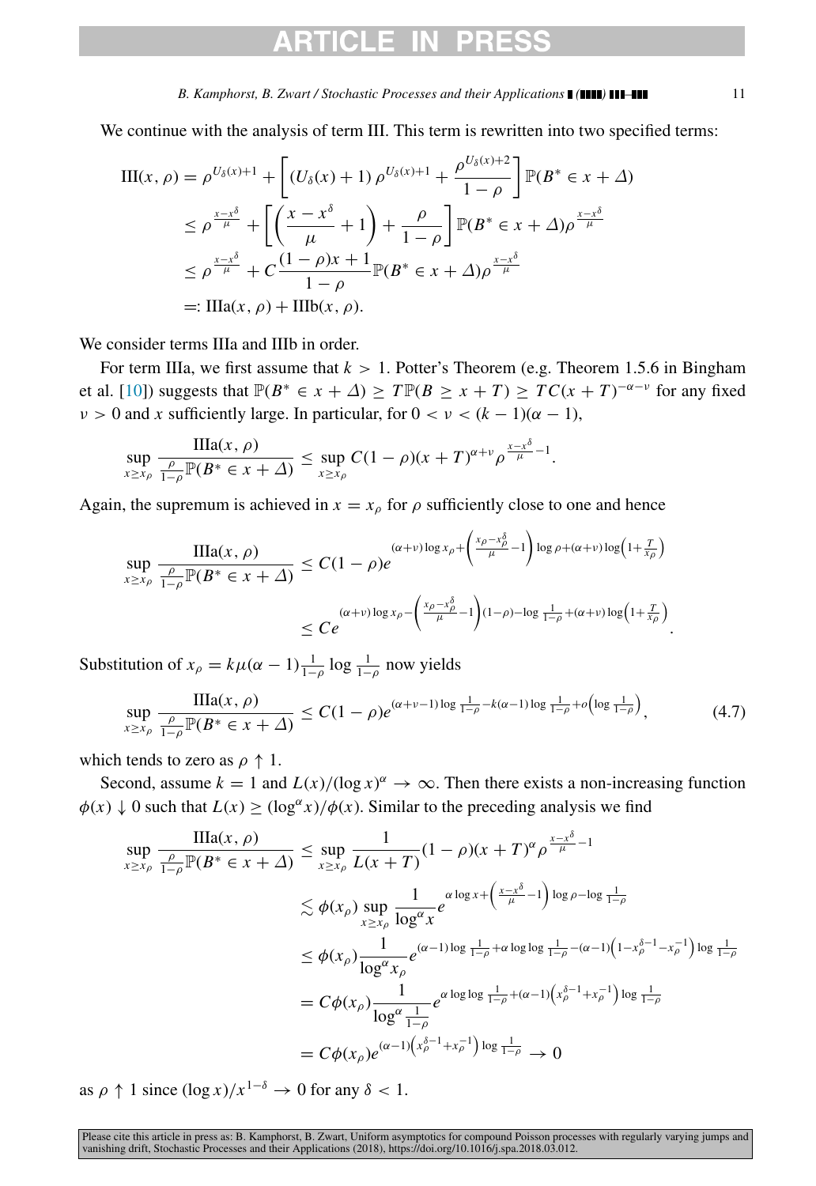We continue with the analysis of term III. This term is rewritten into two specified terms:

$$
\begin{aligned}
\mathrm{III}(x,\rho) &= \rho^{U_\delta(x)+1} + \left[ (U_\delta(x)+1)\,\rho^{U_\delta(x)+1} + \frac{\rho^{U_\delta(x)+2}}{1-\rho} \right] \mathbb{P}(B^* \in x+\Delta) \\
&\le \rho^{\frac{x-x^\delta}{\mu}} + \left[ \left( \frac{x-x^\delta}{\mu} + 1 \right) + \frac{\rho}{1-\rho} \right] \mathbb{P}(B^* \in x+\Delta)\rho^{\frac{x-x^\delta}{\mu}} \\
&\le \rho^{\frac{x-x^\delta}{\mu}} + C\frac{(1-\rho)x+1}{1-\rho} \mathbb{P}(B^* \in x+\Delta)\rho^{\frac{x-x^\delta}{\mu}} \\
&=: \mathrm{IIIa}(x,\rho) + \mathrm{IIIb}(x,\rho).
\end{aligned}
$$

We consider terms IIIa and IIIb in order.

For term IIIa, we first assume that $k > 1$. Potter's Theorem (e.g. Theorem 1.5.6 in Bingham et al. [10]) suggests that $\mathbb{P}(B^* \in x+\Delta) \ge T\mathbb{P}(B \ge x+T) \ge TC(x+T)^{-\alpha-\nu}$ for any fixed $\nu > 0$ and $x$ sufficiently large. In particular, for $0 < \nu < (k-1)(\alpha-1)$,

$$
\sup_{x \ge x_\rho} \frac{\mathrm{IIIa}(x,\rho)}{\frac{\rho}{1-\rho}\mathbb{P}(B^* \in x+\Delta)} \le \sup_{x \ge x_\rho} C(1-\rho)(x+T)^{\alpha+\nu} \rho^{\frac{x-x^\delta}{\mu}-1}.
$$

Again, the supremum is achieved in $x = x_\rho$ for $\rho$ sufficiently close to one and hence

$$
\begin{aligned}
\sup_{x \ge x_\rho} \frac{\mathrm{IIIa}(x,\rho)}{\frac{\rho}{1-\rho}\mathbb{P}(B^* \in x+\Delta)} &\le C(1-\rho) e^{(\alpha+\nu)\log x_\rho + \left( \frac{x_\rho - x_\rho^\delta}{\mu} - 1 \right)\log\rho + (\alpha+\nu)\log\left(1+\frac{T}{x_\rho}\right)} \\
&\le C e^{(\alpha+\nu)\log x_\rho - \left( \frac{x_\rho - x_\rho^\delta}{\mu} - 1 \right)(1-\rho) - \log\frac{1}{1-\rho} + (\alpha+\nu)\log\left(1+\frac{T}{x_\rho}\right)}.
\end{aligned}
$$

Substitution of $x_\rho = k\mu(\alpha-1)\frac{1}{1-\rho}\log\frac{1}{1-\rho}$ now yields

$$
\sup_{x \ge x_\rho} \frac{\mathrm{IIIa}(x,\rho)}{\frac{\rho}{1-\rho}\mathbb{P}(B^* \in x+\Delta)} \le C(1-\rho) e^{(\alpha+\nu-1)\log\frac{1}{1-\rho} - k(\alpha-1)\log\frac{1}{1-\rho} + o\left(\log\frac{1}{1-\rho}\right)}, \tag{4.7}
$$

which tends to zero as $\rho \uparrow 1$.

Second, assume $k = 1$ and $L(x)/(\log x)^\alpha \to \infty$. Then there exists a non-increasing function $\phi(x) \downarrow 0$ such that $L(x) \ge (\log^\alpha x)/\phi(x)$. Similar to the preceding analysis we find

$$
\begin{aligned}
\sup_{x \ge x_\rho} \frac{\mathrm{IIIa}(x,\rho)}{\frac{\rho}{1-\rho}\mathbb{P}(B^* \in x+\Delta)} &\le \sup_{x \ge x_\rho} \frac{1}{L(x+T)}(1-\rho)(x+T)^\alpha \rho^{\frac{x-x^\delta}{\mu}-1} \\
&\lesssim \phi(x_\rho) \sup_{x \ge x_\rho} \frac{1}{\log^\alpha x} e^{\alpha\log x + \left(\frac{x-x^\delta}{\mu}-1\right)\log\rho - \log\frac{1}{1-\rho}} \\
&\le \phi(x_\rho) \frac{1}{\log^\alpha x_\rho} e^{(\alpha-1)\log\frac{1}{1-\rho} + \alpha\log\log\frac{1}{1-\rho} - (\alpha-1)\left(1-x_\rho^{\delta-1}-x_\rho^{-1}\right)\log\frac{1}{1-\rho}} \\
&= C\phi(x_\rho) \frac{1}{\log^\alpha\frac{1}{1-\rho}} e^{\alpha\log\log\frac{1}{1-\rho} + (\alpha-1)\left(x_\rho^{\delta-1}+x_\rho^{-1}\right)\log\frac{1}{1-\rho}} \\
&= C\phi(x_\rho) e^{(\alpha-1)\left(x_\rho^{\delta-1}+x_\rho^{-1}\right)\log\frac{1}{1-\rho}} \to 0
\end{aligned}
$$

as $\rho \uparrow 1$ since $(\log x)/x^{1-\delta} \to 0$ for any $\delta < 1$.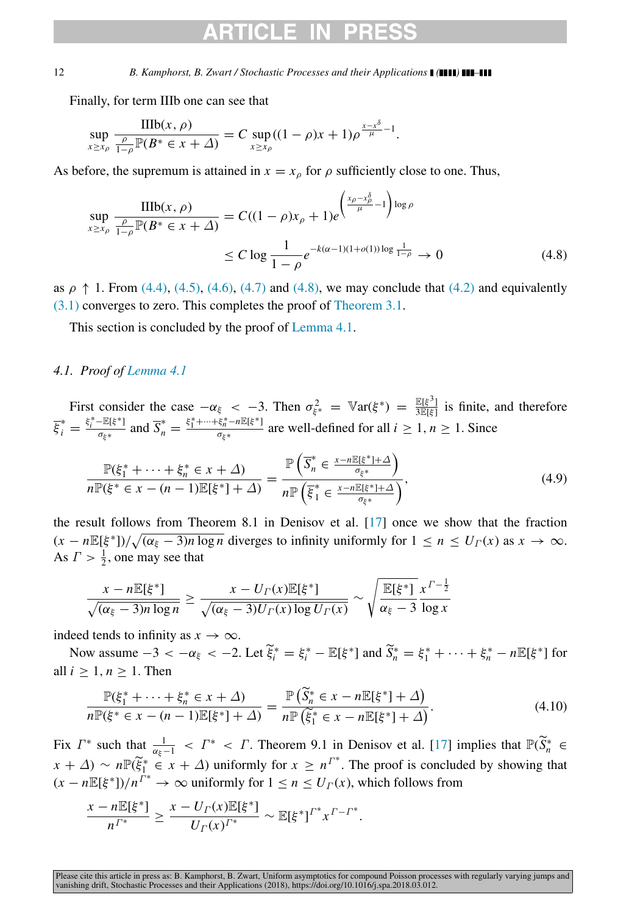Finally, for term IIIb one can see that

$$\sup_{x \geq x_\rho} \frac{\text{IIIb}(x, \rho)}{\frac{\rho}{1-\rho}\mathbb{P}(B^* \in x + \Delta)} = C \sup_{x \geq x_\rho} ((1-\rho)x + 1)\rho^{\frac{x - x^\delta}{\mu} - 1}.$$

As before, the supremum is attained in $x = x_\rho$ for $\rho$ sufficiently close to one. Thus,

$$\begin{aligned}
\sup_{x \geq x_\rho} \frac{\text{IIIb}(x, \rho)}{\frac{\rho}{1-\rho}\mathbb{P}(B^* \in x + \Delta)} &= C((1-\rho)x_\rho + 1) e^{\left(\frac{x_\rho - x_\rho^\delta}{\mu} - 1\right)\log \rho} \\
&\leq C \log \frac{1}{1-\rho} e^{-k(\alpha-1)(1+o(1))\log\frac{1}{1-\rho}} \to 0
\end{aligned} \tag{4.8}$$

as $\rho \uparrow 1$. From (4.4), (4.5), (4.6), (4.7) and (4.8), we may conclude that (4.2) and equivalently (3.1) converges to zero. This completes the proof of Theorem 3.1.

This section is concluded by the proof of Lemma 4.1.

### 4.1. *Proof of Lemma 4.1*

First consider the case $-\alpha_\xi < -3$. Then $\sigma_{\xi^*}^2 = \mathbb{V}\text{ar}(\xi^*) = \frac{\mathbb{E}[\xi^3]}{3\mathbb{E}[\xi]}$ is finite, and therefore $\overline{\xi}_i^* = \frac{\xi_i^* - \mathbb{E}[\xi^*]}{\sigma_{\xi^*}}$ and $\overline{S}_n^* = \frac{\xi_1^* + \cdots + \xi_n^* - n\mathbb{E}[\xi^*]}{\sigma_{\xi^*}}$ are well-defined for all $i \geq 1, n \geq 1$. Since

$$\frac{\mathbb{P}(\xi_1^* + \cdots + \xi_n^* \in x + \Delta)}{n\mathbb{P}(\xi^* \in x - (n-1)\mathbb{E}[\xi^*] + \Delta)} = \frac{\mathbb{P}\left(\overline{S}_n^* \in \frac{x - n\mathbb{E}[\xi^*] + \Delta}{\sigma_{\xi^*}}\right)}{n\mathbb{P}\left(\overline{\xi}_1^* \in \frac{x - n\mathbb{E}[\xi^*] + \Delta}{\sigma_{\xi^*}}\right)}, \tag{4.9}$$

the result follows from Theorem 8.1 in Denisov et al. [17] once we show that the fraction $(x - n\mathbb{E}[\xi^*])/\sqrt{(\alpha_\xi - 3)n\log n}$ diverges to infinity uniformly for $1 \leq n \leq U_\Gamma(x)$ as $x \to \infty$. As $\Gamma > \frac{1}{2}$, one may see that

$$\frac{x - n\mathbb{E}[\xi^*]}{\sqrt{(\alpha_\xi - 3)n\log n}} \geq \frac{x - U_\Gamma(x)\mathbb{E}[\xi^*]}{\sqrt{(\alpha_\xi - 3)U_\Gamma(x)\log U_\Gamma(x)}} \sim \sqrt{\frac{\mathbb{E}[\xi^*]}{\alpha_\xi - 3}} \frac{x^{\Gamma - \frac{1}{2}}}{\log x}$$

indeed tends to infinity as $x \to \infty$.

Now assume $-3 < -\alpha_\xi < -2$. Let $\widetilde{\xi}_i^* = \xi_i^* - \mathbb{E}[\xi^*]$ and $\widetilde{S}_n^* = \xi_1^* + \cdots + \xi_n^* - n\mathbb{E}[\xi^*]$ for all $i \geq 1, n \geq 1$. Then

$$\frac{\mathbb{P}(\xi_1^* + \cdots + \xi_n^* \in x + \Delta)}{n\mathbb{P}(\xi^* \in x - (n-1)\mathbb{E}[\xi^*] + \Delta)} = \frac{\mathbb{P}\left(\widetilde{S}_n^* \in x - n\mathbb{E}[\xi^*] + \Delta\right)}{n\mathbb{P}\left(\widetilde{\xi}_1^* \in x - n\mathbb{E}[\xi^*] + \Delta\right)}. \tag{4.10}$$

Fix $\Gamma^*$ such that $\frac{1}{\alpha_\xi - 1} < \Gamma^* < \Gamma$. Theorem 9.1 in Denisov et al. [17] implies that $\mathbb{P}(\widetilde{S}_n^* \in x + \Delta) \sim n\mathbb{P}(\widetilde{\xi}_1^* \in x + \Delta)$ uniformly for $x \geq n^{\Gamma^*}$. The proof is concluded by showing that $(x - n\mathbb{E}[\xi^*])/n^{\Gamma^*} \to \infty$ uniformly for $1 \leq n \leq U_\Gamma(x)$, which follows from

$$\frac{x - n\mathbb{E}[\xi^*]}{n^{\Gamma^*}} \geq \frac{x - U_\Gamma(x)\mathbb{E}[\xi^*]}{U_\Gamma(x)^{\Gamma^*}} \sim \mathbb{E}[\xi^*]^{\Gamma^*} x^{\Gamma - \Gamma^*}.$$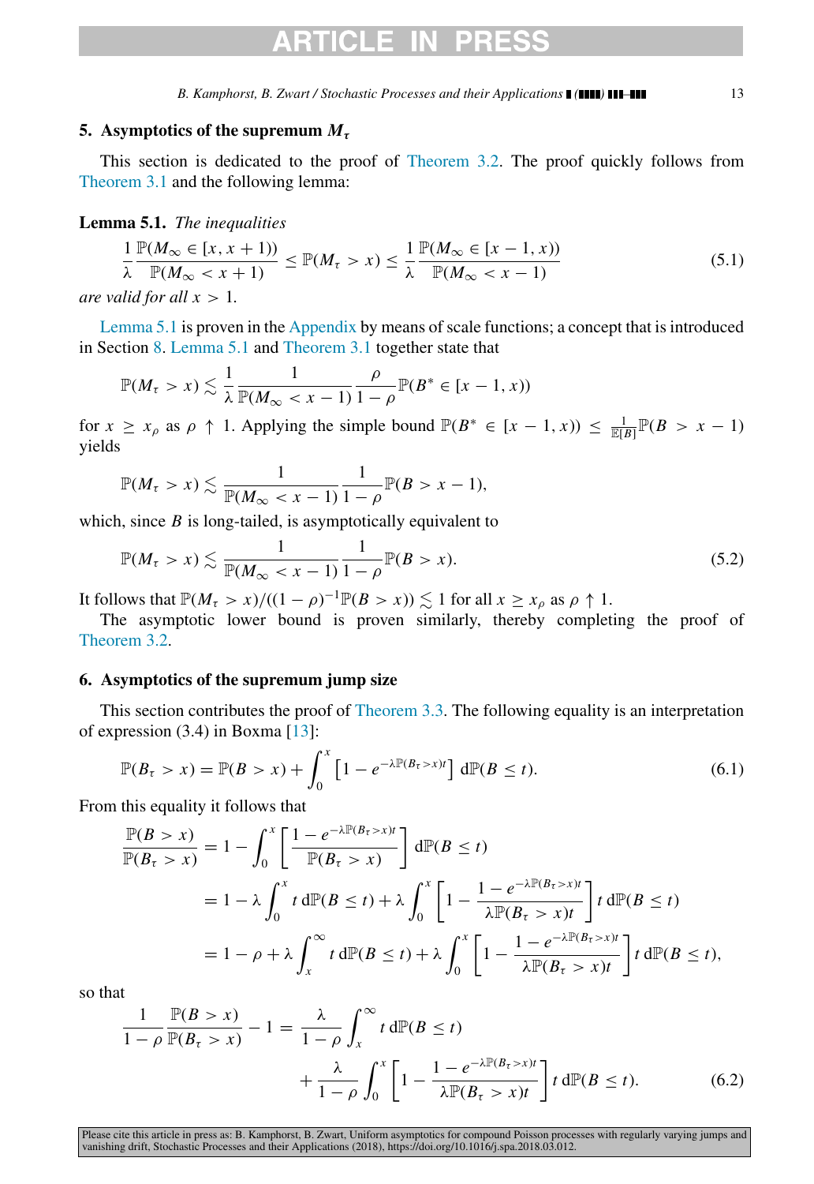## 5. Asymptotics of the supremum $M_\tau$

This section is dedicated to the proof of Theorem 3.2. The proof quickly follows from Theorem 3.1 and the following lemma:

**Lemma 5.1.** *The inequalities*

$$\frac{1}{\lambda}\frac{\mathbb{P}(M_\infty \in [x, x+1))}{\mathbb{P}(M_\infty < x+1)} \le \mathbb{P}(M_\tau > x) \le \frac{1}{\lambda}\frac{\mathbb{P}(M_\infty \in [x-1, x))}{\mathbb{P}(M_\infty < x-1)} \tag{5.1}$$

*are valid for all $x > 1$.*

Lemma 5.1 is proven in the Appendix by means of scale functions; a concept that is introduced in Section 8. Lemma 5.1 and Theorem 3.1 together state that

$$\mathbb{P}(M_\tau > x) \lesssim \frac{1}{\lambda}\frac{1}{\mathbb{P}(M_\infty < x-1)}\frac{\rho}{1-\rho}\mathbb{P}(B^* \in [x-1, x))$$

for $x \ge x_\rho$ as $\rho \uparrow 1$. Applying the simple bound $\mathbb{P}(B^* \in [x-1, x)) \le \frac{1}{\mathbb{E}[B]}\mathbb{P}(B > x-1)$ yields

$$\mathbb{P}(M_\tau > x) \lesssim \frac{1}{\mathbb{P}(M_\infty < x-1)}\frac{1}{1-\rho}\mathbb{P}(B > x-1),$$

which, since $B$ is long-tailed, is asymptotically equivalent to

$$\mathbb{P}(M_\tau > x) \lesssim \frac{1}{\mathbb{P}(M_\infty < x-1)}\frac{1}{1-\rho}\mathbb{P}(B > x). \tag{5.2}$$

It follows that $\mathbb{P}(M_\tau > x)/((1-\rho)^{-1}\mathbb{P}(B > x)) \lesssim 1$ for all $x \ge x_\rho$ as $\rho \uparrow 1$.

The asymptotic lower bound is proven similarly, thereby completing the proof of Theorem 3.2.

## 6. Asymptotics of the supremum jump size

This section contributes the proof of Theorem 3.3. The following equality is an interpretation of expression (3.4) in Boxma [13]:

$$\mathbb{P}(B_\tau > x) = \mathbb{P}(B > x) + \int_0^x \left[1 - e^{-\lambda\mathbb{P}(B_\tau > x)t}\right] \mathrm{d}\mathbb{P}(B \le t). \tag{6.1}$$

From this equality it follows that

$$\begin{aligned}
\frac{\mathbb{P}(B > x)}{\mathbb{P}(B_\tau > x)} &= 1 - \int_0^x \left[\frac{1 - e^{-\lambda\mathbb{P}(B_\tau > x)t}}{\mathbb{P}(B_\tau > x)}\right] \mathrm{d}\mathbb{P}(B \le t) \\
&= 1 - \lambda\int_0^x t\,\mathrm{d}\mathbb{P}(B \le t) + \lambda\int_0^x \left[1 - \frac{1 - e^{-\lambda\mathbb{P}(B_\tau > x)t}}{\lambda\mathbb{P}(B_\tau > x)t}\right] t\,\mathrm{d}\mathbb{P}(B \le t) \\
&= 1 - \rho + \lambda\int_x^\infty t\,\mathrm{d}\mathbb{P}(B \le t) + \lambda\int_0^x \left[1 - \frac{1 - e^{-\lambda\mathbb{P}(B_\tau > x)t}}{\lambda\mathbb{P}(B_\tau > x)t}\right] t\,\mathrm{d}\mathbb{P}(B \le t),
\end{aligned}$$

so that

$$\begin{aligned}
\frac{1}{1-\rho}\frac{\mathbb{P}(B > x)}{\mathbb{P}(B_\tau > x)} - 1 = {}& \frac{\lambda}{1-\rho}\int_x^\infty t\,\mathrm{d}\mathbb{P}(B \le t) \\
&+ \frac{\lambda}{1-\rho}\int_0^x \left[1 - \frac{1 - e^{-\lambda\mathbb{P}(B_\tau > x)t}}{\lambda\mathbb{P}(B_\tau > x)t}\right] t\,\mathrm{d}\mathbb{P}(B \le t).
\end{aligned} \tag{6.2}$$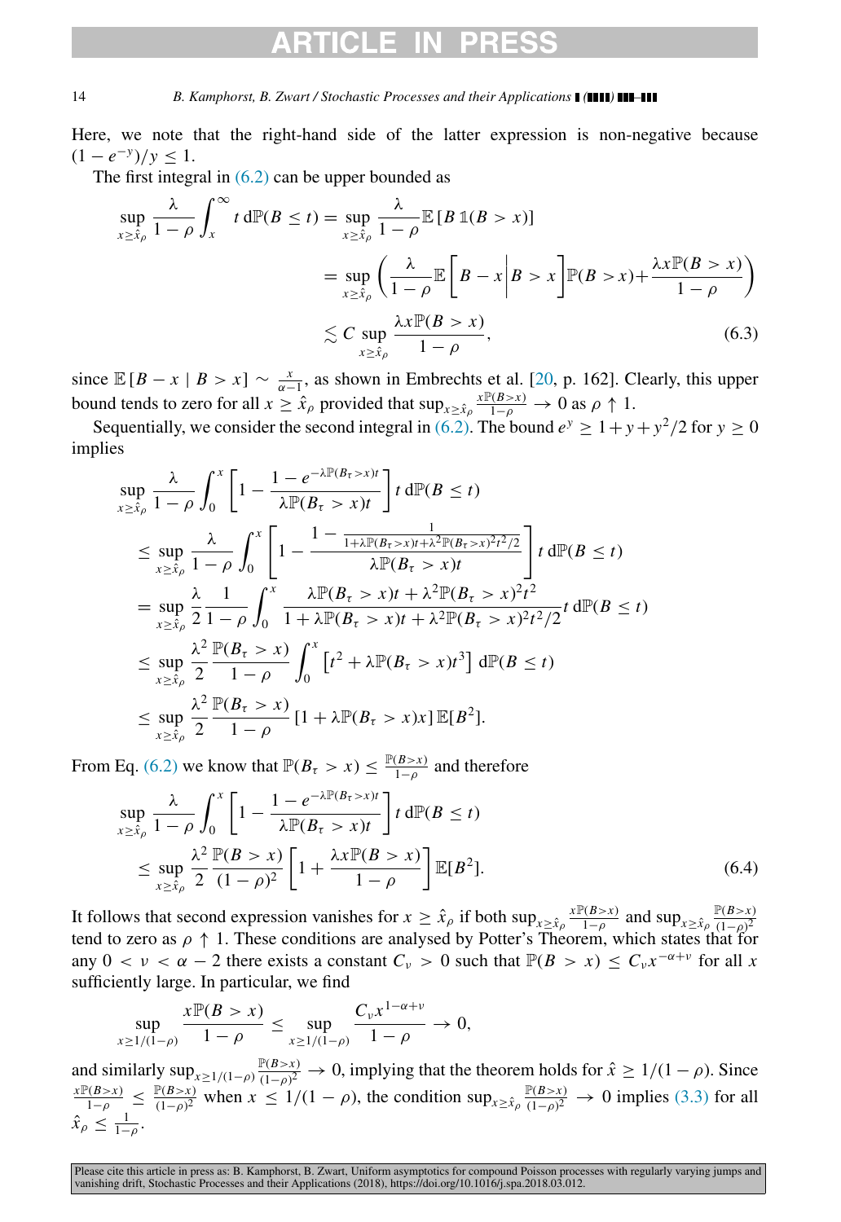Here, we note that the right-hand side of the latter expression is non-negative because $(1-e^{-y})/y \leq 1$.

The first integral in (6.2) can be upper bounded as

$$
\begin{aligned}
\sup_{x\geq \hat{x}_\rho} \frac{\lambda}{1-\rho}\int_x^\infty t \, \mathrm{d}\mathbb{P}(B\leq t) &= \sup_{x\geq \hat{x}_\rho} \frac{\lambda}{1-\rho}\mathbb{E}[B\,\mathbb{1}(B>x)] \\
&= \sup_{x\geq \hat{x}_\rho} \left( \frac{\lambda}{1-\rho}\mathbb{E}\left[B-x \,\middle|\, B>x\right]\mathbb{P}(B>x) + \frac{\lambda x \mathbb{P}(B>x)}{1-\rho}\right) \\
&\lesssim C \sup_{x\geq \hat{x}_\rho} \frac{\lambda x \mathbb{P}(B>x)}{1-\rho},
\end{aligned} \tag{6.3}
$$

since $\mathbb{E}[B-x \mid B>x] \sim \frac{x}{\alpha-1}$, as shown in Embrechts et al. [20, p. 162]. Clearly, this upper bound tends to zero for all $x\geq \hat{x}_\rho$ provided that $\sup_{x\geq \hat{x}_\rho} \frac{x\mathbb{P}(B>x)}{1-\rho} \to 0$ as $\rho \uparrow 1$.

Sequentially, we consider the second integral in (6.2). The bound $e^y \geq 1+y+y^2/2$ for $y\geq 0$ implies

$$
\begin{aligned}
&\sup_{x\geq \hat{x}_\rho} \frac{\lambda}{1-\rho}\int_0^x \left[1-\frac{1-e^{-\lambda\mathbb{P}(B_\tau>x)t}}{\lambda\mathbb{P}(B_\tau>x)t}\right] t \, \mathrm{d}\mathbb{P}(B\leq t) \\
&\leq \sup_{x\geq \hat{x}_\rho} \frac{\lambda}{1-\rho}\int_0^x \left[1-\frac{1-\frac{1}{1+\lambda\mathbb{P}(B_\tau>x)t+\lambda^2\mathbb{P}(B_\tau>x)^2t^2/2}}{\lambda\mathbb{P}(B_\tau>x)t}\right] t \, \mathrm{d}\mathbb{P}(B\leq t) \\
&= \sup_{x\geq \hat{x}_\rho} \frac{\lambda}{2}\frac{1}{1-\rho}\int_0^x \frac{\lambda\mathbb{P}(B_\tau>x)t+\lambda^2\mathbb{P}(B_\tau>x)^2t^2}{1+\lambda\mathbb{P}(B_\tau>x)t+\lambda^2\mathbb{P}(B_\tau>x)^2t^2/2} t \, \mathrm{d}\mathbb{P}(B\leq t) \\
&\leq \sup_{x\geq \hat{x}_\rho} \frac{\lambda^2}{2}\frac{\mathbb{P}(B_\tau>x)}{1-\rho}\int_0^x \left[t^2+\lambda\mathbb{P}(B_\tau>x)t^3\right] \mathrm{d}\mathbb{P}(B\leq t) \\
&\leq \sup_{x\geq \hat{x}_\rho} \frac{\lambda^2}{2}\frac{\mathbb{P}(B_\tau>x)}{1-\rho}\left[1+\lambda\mathbb{P}(B_\tau>x)x\right]\mathbb{E}[B^2].
\end{aligned}
$$

From Eq. (6.2) we know that $\mathbb{P}(B_\tau>x)\leq \frac{\mathbb{P}(B>x)}{1-\rho}$ and therefore

$$
\begin{aligned}
&\sup_{x\geq \hat{x}_\rho} \frac{\lambda}{1-\rho}\int_0^x \left[1-\frac{1-e^{-\lambda\mathbb{P}(B_\tau>x)t}}{\lambda\mathbb{P}(B_\tau>x)t}\right] t \, \mathrm{d}\mathbb{P}(B\leq t) \\
&\leq \sup_{x\geq \hat{x}_\rho} \frac{\lambda^2}{2}\frac{\mathbb{P}(B>x)}{(1-\rho)^2}\left[1+\frac{\lambda x\mathbb{P}(B>x)}{1-\rho}\right]\mathbb{E}[B^2].
\end{aligned} \tag{6.4}
$$

It follows that second expression vanishes for $x\geq \hat{x}_\rho$ if both $\sup_{x\geq \hat{x}_\rho}\frac{x\mathbb{P}(B>x)}{1-\rho}$ and $\sup_{x\geq \hat{x}_\rho}\frac{\mathbb{P}(B>x)}{(1-\rho)^2}$ tend to zero as $\rho\uparrow 1$. These conditions are analysed by Potter's Theorem, which states that for any $0<\nu<\alpha-2$ there exists a constant $C_\nu>0$ such that $\mathbb{P}(B>x)\leq C_\nu x^{-\alpha+\nu}$ for all $x$ sufficiently large. In particular, we find

$$
\sup_{x\geq 1/(1-\rho)} \frac{x\mathbb{P}(B>x)}{1-\rho} \leq \sup_{x\geq 1/(1-\rho)} \frac{C_\nu x^{1-\alpha+\nu}}{1-\rho} \to 0,
$$

and similarly $\sup_{x\geq 1/(1-\rho)} \frac{\mathbb{P}(B>x)}{(1-\rho)^2} \to 0$, implying that the theorem holds for $\hat{x}\geq 1/(1-\rho)$. Since $\frac{x\mathbb{P}(B>x)}{1-\rho} \leq \frac{\mathbb{P}(B>x)}{(1-\rho)^2}$ when $x\leq 1/(1-\rho)$, the condition $\sup_{x\geq \hat{x}_\rho}\frac{\mathbb{P}(B>x)}{(1-\rho)^2}\to 0$ implies (3.3) for all $\hat{x}_\rho \leq \frac{1}{1-\rho}$.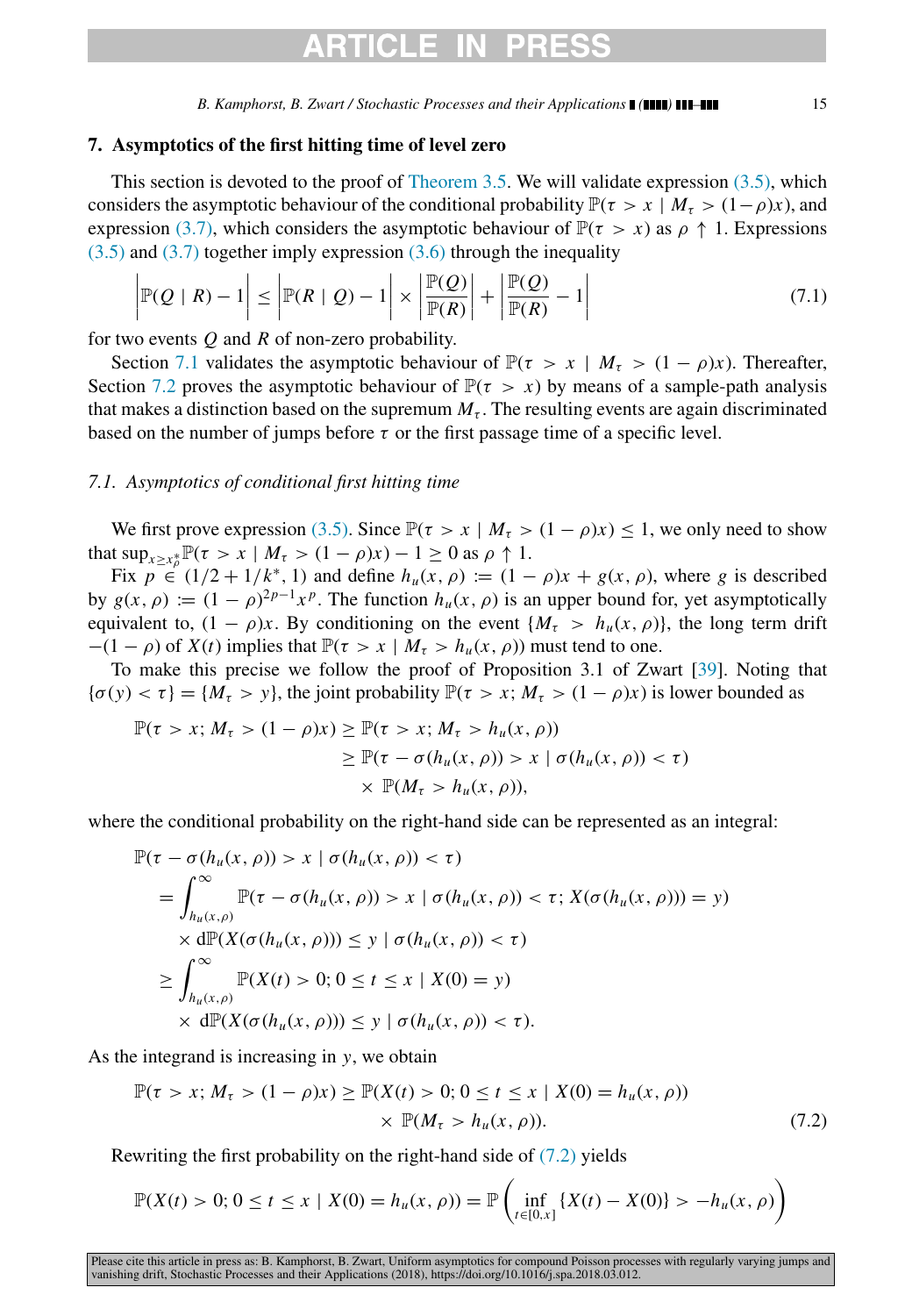## 7. Asymptotics of the first hitting time of level zero

This section is devoted to the proof of Theorem 3.5. We will validate expression (3.5), which considers the asymptotic behaviour of the conditional probability $\mathbb{P}(\tau > x \mid M_\tau > (1-\rho)x)$, and expression (3.7), which considers the asymptotic behaviour of $\mathbb{P}(\tau > x)$ as $\rho \uparrow 1$. Expressions (3.5) and (3.7) together imply expression (3.6) through the inequality

$$\left|\mathbb{P}(Q \mid R) - 1\right| \leq \left|\mathbb{P}(R \mid Q) - 1\right| \times \left|\frac{\mathbb{P}(Q)}{\mathbb{P}(R)}\right| + \left|\frac{\mathbb{P}(Q)}{\mathbb{P}(R)} - 1\right| \tag{7.1}$$

for two events $Q$ and $R$ of non-zero probability.

Section 7.1 validates the asymptotic behaviour of $\mathbb{P}(\tau > x \mid M_\tau > (1-\rho)x)$. Thereafter, Section 7.2 proves the asymptotic behaviour of $\mathbb{P}(\tau > x)$ by means of a sample-path analysis that makes a distinction based on the supremum $M_\tau$. The resulting events are again discriminated based on the number of jumps before $\tau$ or the first passage time of a specific level.

### 7.1. *Asymptotics of conditional first hitting time*

We first prove expression (3.5). Since $\mathbb{P}(\tau > x \mid M_\tau > (1-\rho)x) \leq 1$, we only need to show that $\sup_{x \geq x^*_\rho} \mathbb{P}(\tau > x \mid M_\tau > (1-\rho)x) - 1 \geq 0$ as $\rho \uparrow 1$.

Fix $p \in (1/2 + 1/k^*, 1)$ and define $h_u(x,\rho) := (1-\rho)x + g(x,\rho)$, where $g$ is described by $g(x,\rho) := (1-\rho)^{2p-1}x^p$. The function $h_u(x,\rho)$ is an upper bound for, yet asymptotically equivalent to, $(1-\rho)x$. By conditioning on the event $\{M_\tau > h_u(x,\rho)\}$, the long term drift $-(1-\rho)$ of $X(t)$ implies that $\mathbb{P}(\tau > x \mid M_\tau > h_u(x,\rho))$ must tend to one.

To make this precise we follow the proof of Proposition 3.1 of Zwart [39]. Noting that $\{\sigma(y) < \tau\} = \{M_\tau > y\}$, the joint probability $\mathbb{P}(\tau > x; M_\tau > (1-\rho)x)$ is lower bounded as

$$\begin{aligned}
\mathbb{P}(\tau > x; M_\tau > (1-\rho)x) &\geq \mathbb{P}(\tau > x; M_\tau > h_u(x,\rho)) \\
&\geq \mathbb{P}(\tau - \sigma(h_u(x,\rho)) > x \mid \sigma(h_u(x,\rho)) < \tau) \\
&\quad \times \mathbb{P}(M_\tau > h_u(x,\rho)),
\end{aligned}$$

where the conditional probability on the right-hand side can be represented as an integral:

$$\begin{aligned}
&\mathbb{P}(\tau - \sigma(h_u(x,\rho)) > x \mid \sigma(h_u(x,\rho)) < \tau) \\
&= \int_{h_u(x,\rho)}^{\infty} \mathbb{P}(\tau - \sigma(h_u(x,\rho)) > x \mid \sigma(h_u(x,\rho)) < \tau; X(\sigma(h_u(x,\rho))) = y) \\
&\quad \times \mathrm{d}\mathbb{P}(X(\sigma(h_u(x,\rho))) \leq y \mid \sigma(h_u(x,\rho)) < \tau) \\
&\geq \int_{h_u(x,\rho)}^{\infty} \mathbb{P}(X(t) > 0; 0 \leq t \leq x \mid X(0) = y) \\
&\quad \times \mathrm{d}\mathbb{P}(X(\sigma(h_u(x,\rho))) \leq y \mid \sigma(h_u(x,\rho)) < \tau).
\end{aligned}$$

As the integrand is increasing in $y$, we obtain

$$\begin{aligned}
\mathbb{P}(\tau > x; M_\tau > (1-\rho)x) \geq\ & \mathbb{P}(X(t) > 0; 0 \leq t \leq x \mid X(0) = h_u(x,\rho)) \\
& \times \mathbb{P}(M_\tau > h_u(x,\rho)).
\end{aligned} \tag{7.2}$$

Rewriting the first probability on the right-hand side of (7.2) yields

$$\mathbb{P}(X(t) > 0; 0 \leq t \leq x \mid X(0) = h_u(x,\rho)) = \mathbb{P}\left(\inf_{t \in [0,x]} \{X(t) - X(0)\} > -h_u(x,\rho)\right)$$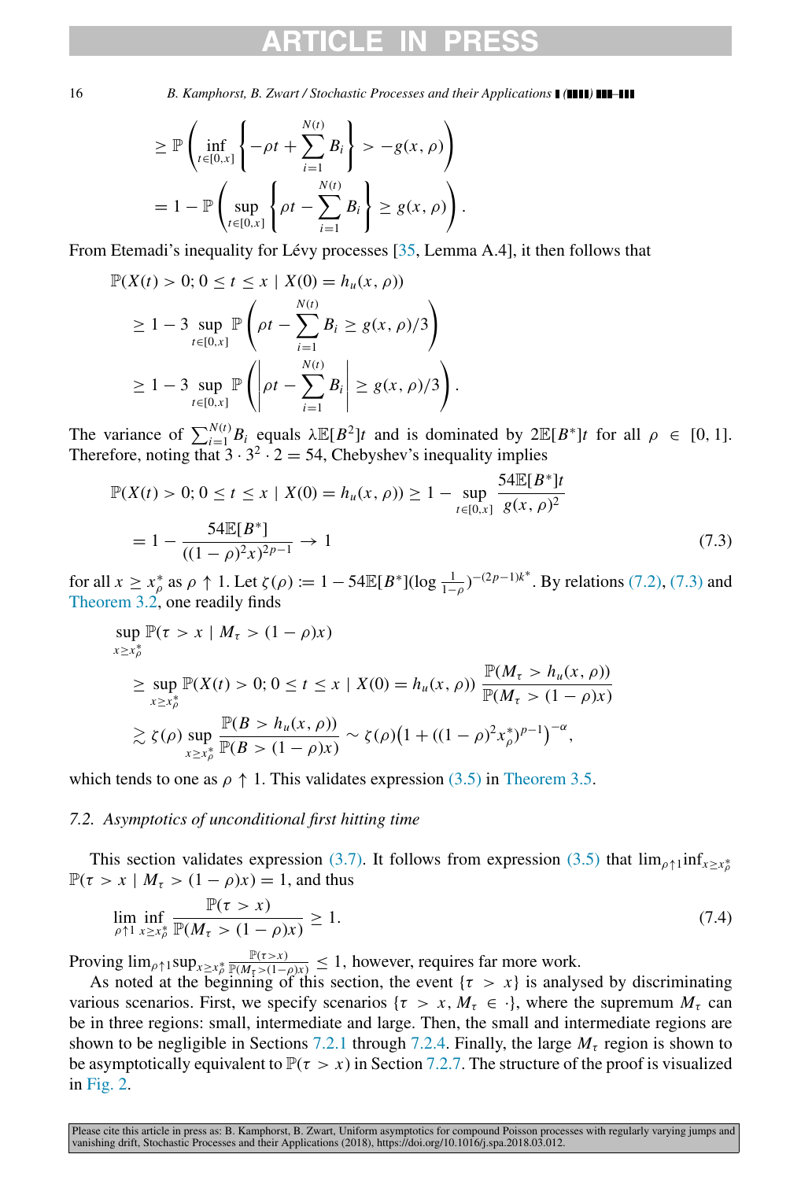$$\geq \mathbb{P}\left( \inf_{t\in[0,x]} \left\{ -\rho t + \sum_{i=1}^{N(t)} B_i \right\} > -g(x,\rho) \right)$$

$$= 1 - \mathbb{P}\left( \sup_{t\in[0,x]} \left\{ \rho t - \sum_{i=1}^{N(t)} B_i \right\} \geq g(x,\rho) \right).$$

From Etemadi's inequality for Lévy processes [35, Lemma A.4], it then follows that

$$\mathbb{P}(X(t) > 0;\, 0 \leq t \leq x \mid X(0) = h_u(x,\rho))$$

$$\geq 1 - 3 \sup_{t\in[0,x]} \mathbb{P}\left( \rho t - \sum_{i=1}^{N(t)} B_i \geq g(x,\rho)/3 \right)$$

$$\geq 1 - 3 \sup_{t\in[0,x]} \mathbb{P}\left( \left| \rho t - \sum_{i=1}^{N(t)} B_i \right| \geq g(x,\rho)/3 \right).$$

The variance of $\sum_{i=1}^{N(t)} B_i$ equals $\lambda \mathbb{E}[B^2]t$ and is dominated by $2\mathbb{E}[B^*]t$ for all $\rho \in [0,1]$. Therefore, noting that $3 \cdot 3^2 \cdot 2 = 54$, Chebyshev's inequality implies

$$\mathbb{P}(X(t) > 0;\, 0 \leq t \leq x \mid X(0) = h_u(x,\rho)) \geq 1 - \sup_{t\in[0,x]} \frac{54\mathbb{E}[B^*]t}{g(x,\rho)^2}$$

$$= 1 - \frac{54\mathbb{E}[B^*]}{((1-\rho)^2 x)^{2p-1}} \to 1 \tag{7.3}$$

for all $x \geq x_\rho^*$ as $\rho \uparrow 1$. Let $\zeta(\rho) := 1 - 54\mathbb{E}[B^*](\log \frac{1}{1-\rho})^{-(2p-1)k^*}$. By relations (7.2), (7.3) and Theorem 3.2, one readily finds

$$\sup_{x\geq x_\rho^*} \mathbb{P}(\tau > x \mid M_\tau > (1-\rho)x)$$

$$\geq \sup_{x\geq x_\rho^*} \mathbb{P}(X(t) > 0;\, 0 \leq t \leq x \mid X(0) = h_u(x,\rho)) \frac{\mathbb{P}(M_\tau > h_u(x,\rho))}{\mathbb{P}(M_\tau > (1-\rho)x)}$$

$$\gtrsim \zeta(\rho) \sup_{x\geq x_\rho^*} \frac{\mathbb{P}(B > h_u(x,\rho))}{\mathbb{P}(B > (1-\rho)x)} \sim \zeta(\rho)\big(1 + ((1-\rho)^2 x_\rho^*)^{p-1}\big)^{-\alpha},$$

which tends to one as $\rho \uparrow 1$. This validates expression (3.5) in Theorem 3.5.

### 7.2. Asymptotics of unconditional first hitting time

This section validates expression (3.7). It follows from expression (3.5) that $\lim_{\rho\uparrow 1} \inf_{x\geq x_\rho^*} \mathbb{P}(\tau > x \mid M_\tau > (1-\rho)x) = 1$, and thus

$$\lim_{\rho\uparrow 1} \inf_{x\geq x_\rho^*} \frac{\mathbb{P}(\tau > x)}{\mathbb{P}(M_\tau > (1-\rho)x)} \geq 1. \tag{7.4}$$

Proving $\lim_{\rho\uparrow 1} \sup_{x\geq x_\rho^*} \frac{\mathbb{P}(\tau>x)}{\mathbb{P}(M_\tau>(1-\rho)x)} \leq 1$, however, requires far more work.

As noted at the beginning of this section, the event $\{\tau > x\}$ is analysed by discriminating various scenarios. First, we specify scenarios $\{\tau > x, M_\tau \in \cdot\}$, where the supremum $M_\tau$ can be in three regions: small, intermediate and large. Then, the small and intermediate regions are shown to be negligible in Sections 7.2.1 through 7.2.4. Finally, the large $M_\tau$ region is shown to be asymptotically equivalent to $\mathbb{P}(\tau > x)$ in Section 7.2.7. The structure of the proof is visualized in Fig. 2.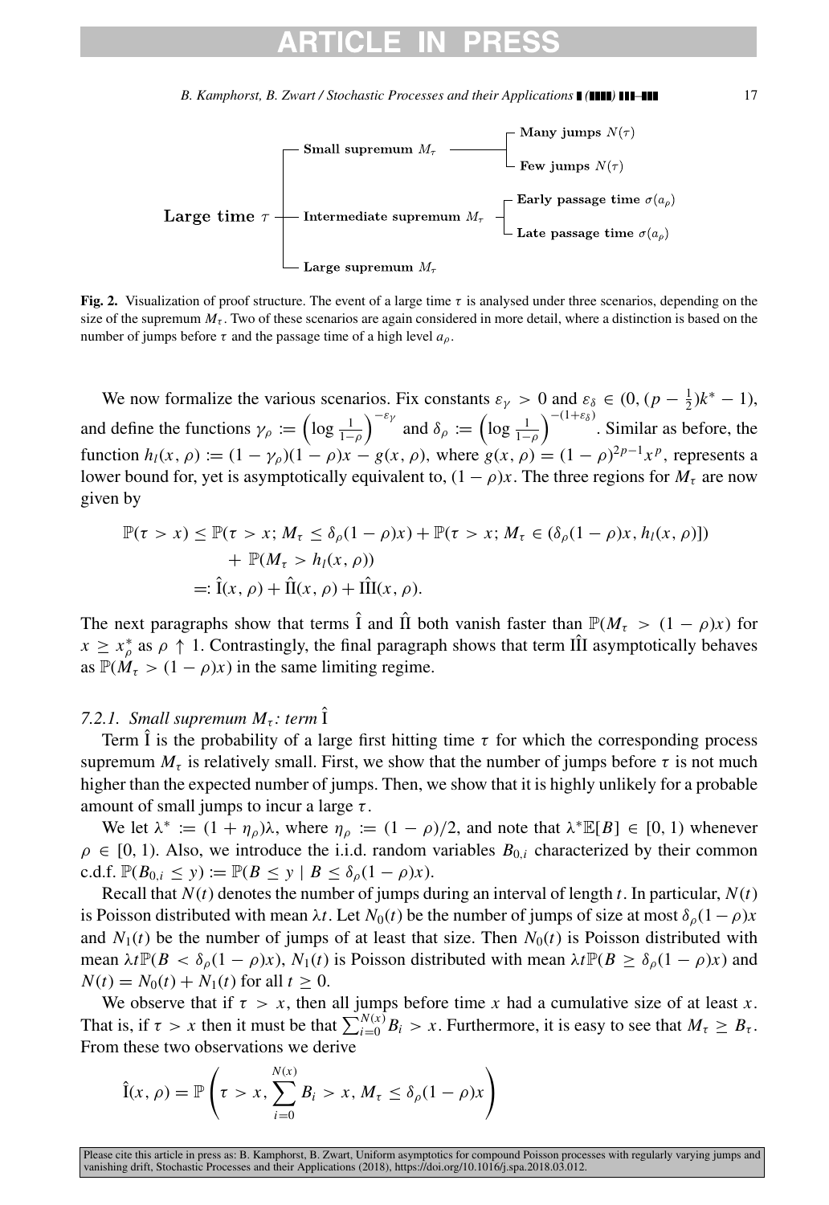Large time $\tau$ — Small supremum $M_\tau$ — Many jumps $N(\tau)$ / Few jumps $N(\tau)$; Intermediate supremum $M_\tau$ — Early passage time $\sigma(a_\rho)$ / Late passage time $\sigma(a_\rho)$; Large supremum $M_\tau$

**Fig. 2.** Visualization of proof structure. The event of a large time $\tau$ is analysed under three scenarios, depending on the size of the supremum $M_\tau$. Two of these scenarios are again considered in more detail, where a distinction is based on the number of jumps before $\tau$ and the passage time of a high level $a_\rho$.

We now formalize the various scenarios. Fix constants $\varepsilon_\gamma > 0$ and $\varepsilon_\delta \in (0, (p - \frac{1}{2})k^* - 1)$, and define the functions $\gamma_\rho := \left(\log \frac{1}{1-\rho}\right)^{-\varepsilon_\gamma}$ and $\delta_\rho := \left(\log \frac{1}{1-\rho}\right)^{-(1+\varepsilon_\delta)}$. Similar as before, the function $h_l(x, \rho) := (1 - \gamma_\rho)(1 - \rho)x - g(x, \rho)$, where $g(x, \rho) = (1 - \rho)^{2p-1}x^p$, represents a lower bound for, yet is asymptotically equivalent to, $(1 - \rho)x$. The three regions for $M_\tau$ are now given by

$$
\begin{aligned}
\mathbb{P}(\tau > x) &\leq \mathbb{P}(\tau > x; M_\tau \leq \delta_\rho(1 - \rho)x) + \mathbb{P}(\tau > x; M_\tau \in (\delta_\rho(1 - \rho)x, h_l(x, \rho)]) \\
&\quad + \mathbb{P}(M_\tau > h_l(x, \rho)) \\
&=: \hat{\mathrm{I}}(x, \rho) + \hat{\mathrm{II}}(x, \rho) + \hat{\mathrm{III}}(x, \rho).
\end{aligned}
$$

The next paragraphs show that terms $\hat{\mathrm{I}}$ and $\hat{\mathrm{II}}$ both vanish faster than $\mathbb{P}(M_\tau > (1 - \rho)x)$ for $x \geq x^*_\rho$ as $\rho \uparrow 1$. Contrastingly, the final paragraph shows that term $\hat{\mathrm{III}}$ asymptotically behaves as $\mathbb{P}(M_\tau > (1 - \rho)x)$ in the same limiting regime.

#### *7.2.1. Small supremum $M_\tau$: term $\hat{\mathrm{I}}$*

Term $\hat{\mathrm{I}}$ is the probability of a large first hitting time $\tau$ for which the corresponding process supremum $M_\tau$ is relatively small. First, we show that the number of jumps before $\tau$ is not much higher than the expected number of jumps. Then, we show that it is highly unlikely for a probable amount of small jumps to incur a large $\tau$.

We let $\lambda^* := (1 + \eta_\rho)\lambda$, where $\eta_\rho := (1 - \rho)/2$, and note that $\lambda^*\mathbb{E}[B] \in [0, 1)$ whenever $\rho \in [0, 1)$. Also, we introduce the i.i.d. random variables $B_{0,i}$ characterized by their common c.d.f. $\mathbb{P}(B_{0,i} \leq y) := \mathbb{P}(B \leq y \mid B \leq \delta_\rho(1 - \rho)x)$.

Recall that $N(t)$ denotes the number of jumps during an interval of length $t$. In particular, $N(t)$ is Poisson distributed with mean $\lambda t$. Let $N_0(t)$ be the number of jumps of size at most $\delta_\rho(1 - \rho)x$ and $N_1(t)$ be the number of jumps of at least that size. Then $N_0(t)$ is Poisson distributed with mean $\lambda t\mathbb{P}(B < \delta_\rho(1 - \rho)x)$, $N_1(t)$ is Poisson distributed with mean $\lambda t\mathbb{P}(B \geq \delta_\rho(1 - \rho)x)$ and $N(t) = N_0(t) + N_1(t)$ for all $t \geq 0$.

We observe that if $\tau > x$, then all jumps before time $x$ had a cumulative size of at least $x$. That is, if $\tau > x$ then it must be that $\sum_{i=0}^{N(x)} B_i > x$. Furthermore, it is easy to see that $M_\tau \geq B_\tau$. From these two observations we derive

$$
\hat{\mathrm{I}}(x, \rho) = \mathbb{P}\left(\tau > x, \sum_{i=0}^{N(x)} B_i > x, M_\tau \leq \delta_\rho(1 - \rho)x\right)
$$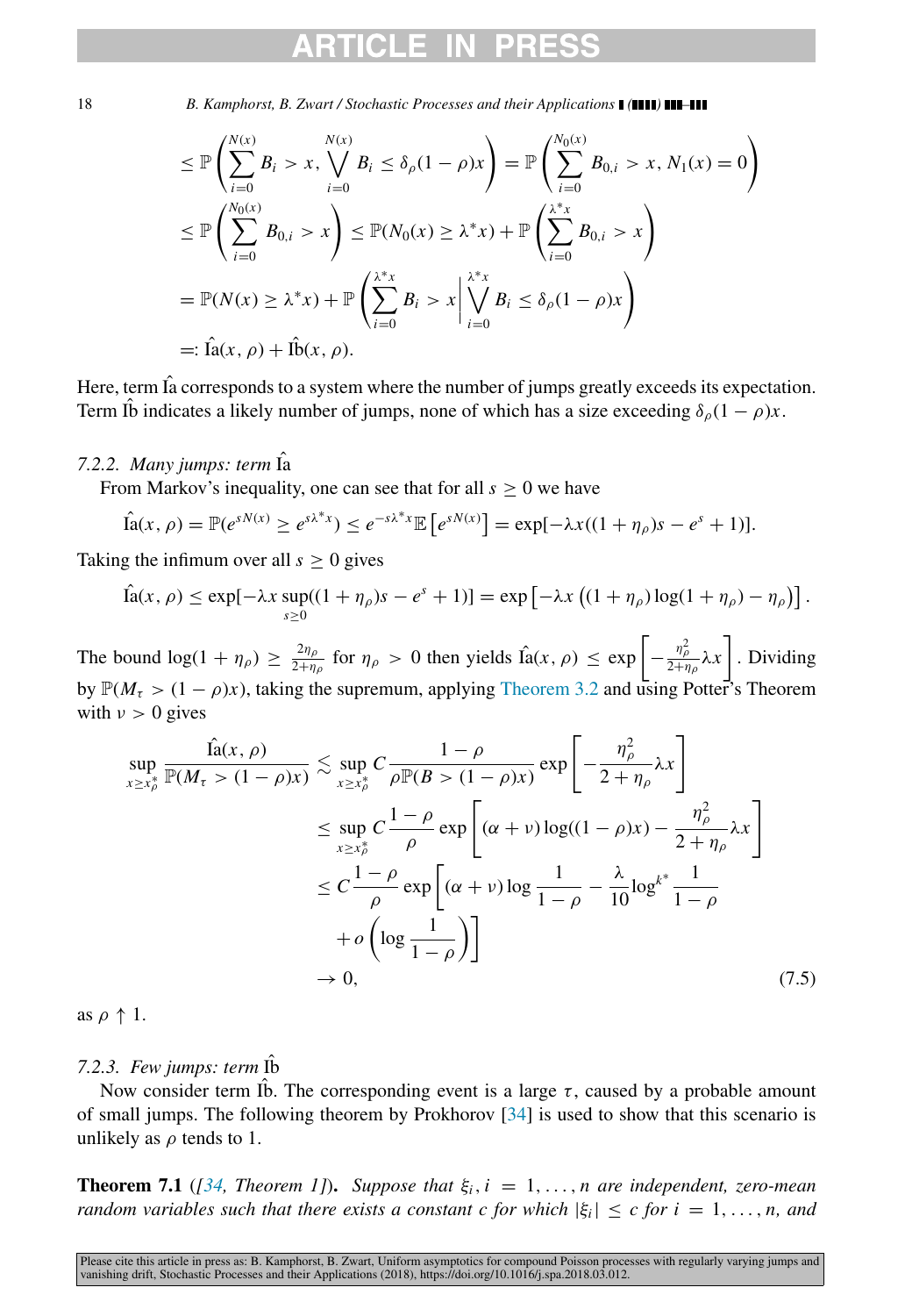$$
\begin{aligned}
&\leq \mathbb{P}\left(\sum_{i=0}^{N(x)} B_i > x,\, \bigvee_{i=0}^{N(x)} B_i \leq \delta_\rho(1-\rho)x\right) = \mathbb{P}\left(\sum_{i=0}^{N_0(x)} B_{0,i} > x,\, N_1(x) = 0\right) \\
&\leq \mathbb{P}\left(\sum_{i=0}^{N_0(x)} B_{0,i} > x\right) \leq \mathbb{P}(N_0(x) \geq \lambda^* x) + \mathbb{P}\left(\sum_{i=0}^{\lambda^* x} B_{0,i} > x\right) \\
&= \mathbb{P}(N(x) \geq \lambda^* x) + \mathbb{P}\left(\sum_{i=0}^{\lambda^* x} B_i > x \,\middle|\, \bigvee_{i=0}^{\lambda^* x} B_i \leq \delta_\rho(1-\rho)x\right) \\
&=: \hat{\text{Ia}}(x,\rho) + \hat{\text{Ib}}(x,\rho).
\end{aligned}
$$

Here, term $\hat{\text{Ia}}$ corresponds to a system where the number of jumps greatly exceeds its expectation. Term $\hat{\text{Ib}}$ indicates a likely number of jumps, none of which has a size exceeding $\delta_\rho(1-\rho)x$.

#### 7.2.2. Many jumps: term $\hat{\text{Ia}}$

From Markov's inequality, one can see that for all $s \geq 0$ we have

$$
\hat{\text{Ia}}(x,\rho) = \mathbb{P}(e^{sN(x)} \geq e^{s\lambda^* x}) \leq e^{-s\lambda^* x}\mathbb{E}\left[e^{sN(x)}\right] = \exp[-\lambda x((1+\eta_\rho)s - e^s + 1)].
$$

Taking the infimum over all $s \geq 0$ gives

$$
\hat{\text{Ia}}(x,\rho) \leq \exp[-\lambda x \sup_{s\geq 0}((1+\eta_\rho)s - e^s + 1)] = \exp\left[-\lambda x\left((1+\eta_\rho)\log(1+\eta_\rho) - \eta_\rho\right)\right].
$$

The bound $\log(1+\eta_\rho) \geq \frac{2\eta_\rho}{2+\eta_\rho}$ for $\eta_\rho > 0$ then yields $\hat{\text{Ia}}(x,\rho) \leq \exp\left[-\frac{\eta_\rho^2}{2+\eta_\rho}\lambda x\right]$. Dividing by $\mathbb{P}(M_\tau > (1-\rho)x)$, taking the supremum, applying Theorem 3.2 and using Potter's Theorem with $\nu > 0$ gives

$$
\begin{aligned}
\sup_{x \geq x_\rho^*} \frac{\hat{\text{Ia}}(x,\rho)}{\mathbb{P}(M_\tau > (1-\rho)x)} &\lesssim \sup_{x\geq x_\rho^*} C\frac{1-\rho}{\rho\mathbb{P}(B > (1-\rho)x)}\exp\left[-\frac{\eta_\rho^2}{2+\eta_\rho}\lambda x\right] \\
&\leq \sup_{x\geq x_\rho^*} C\frac{1-\rho}{\rho}\exp\left[(\alpha+\nu)\log((1-\rho)x) - \frac{\eta_\rho^2}{2+\eta_\rho}\lambda x\right] \\
&\leq C\frac{1-\rho}{\rho}\exp\Bigg[(\alpha+\nu)\log\frac{1}{1-\rho} - \frac{\lambda}{10}\log^{k^*}\frac{1}{1-\rho} \\
&\quad + o\left(\log\frac{1}{1-\rho}\right)\Bigg] \\
&\to 0,
\end{aligned} \tag{7.5}
$$

as $\rho \uparrow 1$.

#### 7.2.3. Few jumps: term $\hat{\text{Ib}}$

Now consider term $\hat{\text{Ib}}$. The corresponding event is a large $\tau$, caused by a probable amount of small jumps. The following theorem by Prokhorov [34] is used to show that this scenario is unlikely as $\rho$ tends to 1.

**Theorem 7.1** *([34, Theorem 1]). Suppose that $\xi_i, i = 1,\ldots,n$ are independent, zero-mean random variables such that there exists a constant $c$ for which $|\xi_i| \leq c$ for $i = 1,\ldots,n$, and*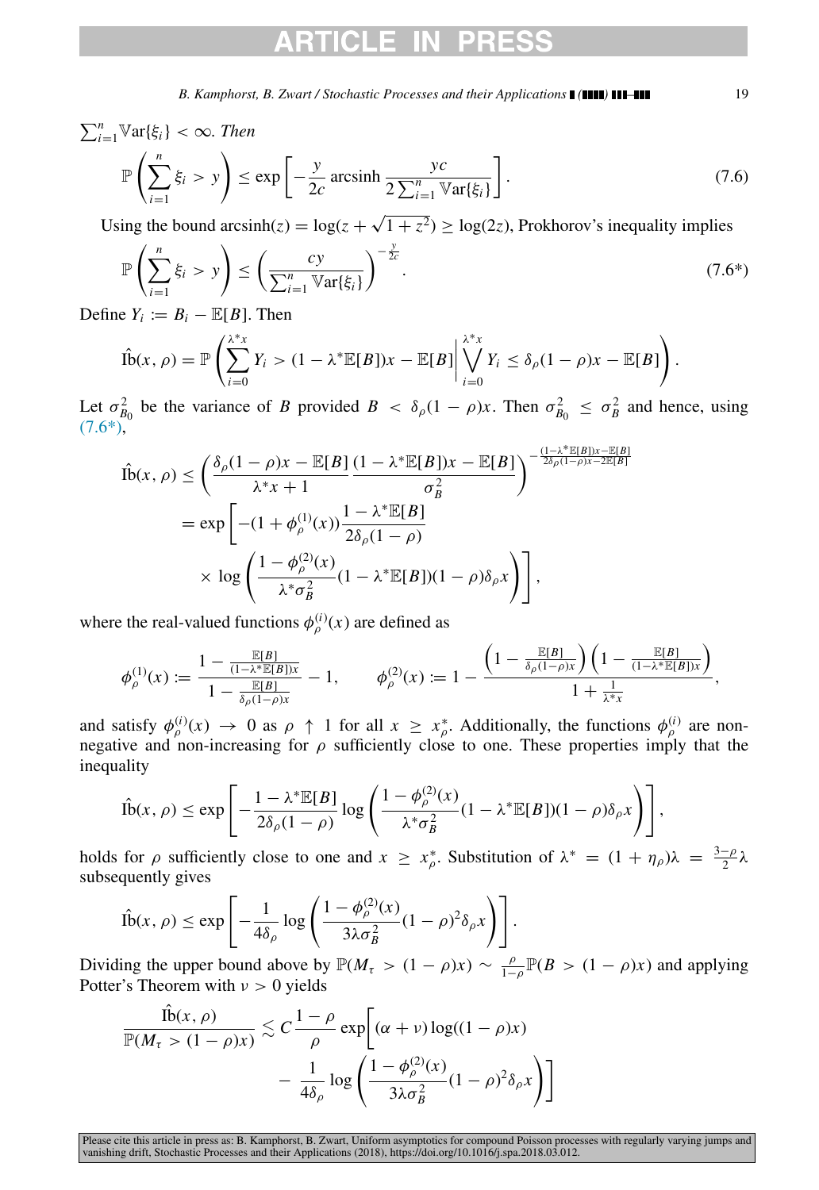$\sum_{i=1}^{n} \mathbb{V}\mathrm{ar}\{\xi_i\} < \infty$. *Then*

$$\mathbb{P}\left(\sum_{i=1}^{n} \xi_i > y\right) \leq \exp\left[-\frac{y}{2c} \operatorname{arcsinh} \frac{yc}{2\sum_{i=1}^{n} \mathbb{V}\mathrm{ar}\{\xi_i\}}\right]. \tag{7.6}$$

Using the bound $\operatorname{arcsinh}(z) = \log(z + \sqrt{1+z^2}) \geq \log(2z)$, Prokhorov's inequality implies

$$\mathbb{P}\left(\sum_{i=1}^{n} \xi_i > y\right) \leq \left(\frac{cy}{\sum_{i=1}^{n} \mathbb{V}\mathrm{ar}\{\xi_i\}}\right)^{-\frac{y}{2c}}. \tag{7.6*}$$

Define $Y_i := B_i - \mathbb{E}[B]$. Then

$$\hat{\mathrm{I}}\mathrm{b}(x, \rho) = \mathbb{P}\left(\sum_{i=0}^{\lambda^* x} Y_i > (1 - \lambda^* \mathbb{E}[B])x - \mathbb{E}[B] \,\middle|\, \bigvee_{i=0}^{\lambda^* x} Y_i \leq \delta_\rho (1-\rho)x - \mathbb{E}[B]\right).$$

Let $\sigma_{B_0}^2$ be the variance of $B$ provided $B < \delta_\rho(1-\rho)x$. Then $\sigma_{B_0}^2 \leq \sigma_B^2$ and hence, using (7.6*),

$$\begin{aligned}
\hat{\mathrm{I}}\mathrm{b}(x, \rho) &\leq \left(\frac{\delta_\rho(1-\rho)x - \mathbb{E}[B]}{\lambda^* x + 1} \frac{(1-\lambda^*\mathbb{E}[B])x - \mathbb{E}[B]}{\sigma_B^2}\right)^{-\frac{(1-\lambda^*\mathbb{E}[B])x - \mathbb{E}[B]}{2\delta_\rho(1-\rho)x - 2\mathbb{E}[B]}} \\
&= \exp\left[-(1 + \phi_\rho^{(1)}(x)) \frac{1 - \lambda^*\mathbb{E}[B]}{2\delta_\rho(1-\rho)} \right. \\
&\quad \left. \times \log\left(\frac{1 - \phi_\rho^{(2)}(x)}{\lambda^* \sigma_B^2}(1 - \lambda^*\mathbb{E}[B])(1-\rho)\delta_\rho x\right)\right],
\end{aligned}$$

where the real-valued functions $\phi_\rho^{(i)}(x)$ are defined as

$$\phi_\rho^{(1)}(x) := \frac{1 - \frac{\mathbb{E}[B]}{(1-\lambda^*\mathbb{E}[B])x}}{1 - \frac{\mathbb{E}[B]}{\delta_\rho(1-\rho)x}} - 1, \qquad \phi_\rho^{(2)}(x) := 1 - \frac{\left(1 - \frac{\mathbb{E}[B]}{\delta_\rho(1-\rho)x}\right)\left(1 - \frac{\mathbb{E}[B]}{(1-\lambda^*\mathbb{E}[B])x}\right)}{1 + \frac{1}{\lambda^* x}},$$

and satisfy $\phi_\rho^{(i)}(x) \to 0$ as $\rho \uparrow 1$ for all $x \geq x_\rho^*$. Additionally, the functions $\phi_\rho^{(i)}$ are non-negative and non-increasing for $\rho$ sufficiently close to one. These properties imply that the inequality

$$\hat{\mathrm{I}}\mathrm{b}(x, \rho) \leq \exp\left[-\frac{1 - \lambda^*\mathbb{E}[B]}{2\delta_\rho(1-\rho)} \log\left(\frac{1 - \phi_\rho^{(2)}(x)}{\lambda^*\sigma_B^2}(1 - \lambda^*\mathbb{E}[B])(1-\rho)\delta_\rho x\right)\right],$$

holds for $\rho$ sufficiently close to one and $x \geq x_\rho^*$. Substitution of $\lambda^* = (1 + \eta_\rho)\lambda = \frac{3-\rho}{2}\lambda$ subsequently gives

$$\hat{\mathrm{I}}\mathrm{b}(x, \rho) \leq \exp\left[-\frac{1}{4\delta_\rho} \log\left(\frac{1 - \phi_\rho^{(2)}(x)}{3\lambda\sigma_B^2}(1-\rho)^2\delta_\rho x\right)\right].$$

Dividing the upper bound above by $\mathbb{P}(M_\tau > (1-\rho)x) \sim \frac{\rho}{1-\rho}\mathbb{P}(B > (1-\rho)x)$ and applying Potter's Theorem with $\nu > 0$ yields

$$\begin{aligned}
\frac{\hat{\mathrm{I}}\mathrm{b}(x, \rho)}{\mathbb{P}(M_\tau > (1-\rho)x)} \lesssim C \frac{1-\rho}{\rho} \exp\Bigg[&(\alpha + \nu)\log((1-\rho)x) \\
&- \frac{1}{4\delta_\rho} \log\left(\frac{1 - \phi_\rho^{(2)}(x)}{3\lambda\sigma_B^2}(1-\rho)^2\delta_\rho x\right)\Bigg]
\end{aligned}$$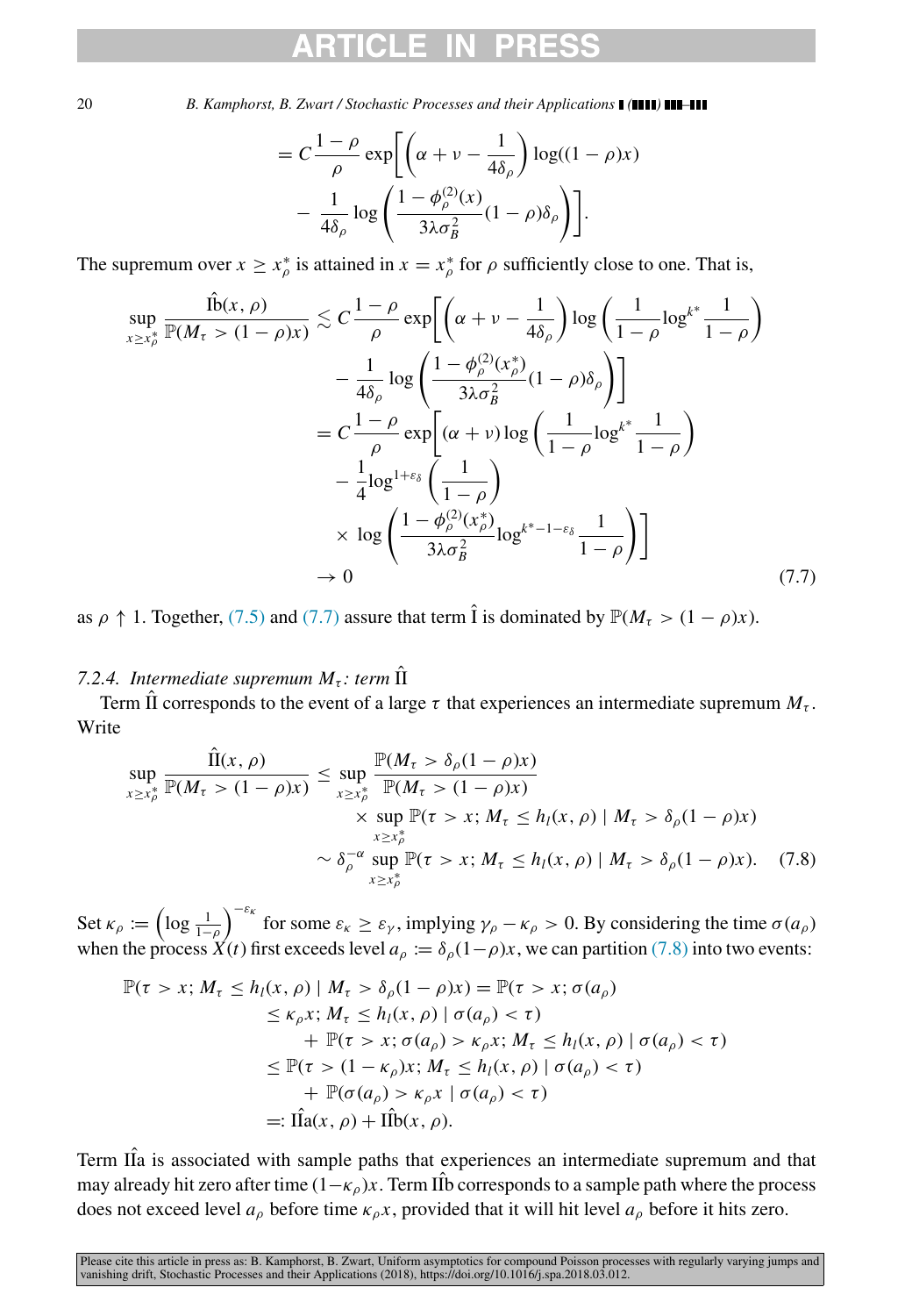$$= C\frac{1-\rho}{\rho}\exp\left[\left(\alpha+\nu-\frac{1}{4\delta_\rho}\right)\log((1-\rho)x) - \frac{1}{4\delta_\rho}\log\left(\frac{1-\phi_\rho^{(2)}(x)}{3\lambda\sigma_B^2}(1-\rho)\delta_\rho\right)\right].$$

The supremum over $x \geq x_\rho^*$ is attained in $x = x_\rho^*$ for $\rho$ sufficiently close to one. That is,

$$\begin{aligned}
\sup_{x\geq x_\rho^*}\frac{\hat{\text{I}}\text{b}(x,\rho)}{\mathbb{P}(M_\tau > (1-\rho)x)} &\lesssim C\frac{1-\rho}{\rho}\exp\left[\left(\alpha+\nu-\frac{1}{4\delta_\rho}\right)\log\left(\frac{1}{1-\rho}\log^{k^*}\frac{1}{1-\rho}\right)\right.\\
&\quad\left. - \frac{1}{4\delta_\rho}\log\left(\frac{1-\phi_\rho^{(2)}(x_\rho^*)}{3\lambda\sigma_B^2}(1-\rho)\delta_\rho\right)\right]\\
&= C\frac{1-\rho}{\rho}\exp\left[(\alpha+\nu)\log\left(\frac{1}{1-\rho}\log^{k^*}\frac{1}{1-\rho}\right)\right.\\
&\quad - \frac{1}{4}\log^{1+\varepsilon_\delta}\left(\frac{1}{1-\rho}\right)\\
&\quad\left.\times\log\left(\frac{1-\phi_\rho^{(2)}(x_\rho^*)}{3\lambda\sigma_B^2}\log^{k^*-1-\varepsilon_\delta}\frac{1}{1-\rho}\right)\right]\\
&\to 0
\end{aligned}\tag{7.7}$$

as $\rho \uparrow 1$. Together, (7.5) and (7.7) assure that term $\hat{\text{I}}$ is dominated by $\mathbb{P}(M_\tau > (1-\rho)x)$.

### 7.2.4. Intermediate supremum $M_\tau$: term $\hat{\text{II}}$

Term $\hat{\text{II}}$ corresponds to the event of a large $\tau$ that experiences an intermediate supremum $M_\tau$. Write

$$\begin{aligned}
\sup_{x\geq x_\rho^*}\frac{\hat{\text{II}}(x,\rho)}{\mathbb{P}(M_\tau > (1-\rho)x)} &\leq \sup_{x\geq x_\rho^*}\frac{\mathbb{P}(M_\tau > \delta_\rho(1-\rho)x)}{\mathbb{P}(M_\tau > (1-\rho)x)}\\
&\quad\times\sup_{x\geq x_\rho^*}\mathbb{P}(\tau > x;\, M_\tau \leq h_l(x,\rho) \mid M_\tau > \delta_\rho(1-\rho)x)\\
&\sim \delta_\rho^{-\alpha}\sup_{x\geq x_\rho^*}\mathbb{P}(\tau > x;\, M_\tau \leq h_l(x,\rho) \mid M_\tau > \delta_\rho(1-\rho)x).
\end{aligned}\tag{7.8}$$

Set $\kappa_\rho := \left(\log\frac{1}{1-\rho}\right)^{-\varepsilon_\kappa}$ for some $\varepsilon_\kappa \geq \varepsilon_\gamma$, implying $\gamma_\rho - \kappa_\rho > 0$. By considering the time $\sigma(a_\rho)$ when the process $X(t)$ first exceeds level $a_\rho := \delta_\rho(1-\rho)x$, we can partition (7.8) into two events:

$$\begin{aligned}
\mathbb{P}(\tau > x;\, M_\tau \leq h_l(x,\rho) \mid M_\tau > \delta_\rho(1-\rho)x) &= \mathbb{P}(\tau > x;\, \sigma(a_\rho)\\
&\quad\leq \kappa_\rho x;\, M_\tau \leq h_l(x,\rho) \mid \sigma(a_\rho) < \tau)\\
&\quad + \mathbb{P}(\tau > x;\, \sigma(a_\rho) > \kappa_\rho x;\, M_\tau \leq h_l(x,\rho) \mid \sigma(a_\rho) < \tau)\\
&\leq \mathbb{P}(\tau > (1-\kappa_\rho)x;\, M_\tau \leq h_l(x,\rho) \mid \sigma(a_\rho) < \tau)\\
&\quad + \mathbb{P}(\sigma(a_\rho) > \kappa_\rho x \mid \sigma(a_\rho) < \tau)\\
&=: \hat{\text{II}}\text{a}(x,\rho) + \hat{\text{II}}\text{b}(x,\rho).
\end{aligned}$$

Term $\hat{\text{II}}\text{a}$ is associated with sample paths that experiences an intermediate supremum and that may already hit zero after time $(1-\kappa_\rho)x$. Term $\hat{\text{II}}\text{b}$ corresponds to a sample path where the process does not exceed level $a_\rho$ before time $\kappa_\rho x$, provided that it will hit level $a_\rho$ before it hits zero.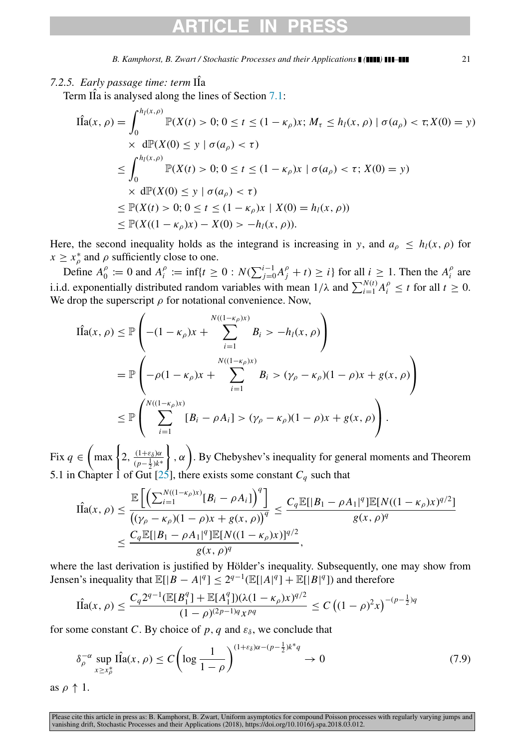#### 7.2.5. Early passage time: term $\hat{\text{IIa}}$

Term $\hat{\text{IIa}}$ is analysed along the lines of Section 7.1:

$$
\begin{aligned}
\hat{\text{IIa}}(x,\rho) &= \int_0^{h_l(x,\rho)} \mathbb{P}(X(t) > 0; 0 \le t \le (1-\kappa_\rho)x;\, M_\tau \le h_l(x,\rho) \mid \sigma(a_\rho) < \tau; X(0) = y) \\
&\quad \times \, \mathrm{d}\mathbb{P}(X(0) \le y \mid \sigma(a_\rho) < \tau) \\
&\le \int_0^{h_l(x,\rho)} \mathbb{P}(X(t) > 0; 0 \le t \le (1-\kappa_\rho)x \mid \sigma(a_\rho) < \tau; X(0) = y) \\
&\quad \times \, \mathrm{d}\mathbb{P}(X(0) \le y \mid \sigma(a_\rho) < \tau) \\
&\le \mathbb{P}(X(t) > 0; 0 \le t \le (1-\kappa_\rho)x \mid X(0) = h_l(x,\rho)) \\
&\le \mathbb{P}(X((1-\kappa_\rho)x) - X(0) > -h_l(x,\rho)).
\end{aligned}
$$

Here, the second inequality holds as the integrand is increasing in $y$, and $a_\rho \le h_l(x,\rho)$ for $x \ge x_\rho^*$ and $\rho$ sufficiently close to one.

Define $A_0^\rho := 0$ and $A_i^\rho := \inf\{t \ge 0 : N(\sum_{j=0}^{i-1} A_j^\rho + t) \ge i\}$ for all $i \ge 1$. Then the $A_i^\rho$ are i.i.d. exponentially distributed random variables with mean $1/\lambda$ and $\sum_{i=1}^{N(t)} A_i^\rho \le t$ for all $t \ge 0$. We drop the superscript $\rho$ for notational convenience. Now,

$$
\begin{aligned}
\hat{\text{IIa}}(x,\rho) &\le \mathbb{P}\left(-(1-\kappa_\rho)x + \sum_{i=1}^{N((1-\kappa_\rho)x)} B_i > -h_l(x,\rho)\right) \\
&= \mathbb{P}\left(-\rho(1-\kappa_\rho)x + \sum_{i=1}^{N((1-\kappa_\rho)x)} B_i > (\gamma_\rho - \kappa_\rho)(1-\rho)x + g(x,\rho)\right) \\
&\le \mathbb{P}\left(\sum_{i=1}^{N((1-\kappa_\rho)x)} [B_i - \rho A_i] > (\gamma_\rho - \kappa_\rho)(1-\rho)x + g(x,\rho)\right).
\end{aligned}
$$

Fix $q \in \left(\max\left\{2, \frac{(1+\varepsilon_\delta)\alpha}{(p-\frac{1}{2})k^*}\right\}, \alpha\right)$. By Chebyshev's inequality for general moments and Theorem 5.1 in Chapter 1 of Gut [25], there exists some constant $C_q$ such that

$$
\begin{aligned}
\hat{\text{IIa}}(x,\rho) &\le \frac{\mathbb{E}\left[\left(\sum_{i=1}^{N((1-\kappa_\rho)x)} [B_i - \rho A_i]\right)^q\right]}{\left((\gamma_\rho - \kappa_\rho)(1-\rho)x + g(x,\rho)\right)^q} \le \frac{C_q \mathbb{E}[|B_1 - \rho A_1|^q]\mathbb{E}[N((1-\kappa_\rho)x)^{q/2}]}{g(x,\rho)^q} \\
&\le \frac{C_q \mathbb{E}[|B_1 - \rho A_1|^q]\mathbb{E}[N((1-\kappa_\rho)x)]^{q/2}}{g(x,\rho)^q},
\end{aligned}
$$

where the last derivation is justified by Hölder's inequality. Subsequently, one may show from Jensen's inequality that $\mathbb{E}[|B - A|^q] \le 2^{q-1}(\mathbb{E}[|A|^q] + \mathbb{E}[|B|^q])$ and therefore

$$
\hat{\text{IIa}}(x,\rho) \le \frac{C_q 2^{q-1}(\mathbb{E}[B_1^q] + \mathbb{E}[A_1^q])(\lambda(1-\kappa_\rho)x)^{q/2}}{(1-\rho)^{(2p-1)q} x^{pq}} \le C\left((1-\rho)^2 x\right)^{-(p-\frac{1}{2})q}
$$

for some constant $C$. By choice of $p$, $q$ and $\varepsilon_\delta$, we conclude that

$$
\delta_\rho^{-\alpha} \sup_{x \ge x_\rho^*} \hat{\text{IIa}}(x,\rho) \le C\left(\log \frac{1}{1-\rho}\right)^{(1+\varepsilon_\delta)\alpha - (p-\frac{1}{2})k^* q} \to 0 \tag{7.9}
$$

as $\rho \uparrow 1$.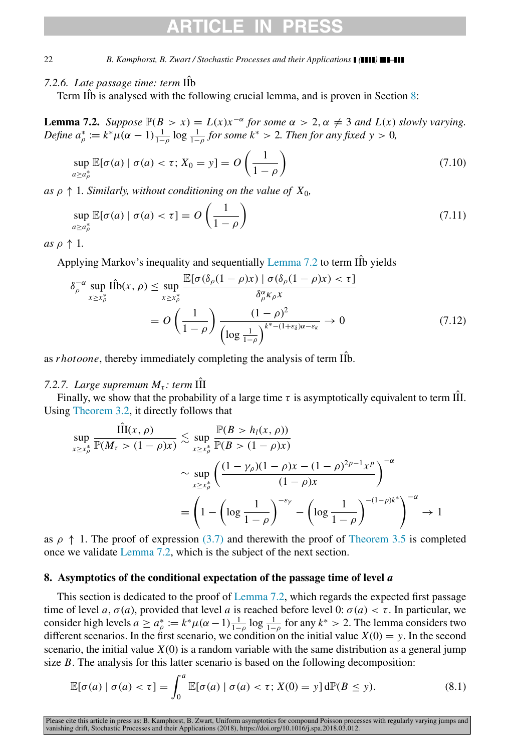#### 7.2.6. Late passage time: term $\hat{\text{II}}$b

Term $\hat{\text{II}}$b is analysed with the following crucial lemma, and is proven in Section 8:

**Lemma 7.2.** *Suppose* $\mathbb{P}(B > x) = L(x)x^{-\alpha}$ *for some* $\alpha > 2, \alpha \neq 3$ *and* $L(x)$ *slowly varying. Define* $a_\rho^* := k^*\mu(\alpha-1)\frac{1}{1-\rho}\log\frac{1}{1-\rho}$ *for some* $k^* > 2$. *Then for any fixed* $y > 0$,

$$\sup_{a \geq a_\rho^*} \mathbb{E}[\sigma(a) \mid \sigma(a) < \tau; X_0 = y] = O\left(\frac{1}{1-\rho}\right) \tag{7.10}$$

*as* $\rho \uparrow 1$. *Similarly, without conditioning on the value of* $X_0$,

$$\sup_{a \geq a_\rho^*} \mathbb{E}[\sigma(a) \mid \sigma(a) < \tau] = O\left(\frac{1}{1-\rho}\right) \tag{7.11}$$

*as* $\rho \uparrow 1$.

Applying Markov's inequality and sequentially Lemma 7.2 to term $\hat{\text{II}}$b yields

$$\begin{aligned}
\delta_\rho^{-\alpha} \sup_{x \geq x_\rho^*} \hat{\text{II}}\text{b}(x,\rho) &\leq \sup_{x \geq x_\rho^*} \frac{\mathbb{E}[\sigma(\delta_\rho(1-\rho)x) \mid \sigma(\delta_\rho(1-\rho)x) < \tau]}{\delta_\rho^\alpha \kappa_\rho x} \\
&= O\left(\frac{1}{1-\rho}\right) \frac{(1-\rho)^2}{\left(\log\frac{1}{1-\rho}\right)^{k^*-(1+\varepsilon_\delta)\alpha-\varepsilon_\kappa}} \to 0
\end{aligned} \tag{7.12}$$

as $rhotoone$, thereby immediately completing the analysis of term $\hat{\text{II}}$b.

#### 7.2.7. Large supremum $M_\tau$: term $\hat{\text{III}}$

Finally, we show that the probability of a large time $\tau$ is asymptotically equivalent to term $\hat{\text{III}}$. Using Theorem 3.2, it directly follows that

$$\begin{aligned}
\sup_{x \geq x_\rho^*} \frac{\hat{\text{III}}(x,\rho)}{\mathbb{P}(M_\tau > (1-\rho)x)} &\lesssim \sup_{x \geq x_\rho^*} \frac{\mathbb{P}(B > h_l(x,\rho))}{\mathbb{P}(B > (1-\rho)x)} \\
&\sim \sup_{x \geq x_\rho^*} \left(\frac{(1-\gamma_\rho)(1-\rho)x - (1-\rho)^{2p-1}x^p}{(1-\rho)x}\right)^{-\alpha} \\
&= \left(1 - \left(\log\frac{1}{1-\rho}\right)^{-\varepsilon_\gamma} - \left(\log\frac{1}{1-\rho}\right)^{-(1-p)k^*}\right)^{-\alpha} \to 1
\end{aligned}$$

as $\rho \uparrow 1$. The proof of expression (3.7) and therewith the proof of Theorem 3.5 is completed once we validate Lemma 7.2, which is the subject of the next section.

## 8. Asymptotics of the conditional expectation of the passage time of level *a*

This section is dedicated to the proof of Lemma 7.2, which regards the expected first passage time of level $a$, $\sigma(a)$, provided that level $a$ is reached before level 0: $\sigma(a) < \tau$. In particular, we consider high levels $a \geq a_\rho^* := k^*\mu(\alpha-1)\frac{1}{1-\rho}\log\frac{1}{1-\rho}$ for any $k^* > 2$. The lemma considers two different scenarios. In the first scenario, we condition on the initial value $X(0) = y$. In the second scenario, the initial value $X(0)$ is a random variable with the same distribution as a general jump size $B$. The analysis for this latter scenario is based on the following decomposition:

$$\mathbb{E}[\sigma(a) \mid \sigma(a) < \tau] = \int_0^a \mathbb{E}[\sigma(a) \mid \sigma(a) < \tau; X(0) = y]\, \mathrm{d}\mathbb{P}(B \leq y). \tag{8.1}$$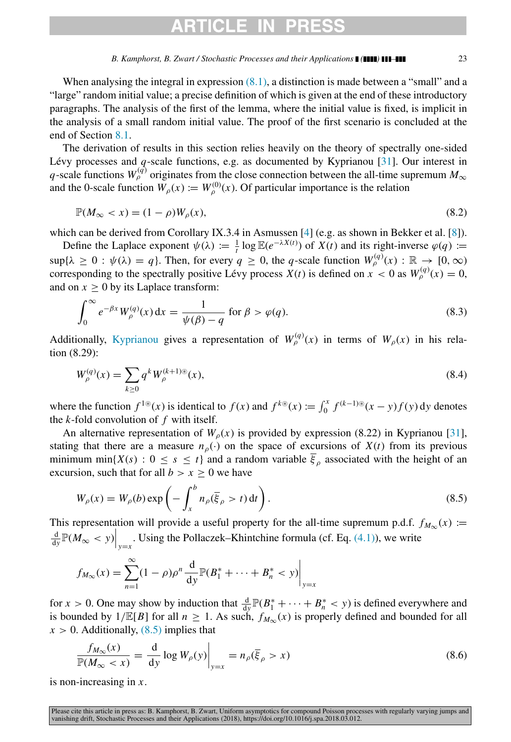When analysing the integral in expression (8.1), a distinction is made between a "small" and a "large" random initial value; a precise definition of which is given at the end of these introductory paragraphs. The analysis of the first of the lemma, where the initial value is fixed, is implicit in the analysis of a small random initial value. The proof of the first scenario is concluded at the end of Section 8.1.

The derivation of results in this section relies heavily on the theory of spectrally one-sided Lévy processes and $q$-scale functions, e.g. as documented by Kyprianou [31]. Our interest in $q$-scale functions $W_\rho^{(q)}$ originates from the close connection between the all-time supremum $M_\infty$ and the 0-scale function $W_\rho(x) := W_\rho^{(0)}(x)$. Of particular importance is the relation

$$\mathbb{P}(M_\infty < x) = (1-\rho)W_\rho(x), \tag{8.2}$$

which can be derived from Corollary IX.3.4 in Asmussen [4] (e.g. as shown in Bekker et al. [8]).

Define the Laplace exponent $\psi(\lambda) := \frac{1}{t}\log \mathbb{E}(e^{-\lambda X(t)})$ of $X(t)$ and its right-inverse $\varphi(q) := \sup\{\lambda \geq 0 : \psi(\lambda) = q\}$. Then, for every $q \geq 0$, the $q$-scale function $W_\rho^{(q)}(x) : \mathbb{R} \to [0,\infty)$ corresponding to the spectrally positive Lévy process $X(t)$ is defined on $x < 0$ as $W_\rho^{(q)}(x) = 0$, and on $x \geq 0$ by its Laplace transform:

$$\int_0^\infty e^{-\beta x} W_\rho^{(q)}(x)\,\mathrm{d}x = \frac{1}{\psi(\beta) - q} \text{ for } \beta > \varphi(q). \tag{8.3}$$

Additionally, Kyprianou gives a representation of $W_\rho^{(q)}(x)$ in terms of $W_\rho(x)$ in his relation (8.29):

$$W_\rho^{(q)}(x) = \sum_{k\geq 0} q^k W_\rho^{(k+1)\circledast}(x), \tag{8.4}$$

where the function $f^{1\circledast}(x)$ is identical to $f(x)$ and $f^{k\circledast}(x) := \int_0^x f^{(k-1)\circledast}(x-y) f(y)\,\mathrm{d}y$ denotes the $k$-fold convolution of $f$ with itself.

An alternative representation of $W_\rho(x)$ is provided by expression (8.22) in Kyprianou [31], stating that there are a measure $n_\rho(\cdot)$ on the space of excursions of $X(t)$ from its previous minimum $\min\{X(s) : 0 \leq s \leq t\}$ and a random variable $\overline{\xi}_\rho$ associated with the height of an excursion, such that for all $b > x \geq 0$ we have

$$W_\rho(x) = W_\rho(b)\exp\left(-\int_x^b n_\rho(\overline{\xi}_\rho > t)\,\mathrm{d}t\right). \tag{8.5}$$

This representation will provide a useful property for the all-time supremum p.d.f. $f_{M_\infty}(x) := \frac{\mathrm{d}}{\mathrm{d}y}\mathbb{P}(M_\infty < y)\Big|_{y=x}$. Using the Pollaczek–Khintchine formula (cf. Eq. (4.1)), we write

$$f_{M_\infty}(x) = \sum_{n=1}^{\infty}(1-\rho)\rho^n \frac{\mathrm{d}}{\mathrm{d}y}\mathbb{P}(B_1^* + \cdots + B_n^* < y)\Big|_{y=x}$$

for $x > 0$. One may show by induction that $\frac{\mathrm{d}}{\mathrm{d}y}\mathbb{P}(B_1^* + \cdots + B_n^* < y)$ is defined everywhere and is bounded by $1/\mathbb{E}[B]$ for all $n \geq 1$. As such, $f_{M_\infty}(x)$ is properly defined and bounded for all $x > 0$. Additionally, (8.5) implies that

$$\frac{f_{M_\infty}(x)}{\mathbb{P}(M_\infty < x)} = \frac{\mathrm{d}}{\mathrm{d}y}\log W_\rho(y)\Big|_{y=x} = n_\rho(\overline{\xi}_\rho > x) \tag{8.6}$$

is non-increasing in $x$.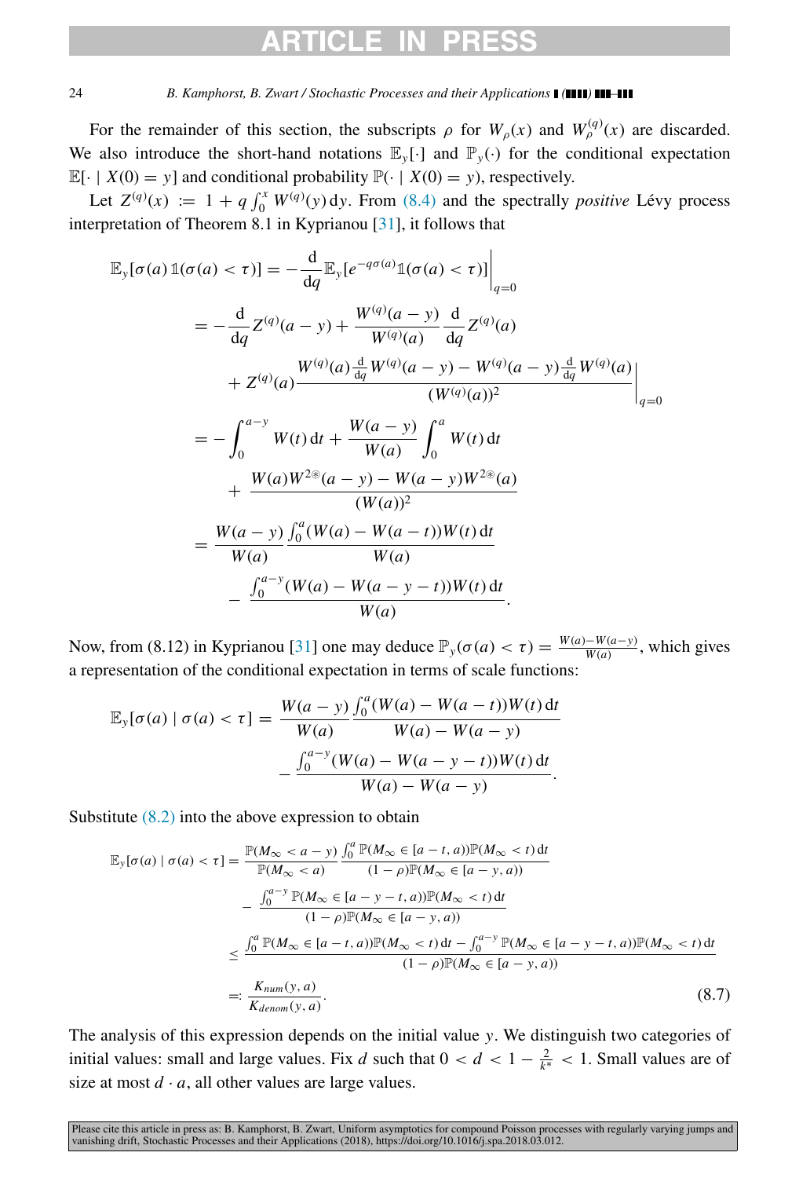For the remainder of this section, the subscripts $\rho$ for $W_\rho(x)$ and $W_\rho^{(q)}(x)$ are discarded. We also introduce the short-hand notations $\mathbb{E}_y[\cdot]$ and $\mathbb{P}_y(\cdot)$ for the conditional expectation $\mathbb{E}[\cdot \mid X(0) = y]$ and conditional probability $\mathbb{P}(\cdot \mid X(0) = y)$, respectively.

Let $Z^{(q)}(x) := 1 + q\int_0^x W^{(q)}(y)\,\mathrm{d}y$. From (8.4) and the spectrally *positive* Lévy process interpretation of Theorem 8.1 in Kyprianou [31], it follows that

$$
\begin{aligned}
\mathbb{E}_y[\sigma(a)\,\mathbb{1}(\sigma(a) < \tau)] &= -\frac{\mathrm{d}}{\mathrm{d}q}\mathbb{E}_y[e^{-q\sigma(a)}\mathbb{1}(\sigma(a) < \tau)]\bigg|_{q=0} \\
&= -\frac{\mathrm{d}}{\mathrm{d}q}Z^{(q)}(a-y) + \frac{W^{(q)}(a-y)}{W^{(q)}(a)}\frac{\mathrm{d}}{\mathrm{d}q}Z^{(q)}(a) \\
&\quad + Z^{(q)}(a)\frac{W^{(q)}(a)\frac{\mathrm{d}}{\mathrm{d}q}W^{(q)}(a-y) - W^{(q)}(a-y)\frac{\mathrm{d}}{\mathrm{d}q}W^{(q)}(a)}{(W^{(q)}(a))^2}\Bigg|_{q=0} \\
&= -\int_0^{a-y} W(t)\,\mathrm{d}t + \frac{W(a-y)}{W(a)}\int_0^a W(t)\,\mathrm{d}t \\
&\quad + \frac{W(a)W^{2\circledast}(a-y) - W(a-y)W^{2\circledast}(a)}{(W(a))^2} \\
&= \frac{W(a-y)}{W(a)}\frac{\int_0^a (W(a) - W(a-t))W(t)\,\mathrm{d}t}{W(a)} \\
&\quad - \frac{\int_0^{a-y}(W(a) - W(a-y-t))W(t)\,\mathrm{d}t}{W(a)}.
\end{aligned}
$$

Now, from (8.12) in Kyprianou [31] one may deduce $\mathbb{P}_y(\sigma(a) < \tau) = \frac{W(a)-W(a-y)}{W(a)}$, which gives a representation of the conditional expectation in terms of scale functions:

$$
\begin{aligned}
\mathbb{E}_y[\sigma(a) \mid \sigma(a) < \tau] = {}& \frac{W(a-y)}{W(a)}\frac{\int_0^a (W(a) - W(a-t))W(t)\,\mathrm{d}t}{W(a) - W(a-y)} \\
& - \frac{\int_0^{a-y}(W(a) - W(a-y-t))W(t)\,\mathrm{d}t}{W(a) - W(a-y)}.
\end{aligned}
$$

Substitute (8.2) into the above expression to obtain

$$
\begin{aligned}
\mathbb{E}_y[\sigma(a) \mid \sigma(a) < \tau] &= \frac{\mathbb{P}(M_\infty < a-y)}{\mathbb{P}(M_\infty < a)}\frac{\int_0^a \mathbb{P}(M_\infty \in [a-t, a))\mathbb{P}(M_\infty < t)\,\mathrm{d}t}{(1-\rho)\mathbb{P}(M_\infty \in [a-y, a))} \\
&\quad - \frac{\int_0^{a-y}\mathbb{P}(M_\infty \in [a-y-t, a))\mathbb{P}(M_\infty < t)\,\mathrm{d}t}{(1-\rho)\mathbb{P}(M_\infty \in [a-y, a))} \\
&\le \frac{\int_0^a \mathbb{P}(M_\infty \in [a-t, a))\mathbb{P}(M_\infty < t)\,\mathrm{d}t - \int_0^{a-y}\mathbb{P}(M_\infty \in [a-y-t, a))\mathbb{P}(M_\infty < t)\,\mathrm{d}t}{(1-\rho)\mathbb{P}(M_\infty \in [a-y, a))} \\
&=: \frac{K_{num}(y, a)}{K_{denom}(y, a)}.
\end{aligned}
\tag{8.7}
$$

The analysis of this expression depends on the initial value $y$. We distinguish two categories of initial values: small and large values. Fix $d$ such that $0 < d < 1 - \frac{2}{k^*} < 1$. Small values are of size at most $d \cdot a$, all other values are large values.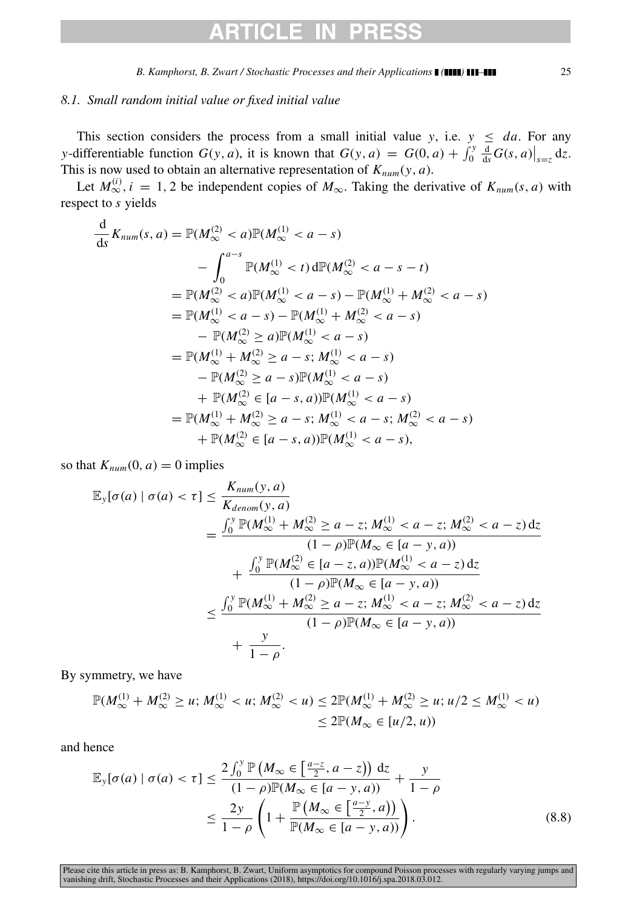### 8.1. Small random initial value or fixed initial value

This section considers the process from a small initial value $y$, i.e. $y \leq da$. For any $y$-differentiable function $G(y, a)$, it is known that $G(y, a) = G(0, a) + \int_0^y \frac{\mathrm{d}}{\mathrm{d}s} G(s, a)\big|_{s=z} \mathrm{d}z$. This is now used to obtain an alternative representation of $K_{num}(y, a)$.

Let $M_\infty^{(i)}, i = 1, 2$ be independent copies of $M_\infty$. Taking the derivative of $K_{num}(s, a)$ with respect to $s$ yields

$$
\begin{aligned}
\frac{\mathrm{d}}{\mathrm{d}s} K_{num}(s, a) &= \mathbb{P}(M_\infty^{(2)} < a)\mathbb{P}(M_\infty^{(1)} < a - s) \\
&\quad - \int_0^{a-s} \mathbb{P}(M_\infty^{(1)} < t) \,\mathrm{d}\mathbb{P}(M_\infty^{(2)} < a - s - t) \\
&= \mathbb{P}(M_\infty^{(2)} < a)\mathbb{P}(M_\infty^{(1)} < a - s) - \mathbb{P}(M_\infty^{(1)} + M_\infty^{(2)} < a - s) \\
&= \mathbb{P}(M_\infty^{(1)} < a - s) - \mathbb{P}(M_\infty^{(1)} + M_\infty^{(2)} < a - s) \\
&\quad - \mathbb{P}(M_\infty^{(2)} \geq a)\mathbb{P}(M_\infty^{(1)} < a - s) \\
&= \mathbb{P}(M_\infty^{(1)} + M_\infty^{(2)} \geq a - s; M_\infty^{(1)} < a - s) \\
&\quad - \mathbb{P}(M_\infty^{(2)} \geq a - s)\mathbb{P}(M_\infty^{(1)} < a - s) \\
&\quad + \mathbb{P}(M_\infty^{(2)} \in [a - s, a))\mathbb{P}(M_\infty^{(1)} < a - s) \\
&= \mathbb{P}(M_\infty^{(1)} + M_\infty^{(2)} \geq a - s; M_\infty^{(1)} < a - s; M_\infty^{(2)} < a - s) \\
&\quad + \mathbb{P}(M_\infty^{(2)} \in [a - s, a))\mathbb{P}(M_\infty^{(1)} < a - s),
\end{aligned}
$$

so that $K_{num}(0, a) = 0$ implies

$$
\begin{aligned}
\mathbb{E}_y[\sigma(a) \mid \sigma(a) < \tau] &\leq \frac{K_{num}(y, a)}{K_{denom}(y, a)} \\
&= \frac{\int_0^y \mathbb{P}(M_\infty^{(1)} + M_\infty^{(2)} \geq a - z; M_\infty^{(1)} < a - z; M_\infty^{(2)} < a - z) \,\mathrm{d}z}{(1 - \rho)\mathbb{P}(M_\infty \in [a - y, a))} \\
&\quad + \frac{\int_0^y \mathbb{P}(M_\infty^{(2)} \in [a - z, a))\mathbb{P}(M_\infty^{(1)} < a - z) \,\mathrm{d}z}{(1 - \rho)\mathbb{P}(M_\infty \in [a - y, a))} \\
&\leq \frac{\int_0^y \mathbb{P}(M_\infty^{(1)} + M_\infty^{(2)} \geq a - z; M_\infty^{(1)} < a - z; M_\infty^{(2)} < a - z) \,\mathrm{d}z}{(1 - \rho)\mathbb{P}(M_\infty \in [a - y, a))} \\
&\quad + \frac{y}{1 - \rho}.
\end{aligned}
$$

By symmetry, we have

$$
\begin{aligned}
\mathbb{P}(M_\infty^{(1)} + M_\infty^{(2)} \geq u; M_\infty^{(1)} < u; M_\infty^{(2)} < u) &\leq 2\mathbb{P}(M_\infty^{(1)} + M_\infty^{(2)} \geq u; u/2 \leq M_\infty^{(1)} < u) \\
&\leq 2\mathbb{P}(M_\infty \in [u/2, u))
\end{aligned}
$$

and hence

$$
\begin{aligned}
\mathbb{E}_y[\sigma(a) \mid \sigma(a) < \tau] &\leq \frac{2\int_0^y \mathbb{P}\left(M_\infty \in \left[\frac{a-z}{2}, a - z\right)\right) \mathrm{d}z}{(1 - \rho)\mathbb{P}(M_\infty \in [a - y, a))} + \frac{y}{1 - \rho} \\
&\leq \frac{2y}{1 - \rho}\left(1 + \frac{\mathbb{P}\left(M_\infty \in \left[\frac{a-y}{2}, a\right)\right)}{\mathbb{P}(M_\infty \in [a - y, a))}\right).
\end{aligned}
\tag{8.8}
$$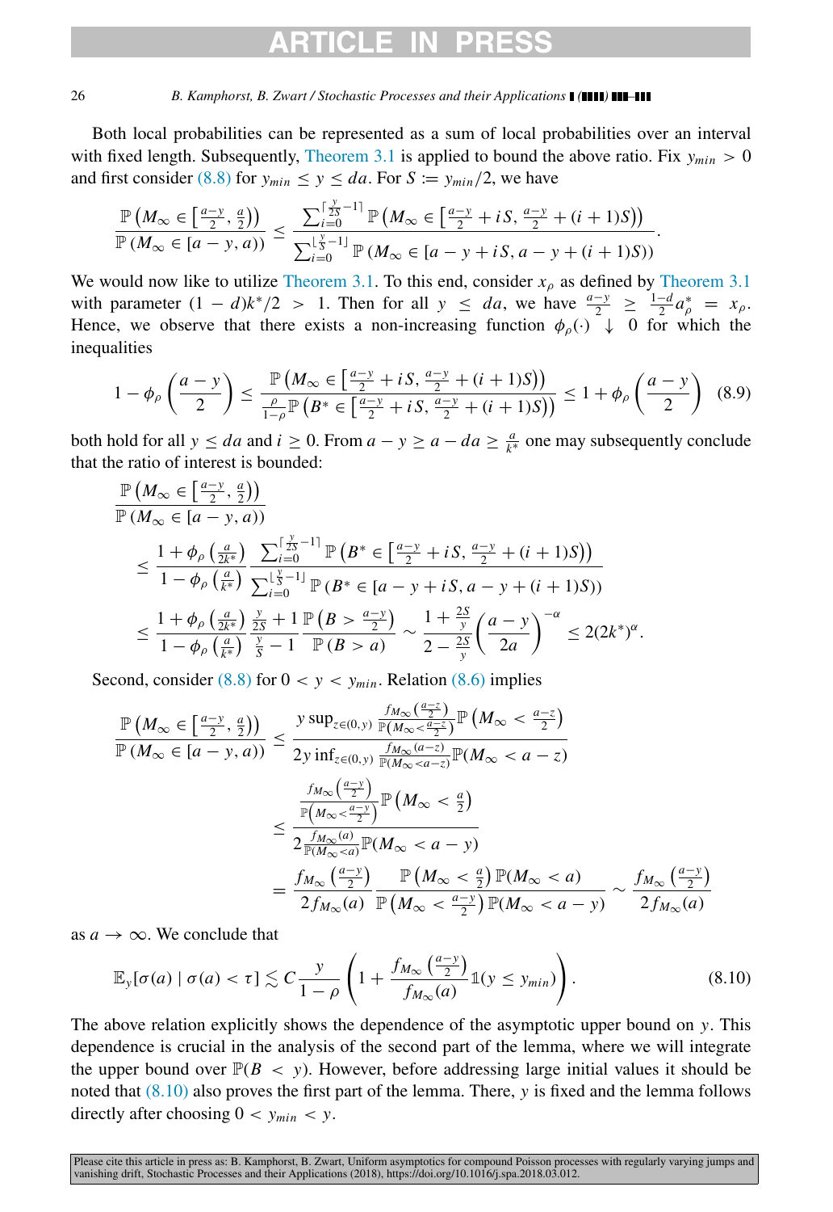Both local probabilities can be represented as a sum of local probabilities over an interval with fixed length. Subsequently, Theorem 3.1 is applied to bound the above ratio. Fix $y_{min} > 0$ and first consider (8.8) for $y_{min} \le y \le da$. For $S := y_{min}/2$, we have

$$\frac{\mathbb{P}\left(M_\infty \in \left[\frac{a-y}{2}, \frac{a}{2}\right)\right)}{\mathbb{P}\left(M_\infty \in [a-y, a)\right)} \le \frac{\sum_{i=0}^{\lceil \frac{y}{2S} - 1 \rceil} \mathbb{P}\left(M_\infty \in \left[\frac{a-y}{2} + iS, \frac{a-y}{2} + (i+1)S\right)\right)}{\sum_{i=0}^{\lfloor \frac{y}{S} - 1 \rfloor} \mathbb{P}\left(M_\infty \in [a-y+iS, a-y+(i+1)S)\right)}.$$

We would now like to utilize Theorem 3.1. To this end, consider $x_\rho$ as defined by Theorem 3.1 with parameter $(1-d)k^*/2 > 1$. Then for all $y \le da$, we have $\frac{a-y}{2} \ge \frac{1-d}{2} a^*_\rho = x_\rho$. Hence, we observe that there exists a non-increasing function $\phi_\rho(\cdot) \downarrow 0$ for which the inequalities

$$1 - \phi_\rho\left(\frac{a-y}{2}\right) \le \frac{\mathbb{P}\left(M_\infty \in \left[\frac{a-y}{2} + iS, \frac{a-y}{2} + (i+1)S\right)\right)}{\frac{\rho}{1-\rho}\mathbb{P}\left(B^* \in \left[\frac{a-y}{2} + iS, \frac{a-y}{2} + (i+1)S\right)\right)} \le 1 + \phi_\rho\left(\frac{a-y}{2}\right) \quad (8.9)$$

both hold for all $y \le da$ and $i \ge 0$. From $a - y \ge a - da \ge \frac{a}{k^*}$ one may subsequently conclude that the ratio of interest is bounded:

$$\begin{aligned}
&\frac{\mathbb{P}\left(M_\infty \in \left[\frac{a-y}{2}, \frac{a}{2}\right)\right)}{\mathbb{P}\left(M_\infty \in [a-y, a)\right)} \\
&\quad \le \frac{1 + \phi_\rho\left(\frac{a}{2k^*}\right)}{1 - \phi_\rho\left(\frac{a}{k^*}\right)} \frac{\sum_{i=0}^{\lceil \frac{y}{2S} - 1 \rceil} \mathbb{P}\left(B^* \in \left[\frac{a-y}{2} + iS, \frac{a-y}{2} + (i+1)S\right)\right)}{\sum_{i=0}^{\lfloor \frac{y}{S} - 1 \rfloor} \mathbb{P}\left(B^* \in [a-y+iS, a-y+(i+1)S)\right)} \\
&\quad \le \frac{1 + \phi_\rho\left(\frac{a}{2k^*}\right)}{1 - \phi_\rho\left(\frac{a}{k^*}\right)} \frac{\frac{y}{2S} + 1}{\frac{y}{S} - 1} \frac{\mathbb{P}\left(B > \frac{a-y}{2}\right)}{\mathbb{P}(B > a)} \sim \frac{1 + \frac{2S}{y}}{2 - \frac{2S}{y}} \left(\frac{a-y}{2a}\right)^{-\alpha} \le 2(2k^*)^\alpha.
\end{aligned}$$

Second, consider (8.8) for $0 < y < y_{min}$. Relation (8.6) implies

$$\begin{aligned}
\frac{\mathbb{P}\left(M_\infty \in \left[\frac{a-y}{2}, \frac{a}{2}\right)\right)}{\mathbb{P}\left(M_\infty \in [a-y, a)\right)} &\le \frac{y \sup_{z \in (0,y)} \frac{f_{M_\infty}\left(\frac{a-z}{2}\right)}{\mathbb{P}\left(M_\infty < \frac{a-z}{2}\right)} \mathbb{P}\left(M_\infty < \frac{a-z}{2}\right)}{2y \inf_{z \in (0,y)} \frac{f_{M_\infty}(a-z)}{\mathbb{P}(M_\infty < a-z)} \mathbb{P}(M_\infty < a-z)} \\
&\le \frac{\frac{f_{M_\infty}\left(\frac{a-y}{2}\right)}{\mathbb{P}\left(M_\infty < \frac{a-y}{2}\right)} \mathbb{P}\left(M_\infty < \frac{a}{2}\right)}{2 \frac{f_{M_\infty}(a)}{\mathbb{P}(M_\infty < a)} \mathbb{P}(M_\infty < a-y)} \\
&= \frac{f_{M_\infty}\left(\frac{a-y}{2}\right)}{2 f_{M_\infty}(a)} \frac{\mathbb{P}\left(M_\infty < \frac{a}{2}\right) \mathbb{P}(M_\infty < a)}{\mathbb{P}\left(M_\infty < \frac{a-y}{2}\right) \mathbb{P}(M_\infty < a-y)} \sim \frac{f_{M_\infty}\left(\frac{a-y}{2}\right)}{2 f_{M_\infty}(a)}
\end{aligned}$$

as $a \to \infty$. We conclude that

$$\mathbb{E}_y[\sigma(a) \mid \sigma(a) < \tau] \lesssim C \frac{y}{1-\rho} \left(1 + \frac{f_{M_\infty}\left(\frac{a-y}{2}\right)}{f_{M_\infty}(a)} \mathbb{1}(y \le y_{min})\right). \quad (8.10)$$

The above relation explicitly shows the dependence of the asymptotic upper bound on $y$. This dependence is crucial in the analysis of the second part of the lemma, where we will integrate the upper bound over $\mathbb{P}(B < y)$. However, before addressing large initial values it should be noted that (8.10) also proves the first part of the lemma. There, $y$ is fixed and the lemma follows directly after choosing $0 < y_{min} < y$.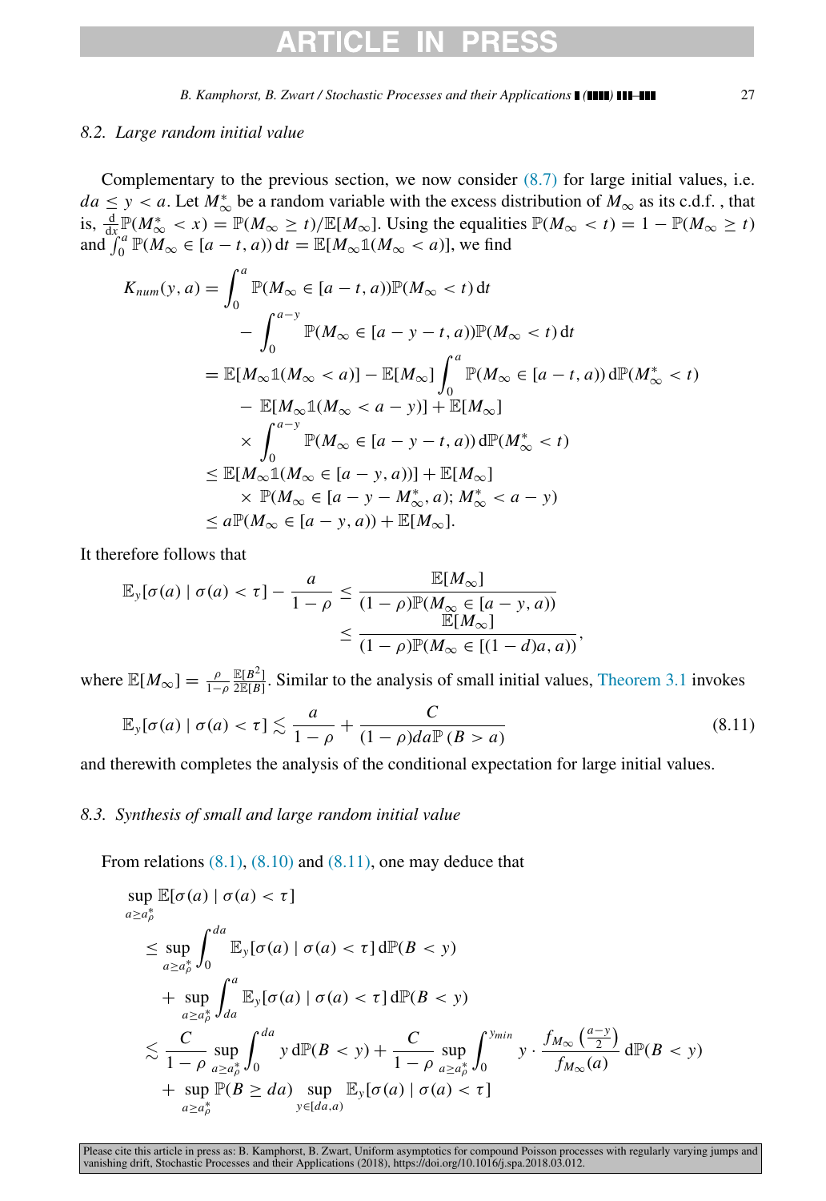### 8.2. *Large random initial value*

Complementary to the previous section, we now consider (8.7) for large initial values, i.e. $da \leq y < a$. Let $M_\infty^*$ be a random variable with the excess distribution of $M_\infty$ as its c.d.f. , that is, $\frac{\mathrm{d}}{\mathrm{d}x}\mathbb{P}(M_\infty^* < x) = \mathbb{P}(M_\infty \geq t)/\mathbb{E}[M_\infty]$. Using the equalities $\mathbb{P}(M_\infty < t) = 1 - \mathbb{P}(M_\infty \geq t)$ and $\int_0^a \mathbb{P}(M_\infty \in [a-t, a))\,\mathrm{d}t = \mathbb{E}[M_\infty \mathbb{1}(M_\infty < a)]$, we find

$$
\begin{aligned}
K_{num}(y,a) &= \int_0^a \mathbb{P}(M_\infty \in [a-t,a))\mathbb{P}(M_\infty < t)\,\mathrm{d}t \\
&\quad - \int_0^{a-y} \mathbb{P}(M_\infty \in [a-y-t,a))\mathbb{P}(M_\infty < t)\,\mathrm{d}t \\
&= \mathbb{E}[M_\infty \mathbb{1}(M_\infty < a)] - \mathbb{E}[M_\infty] \int_0^a \mathbb{P}(M_\infty \in [a-t,a))\,\mathrm{d}\mathbb{P}(M_\infty^* < t) \\
&\quad - \mathbb{E}[M_\infty \mathbb{1}(M_\infty < a-y)] + \mathbb{E}[M_\infty] \\
&\quad \times \int_0^{a-y} \mathbb{P}(M_\infty \in [a-y-t,a))\,\mathrm{d}\mathbb{P}(M_\infty^* < t) \\
&\leq \mathbb{E}[M_\infty \mathbb{1}(M_\infty \in [a-y,a))] + \mathbb{E}[M_\infty] \\
&\quad \times \mathbb{P}(M_\infty \in [a-y-M_\infty^*, a);\, M_\infty^* < a-y) \\
&\leq a\mathbb{P}(M_\infty \in [a-y,a)) + \mathbb{E}[M_\infty].
\end{aligned}
$$

It therefore follows that

$$
\begin{aligned}
\mathbb{E}_y[\sigma(a) \mid \sigma(a) < \tau] - \frac{a}{1-\rho} &\leq \frac{\mathbb{E}[M_\infty]}{(1-\rho)\mathbb{P}(M_\infty \in [a-y,a))} \\
&\leq \frac{\mathbb{E}[M_\infty]}{(1-\rho)\mathbb{P}(M_\infty \in [(1-d)a,a))},
\end{aligned}
$$

where $\mathbb{E}[M_\infty] = \frac{\rho}{1-\rho}\frac{\mathbb{E}[B^2]}{2\mathbb{E}[B]}$. Similar to the analysis of small initial values, Theorem 3.1 invokes

$$
\mathbb{E}_y[\sigma(a) \mid \sigma(a) < \tau] \lesssim \frac{a}{1-\rho} + \frac{C}{(1-\rho)da\mathbb{P}(B > a)} \tag{8.11}
$$

and therewith completes the analysis of the conditional expectation for large initial values.

### 8.3. *Synthesis of small and large random initial value*

From relations (8.1), (8.10) and (8.11), one may deduce that

$$
\begin{aligned}
&\sup_{a \geq a_\rho^*} \mathbb{E}[\sigma(a) \mid \sigma(a) < \tau] \\
&\quad \leq \sup_{a \geq a_\rho^*} \int_0^{da} \mathbb{E}_y[\sigma(a) \mid \sigma(a) < \tau]\,\mathrm{d}\mathbb{P}(B < y) \\
&\quad\quad + \sup_{a \geq a_\rho^*} \int_{da}^{a} \mathbb{E}_y[\sigma(a) \mid \sigma(a) < \tau]\,\mathrm{d}\mathbb{P}(B < y) \\
&\quad \lesssim \frac{C}{1-\rho} \sup_{a \geq a_\rho^*} \int_0^{da} y\,\mathrm{d}\mathbb{P}(B < y) + \frac{C}{1-\rho} \sup_{a \geq a_\rho^*} \int_0^{y_{min}} y \cdot \frac{f_{M_\infty}\left(\frac{a-y}{2}\right)}{f_{M_\infty}(a)}\,\mathrm{d}\mathbb{P}(B < y) \\
&\quad\quad + \sup_{a \geq a_\rho^*} \mathbb{P}(B \geq da) \sup_{y \in [da,a)} \mathbb{E}_y[\sigma(a) \mid \sigma(a) < \tau]
\end{aligned}
$$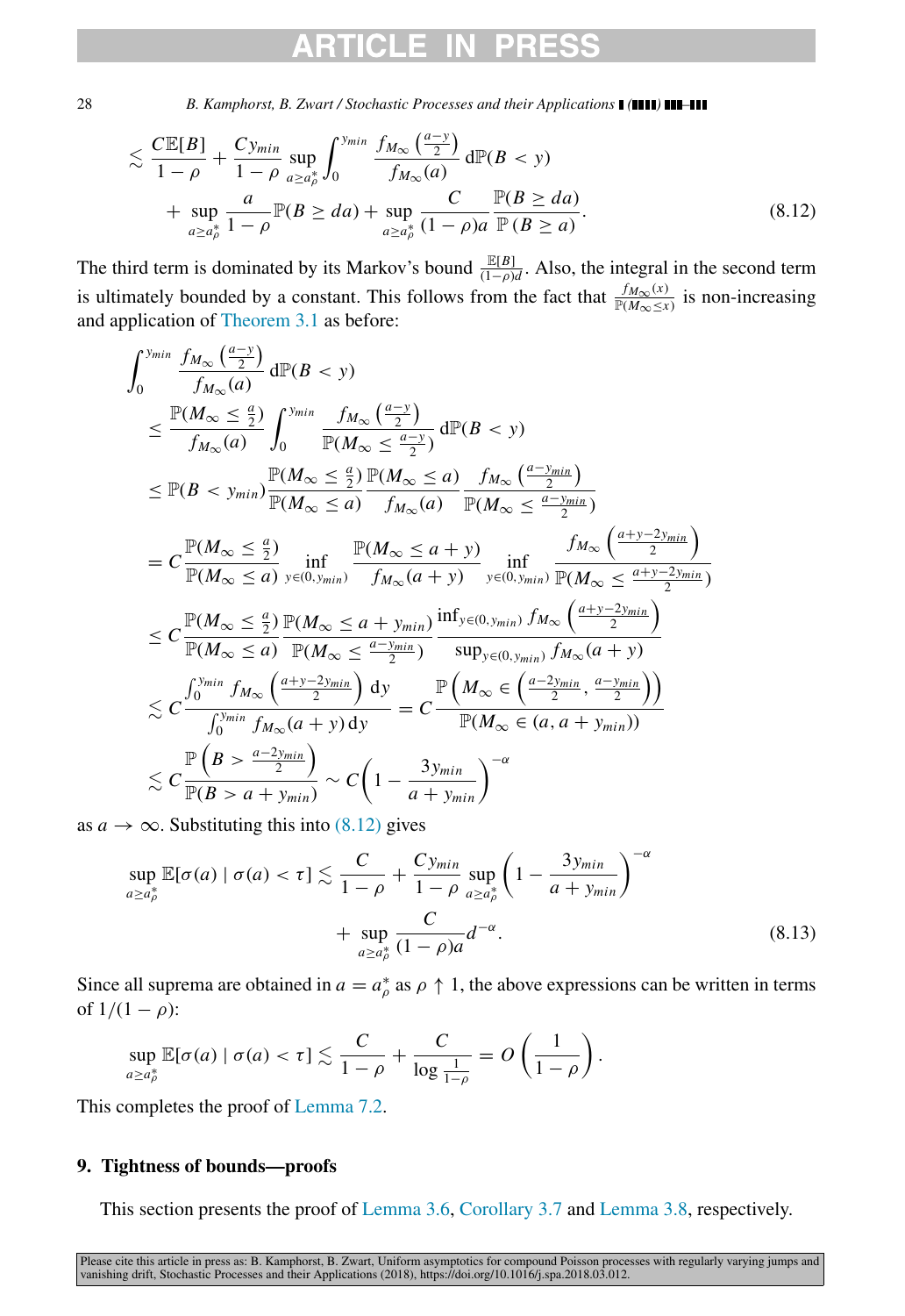$$
\lesssim \frac{C\mathbb{E}[B]}{1-\rho} + \frac{Cy_{min}}{1-\rho}\sup_{a\geq a_\rho^*}\int_0^{y_{min}} \frac{f_{M_\infty}\left(\frac{a-y}{2}\right)}{f_{M_\infty}(a)}\,\mathrm{d}\mathbb{P}(B<y)
$$

$$
+ \sup_{a\geq a_\rho^*}\frac{a}{1-\rho}\mathbb{P}(B\geq da) + \sup_{a\geq a_\rho^*}\frac{C}{(1-\rho)a}\frac{\mathbb{P}(B\geq da)}{\mathbb{P}(B\geq a)}. \tag{8.12}
$$

The third term is dominated by its Markov's bound $\frac{\mathbb{E}[B]}{(1-\rho)d}$. Also, the integral in the second term is ultimately bounded by a constant. This follows from the fact that $\frac{f_{M_\infty}(x)}{\mathbb{P}(M_\infty\leq x)}$ is non-increasing and application of Theorem 3.1 as before:

$$
\begin{aligned}
&\int_0^{y_{min}} \frac{f_{M_\infty}\left(\frac{a-y}{2}\right)}{f_{M_\infty}(a)}\,\mathrm{d}\mathbb{P}(B<y)\\
&\leq \frac{\mathbb{P}(M_\infty\leq\frac{a}{2})}{f_{M_\infty}(a)}\int_0^{y_{min}}\frac{f_{M_\infty}\left(\frac{a-y}{2}\right)}{\mathbb{P}(M_\infty\leq\frac{a-y}{2})}\,\mathrm{d}\mathbb{P}(B<y)\\
&\leq \mathbb{P}(B<y_{min})\frac{\mathbb{P}(M_\infty\leq\frac{a}{2})}{\mathbb{P}(M_\infty\leq a)}\frac{\mathbb{P}(M_\infty\leq a)}{f_{M_\infty}(a)}\frac{f_{M_\infty}\left(\frac{a-y_{min}}{2}\right)}{\mathbb{P}(M_\infty\leq\frac{a-y_{min}}{2})}\\
&= C\frac{\mathbb{P}(M_\infty\leq\frac{a}{2})}{\mathbb{P}(M_\infty\leq a)}\inf_{y\in(0,y_{min})}\frac{\mathbb{P}(M_\infty\leq a+y)}{f_{M_\infty}(a+y)}\inf_{y\in(0,y_{min})}\frac{f_{M_\infty}\left(\frac{a+y-2y_{min}}{2}\right)}{\mathbb{P}(M_\infty\leq\frac{a+y-2y_{min}}{2})}\\
&\leq C\frac{\mathbb{P}(M_\infty\leq\frac{a}{2})}{\mathbb{P}(M_\infty\leq a)}\frac{\mathbb{P}(M_\infty\leq a+y_{min})}{\mathbb{P}(M_\infty\leq\frac{a-y_{min}}{2})}\frac{\inf_{y\in(0,y_{min})}f_{M_\infty}\left(\frac{a+y-2y_{min}}{2}\right)}{\sup_{y\in(0,y_{min})}f_{M_\infty}(a+y)}\\
&\lesssim C\frac{\int_0^{y_{min}} f_{M_\infty}\left(\frac{a+y-2y_{min}}{2}\right)\mathrm{d}y}{\int_0^{y_{min}} f_{M_\infty}(a+y)\,\mathrm{d}y} = C\frac{\mathbb{P}\left(M_\infty\in\left(\frac{a-2y_{min}}{2},\frac{a-y_{min}}{2}\right)\right)}{\mathbb{P}(M_\infty\in(a,a+y_{min}))}\\
&\lesssim C\frac{\mathbb{P}\left(B>\frac{a-2y_{min}}{2}\right)}{\mathbb{P}(B>a+y_{min})}\sim C\left(1-\frac{3y_{min}}{a+y_{min}}\right)^{-\alpha}
\end{aligned}
$$

as $a\to\infty$. Substituting this into (8.12) gives

$$
\sup_{a\geq a_\rho^*}\mathbb{E}[\sigma(a)\mid\sigma(a)<\tau] \lesssim \frac{C}{1-\rho}+\frac{Cy_{min}}{1-\rho}\sup_{a\geq a_\rho^*}\left(1-\frac{3y_{min}}{a+y_{min}}\right)^{-\alpha}
$$

$$
+\sup_{a\geq a_\rho^*}\frac{C}{(1-\rho)a}d^{-\alpha}. \tag{8.13}
$$

Since all suprema are obtained in $a=a_\rho^*$ as $\rho\uparrow 1$, the above expressions can be written in terms of $1/(1-\rho)$:

$$
\sup_{a\geq a_\rho^*}\mathbb{E}[\sigma(a)\mid\sigma(a)<\tau] \lesssim \frac{C}{1-\rho}+\frac{C}{\log\frac{1}{1-\rho}} = O\left(\frac{1}{1-\rho}\right).
$$

This completes the proof of Lemma 7.2.

## 9. Tightness of bounds—proofs

This section presents the proof of Lemma 3.6, Corollary 3.7 and Lemma 3.8, respectively.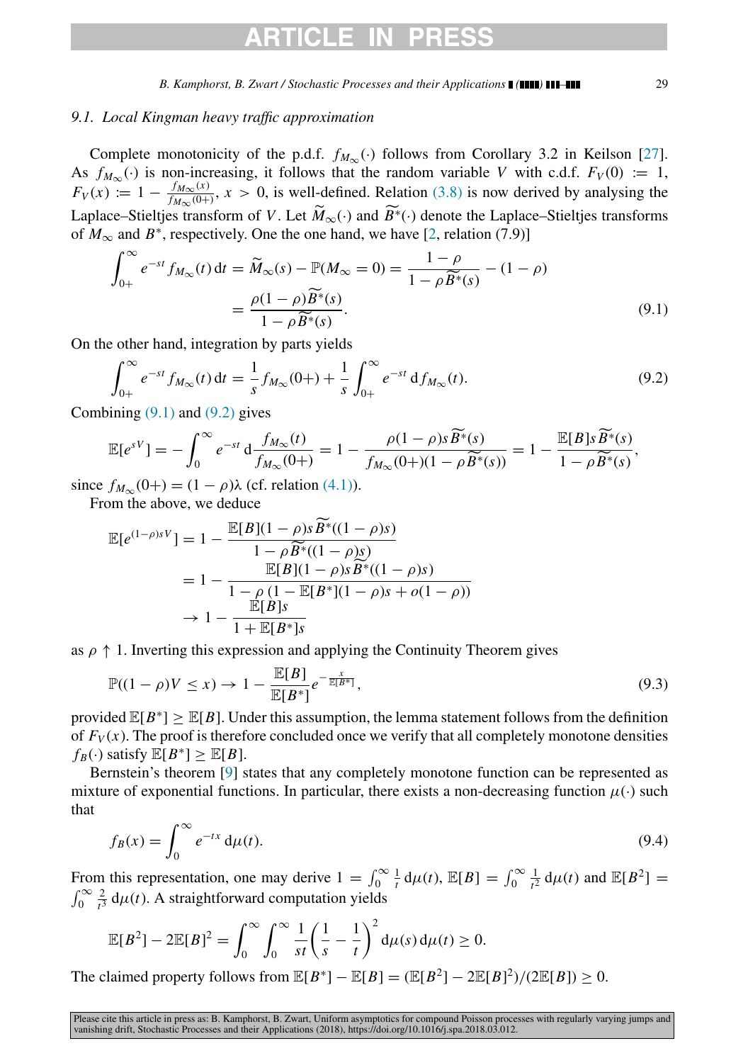### 9.1. Local Kingman heavy traffic approximation

Complete monotonicity of the p.d.f. $f_{M_\infty}(\cdot)$ follows from Corollary 3.2 in Keilson [27]. As $f_{M_\infty}(\cdot)$ is non-increasing, it follows that the random variable $V$ with c.d.f. $F_V(0) := 1$, $F_V(x) := 1 - \frac{f_{M_\infty}(x)}{f_{M_\infty}(0+)}$, $x > 0$, is well-defined. Relation (3.8) is now derived by analysing the Laplace–Stieltjes transform of $V$. Let $\widetilde{M}_\infty(\cdot)$ and $\widetilde{B}^*(\cdot)$ denote the Laplace–Stieltjes transforms of $M_\infty$ and $B^*$, respectively. One the one hand, we have [2, relation (7.9)]

$$\int_{0+}^\infty e^{-st} f_{M_\infty}(t)\,\mathrm{d}t = \widetilde{M}_\infty(s) - \mathbb{P}(M_\infty = 0) = \frac{1-\rho}{1-\rho\widetilde{B}^*(s)} - (1-\rho)$$
$$= \frac{\rho(1-\rho)\widetilde{B}^*(s)}{1-\rho\widetilde{B}^*(s)}. \tag{9.1}$$

On the other hand, integration by parts yields

$$\int_{0+}^\infty e^{-st} f_{M_\infty}(t)\,\mathrm{d}t = \frac{1}{s} f_{M_\infty}(0+) + \frac{1}{s}\int_{0+}^\infty e^{-st}\,\mathrm{d}f_{M_\infty}(t). \tag{9.2}$$

Combining (9.1) and (9.2) gives

$$\mathbb{E}[e^{sV}] = -\int_0^\infty e^{-st}\,\mathrm{d}\frac{f_{M_\infty}(t)}{f_{M_\infty}(0+)} = 1 - \frac{\rho(1-\rho)s\widetilde{B}^*(s)}{f_{M_\infty}(0+)(1-\rho\widetilde{B}^*(s))} = 1 - \frac{\mathbb{E}[B]s\widetilde{B}^*(s)}{1-\rho\widetilde{B}^*(s)},$$

since $f_{M_\infty}(0+) = (1-\rho)\lambda$ (cf. relation (4.1)).

From the above, we deduce

$$\mathbb{E}[e^{(1-\rho)sV}] = 1 - \frac{\mathbb{E}[B](1-\rho)s\widetilde{B}^*((1-\rho)s)}{1-\rho\widetilde{B}^*((1-\rho)s)}$$
$$= 1 - \frac{\mathbb{E}[B](1-\rho)s\widetilde{B}^*((1-\rho)s)}{1-\rho\,(1-\mathbb{E}[B^*](1-\rho)s + o(1-\rho))}$$
$$\to 1 - \frac{\mathbb{E}[B]s}{1+\mathbb{E}[B^*]s}$$

as $\rho \uparrow 1$. Inverting this expression and applying the Continuity Theorem gives

$$\mathbb{P}((1-\rho)V \le x) \to 1 - \frac{\mathbb{E}[B]}{\mathbb{E}[B^*]} e^{-\frac{x}{\mathbb{E}[B^*]}}, \tag{9.3}$$

provided $\mathbb{E}[B^*] \ge \mathbb{E}[B]$. Under this assumption, the lemma statement follows from the definition of $F_V(x)$. The proof is therefore concluded once we verify that all completely monotone densities $f_B(\cdot)$ satisfy $\mathbb{E}[B^*] \ge \mathbb{E}[B]$.

Bernstein's theorem [9] states that any completely monotone function can be represented as mixture of exponential functions. In particular, there exists a non-decreasing function $\mu(\cdot)$ such that

$$f_B(x) = \int_0^\infty e^{-tx}\,\mathrm{d}\mu(t). \tag{9.4}$$

From this representation, one may derive $1 = \int_0^\infty \frac{1}{t}\,\mathrm{d}\mu(t)$, $\mathbb{E}[B] = \int_0^\infty \frac{1}{t^2}\,\mathrm{d}\mu(t)$ and $\mathbb{E}[B^2] = \int_0^\infty \frac{2}{t^3}\,\mathrm{d}\mu(t)$. A straightforward computation yields

$$\mathbb{E}[B^2] - 2\mathbb{E}[B]^2 = \int_0^\infty\int_0^\infty \frac{1}{st}\left(\frac{1}{s}-\frac{1}{t}\right)^2 \mathrm{d}\mu(s)\,\mathrm{d}\mu(t) \ge 0.$$

The claimed property follows from $\mathbb{E}[B^*] - \mathbb{E}[B] = (\mathbb{E}[B^2] - 2\mathbb{E}[B]^2)/(2\mathbb{E}[B]) \ge 0$.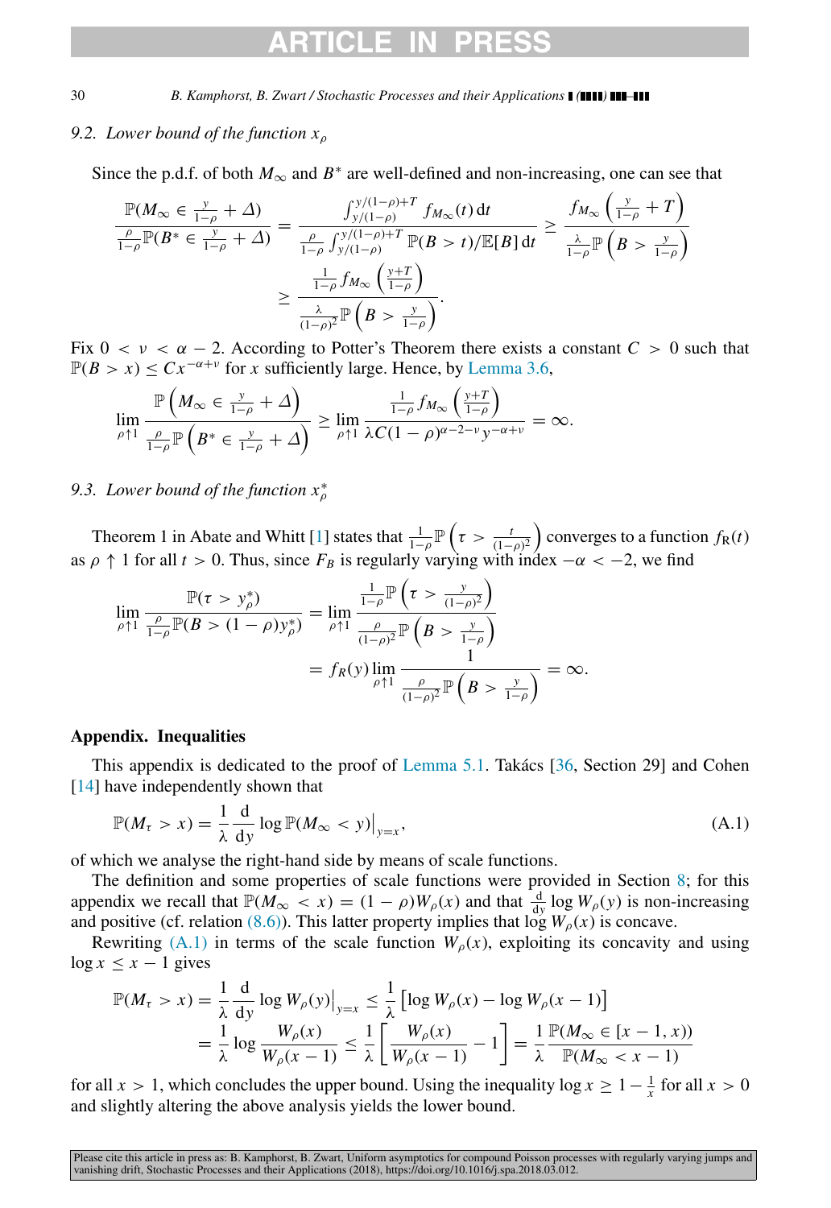### 9.2. Lower bound of the function $x_\rho$

Since the p.d.f. of both $M_\infty$ and $B^*$ are well-defined and non-increasing, one can see that

$$\frac{\mathbb{P}(M_\infty \in \frac{y}{1-\rho}+\Delta)}{\frac{\rho}{1-\rho}\mathbb{P}(B^* \in \frac{y}{1-\rho}+\Delta)} = \frac{\int_{y/(1-\rho)}^{y/(1-\rho)+T} f_{M_\infty}(t)\,\mathrm{d}t}{\frac{\rho}{1-\rho}\int_{y/(1-\rho)}^{y/(1-\rho)+T}\mathbb{P}(B>t)/\mathbb{E}[B]\,\mathrm{d}t} \geq \frac{f_{M_\infty}\left(\frac{y}{1-\rho}+T\right)}{\frac{\lambda}{1-\rho}\mathbb{P}\left(B>\frac{y}{1-\rho}\right)}$$

$$\geq \frac{\frac{1}{1-\rho} f_{M_\infty}\left(\frac{y+T}{1-\rho}\right)}{\frac{\lambda}{(1-\rho)^2}\mathbb{P}\left(B>\frac{y}{1-\rho}\right)}.$$

Fix $0<\nu<\alpha-2$. According to Potter's Theorem there exists a constant $C>0$ such that $\mathbb{P}(B>x)\leq Cx^{-\alpha+\nu}$ for $x$ sufficiently large. Hence, by Lemma 3.6,

$$\lim_{\rho\uparrow 1}\frac{\mathbb{P}\left(M_\infty\in\frac{y}{1-\rho}+\Delta\right)}{\frac{\rho}{1-\rho}\mathbb{P}\left(B^*\in\frac{y}{1-\rho}+\Delta\right)} \geq \lim_{\rho\uparrow 1}\frac{\frac{1}{1-\rho}f_{M_\infty}\left(\frac{y+T}{1-\rho}\right)}{\lambda C(1-\rho)^{\alpha-2-\nu}y^{-\alpha+\nu}} = \infty.$$

### 9.3. Lower bound of the function $x^*_\rho$

Theorem 1 in Abate and Whitt [1] states that $\frac{1}{1-\rho}\mathbb{P}\left(\tau>\frac{t}{(1-\rho)^2}\right)$ converges to a function $f_{\mathrm{R}}(t)$ as $\rho\uparrow 1$ for all $t>0$. Thus, since $F_B$ is regularly varying with index $-\alpha<-2$, we find

$$\lim_{\rho\uparrow 1}\frac{\mathbb{P}(\tau>y^*_\rho)}{\frac{\rho}{1-\rho}\mathbb{P}(B>(1-\rho)y^*_\rho)} = \lim_{\rho\uparrow 1}\frac{\frac{1}{1-\rho}\mathbb{P}\left(\tau>\frac{y}{(1-\rho)^2}\right)}{\frac{\rho}{(1-\rho)^2}\mathbb{P}\left(B>\frac{y}{1-\rho}\right)}$$

$$= f_R(y)\lim_{\rho\uparrow 1}\frac{1}{\frac{\rho}{(1-\rho)^2}\mathbb{P}\left(B>\frac{y}{1-\rho}\right)} = \infty.$$

## Appendix. Inequalities

This appendix is dedicated to the proof of Lemma 5.1. Takács [36, Section 29] and Cohen [14] have independently shown that

$$\mathbb{P}(M_\tau > x) = \frac{1}{\lambda}\frac{\mathrm{d}}{\mathrm{d}y}\log\mathbb{P}(M_\infty<y)\Big|_{y=x}, \tag{A.1}$$

of which we analyse the right-hand side by means of scale functions.

The definition and some properties of scale functions were provided in Section 8; for this appendix we recall that $\mathbb{P}(M_\infty<x)=(1-\rho)W_\rho(x)$ and that $\frac{\mathrm{d}}{\mathrm{d}y}\log W_\rho(y)$ is non-increasing and positive (cf. relation (8.6)). This latter property implies that $\log W_\rho(x)$ is concave.

Rewriting (A.1) in terms of the scale function $W_\rho(x)$, exploiting its concavity and using $\log x\leq x-1$ gives

$$\mathbb{P}(M_\tau>x) = \frac{1}{\lambda}\frac{\mathrm{d}}{\mathrm{d}y}\log W_\rho(y)\Big|_{y=x} \leq \frac{1}{\lambda}\left[\log W_\rho(x)-\log W_\rho(x-1)\right]$$

$$= \frac{1}{\lambda}\log\frac{W_\rho(x)}{W_\rho(x-1)} \leq \frac{1}{\lambda}\left[\frac{W_\rho(x)}{W_\rho(x-1)}-1\right] = \frac{1}{\lambda}\frac{\mathbb{P}(M_\infty\in[x-1,x))}{\mathbb{P}(M_\infty<x-1)}$$

for all $x>1$, which concludes the upper bound. Using the inequality $\log x\geq 1-\frac{1}{x}$ for all $x>0$ and slightly altering the above analysis yields the lower bound.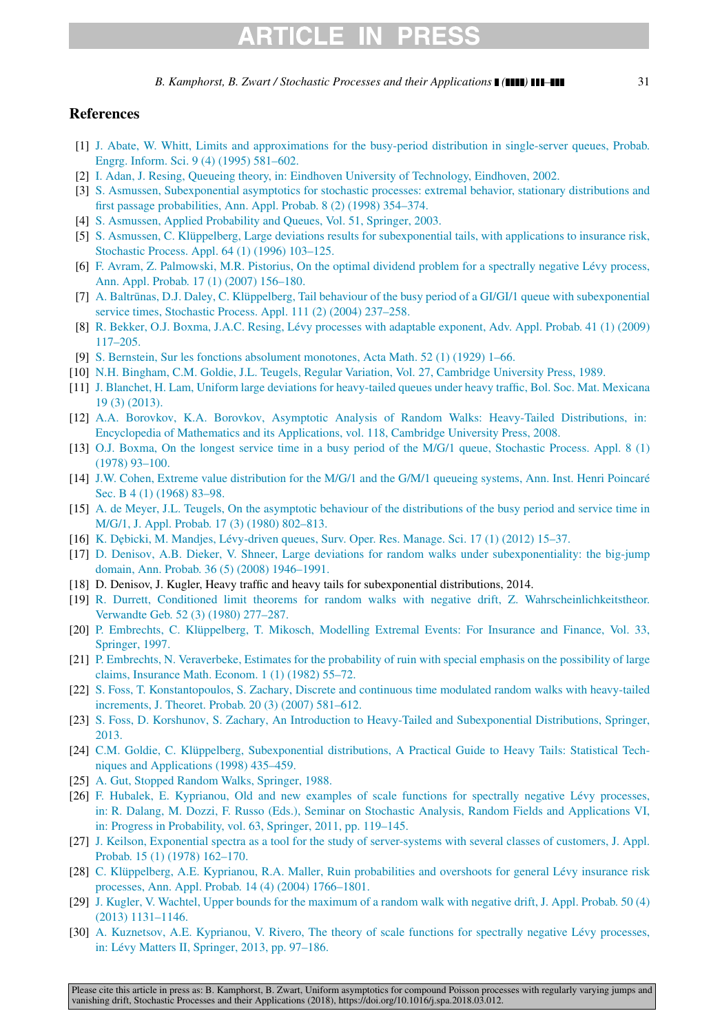## References

[1] J. Abate, W. Whitt, Limits and approximations for the busy-period distribution in single-server queues, Probab. Engrg. Inform. Sci. 9 (4) (1995) 581–602.

[2] I. Adan, J. Resing, Queueing theory, in: Eindhoven University of Technology, Eindhoven, 2002.

[3] S. Asmussen, Subexponential asymptotics for stochastic processes: extremal behavior, stationary distributions and first passage probabilities, Ann. Appl. Probab. 8 (2) (1998) 354–374.

[4] S. Asmussen, Applied Probability and Queues, Vol. 51, Springer, 2003.

[5] S. Asmussen, C. Klüppelberg, Large deviations results for subexponential tails, with applications to insurance risk, Stochastic Process. Appl. 64 (1) (1996) 103–125.

[6] F. Avram, Z. Palmowski, M.R. Pistorius, On the optimal dividend problem for a spectrally negative Lévy process, Ann. Appl. Probab. 17 (1) (2007) 156–180.

[7] A. Baltrūnas, D.J. Daley, C. Klüppelberg, Tail behaviour of the busy period of a GI/GI/1 queue with subexponential service times, Stochastic Process. Appl. 111 (2) (2004) 237–258.

[8] R. Bekker, O.J. Boxma, J.A.C. Resing, Lévy processes with adaptable exponent, Adv. Appl. Probab. 41 (1) (2009) 117–205.

[9] S. Bernstein, Sur les fonctions absolument monotones, Acta Math. 52 (1) (1929) 1–66.

[10] N.H. Bingham, C.M. Goldie, J.L. Teugels, Regular Variation, Vol. 27, Cambridge University Press, 1989.

[11] J. Blanchet, H. Lam, Uniform large deviations for heavy-tailed queues under heavy traffic, Bol. Soc. Mat. Mexicana 19 (3) (2013).

[12] A.A. Borovkov, K.A. Borovkov, Asymptotic Analysis of Random Walks: Heavy-Tailed Distributions, in: Encyclopedia of Mathematics and its Applications, vol. 118, Cambridge University Press, 2008.

[13] O.J. Boxma, On the longest service time in a busy period of the M/G/1 queue, Stochastic Process. Appl. 8 (1) (1978) 93–100.

[14] J.W. Cohen, Extreme value distribution for the M/G/1 and the G/M/1 queueing systems, Ann. Inst. Henri Poincaré Sec. B 4 (1) (1968) 83–98.

[15] A. de Meyer, J.L. Teugels, On the asymptotic behaviour of the distributions of the busy period and service time in M/G/1, J. Appl. Probab. 17 (3) (1980) 802–813.

[16] K. Dębicki, M. Mandjes, Lévy-driven queues, Surv. Oper. Res. Manage. Sci. 17 (1) (2012) 15–37.

[17] D. Denisov, A.B. Dieker, V. Shneer, Large deviations for random walks under subexponentiality: the big-jump domain, Ann. Probab. 36 (5) (2008) 1946–1991.

[18] D. Denisov, J. Kugler, Heavy traffic and heavy tails for subexponential distributions, 2014.

[19] R. Durrett, Conditioned limit theorems for random walks with negative drift, Z. Wahrscheinlichkeitstheor. Verwandte Geb. 52 (3) (1980) 277–287.

[20] P. Embrechts, C. Klüppelberg, T. Mikosch, Modelling Extremal Events: For Insurance and Finance, Vol. 33, Springer, 1997.

[21] P. Embrechts, N. Veraverbeke, Estimates for the probability of ruin with special emphasis on the possibility of large claims, Insurance Math. Econom. 1 (1) (1982) 55–72.

[22] S. Foss, T. Konstantopoulos, S. Zachary, Discrete and continuous time modulated random walks with heavy-tailed increments, J. Theoret. Probab. 20 (3) (2007) 581–612.

[23] S. Foss, D. Korshunov, S. Zachary, An Introduction to Heavy-Tailed and Subexponential Distributions, Springer, 2013.

[24] C.M. Goldie, C. Klüppelberg, Subexponential distributions, A Practical Guide to Heavy Tails: Statistical Techniques and Applications (1998) 435–459.

[25] A. Gut, Stopped Random Walks, Springer, 1988.

[26] F. Hubalek, E. Kyprianou, Old and new examples of scale functions for spectrally negative Lévy processes, in: R. Dalang, M. Dozzi, F. Russo (Eds.), Seminar on Stochastic Analysis, Random Fields and Applications VI, in: Progress in Probability, vol. 63, Springer, 2011, pp. 119–145.

[27] J. Keilson, Exponential spectra as a tool for the study of server-systems with several classes of customers, J. Appl. Probab. 15 (1) (1978) 162–170.

[28] C. Klüppelberg, A.E. Kyprianou, R.A. Maller, Ruin probabilities and overshoots for general Lévy insurance risk processes, Ann. Appl. Probab. 14 (4) (2004) 1766–1801.

[29] J. Kugler, V. Wachtel, Upper bounds for the maximum of a random walk with negative drift, J. Appl. Probab. 50 (4) (2013) 1131–1146.

[30] A. Kuznetsov, A.E. Kyprianou, V. Rivero, The theory of scale functions for spectrally negative Lévy processes, in: Lévy Matters II, Springer, 2013, pp. 97–186.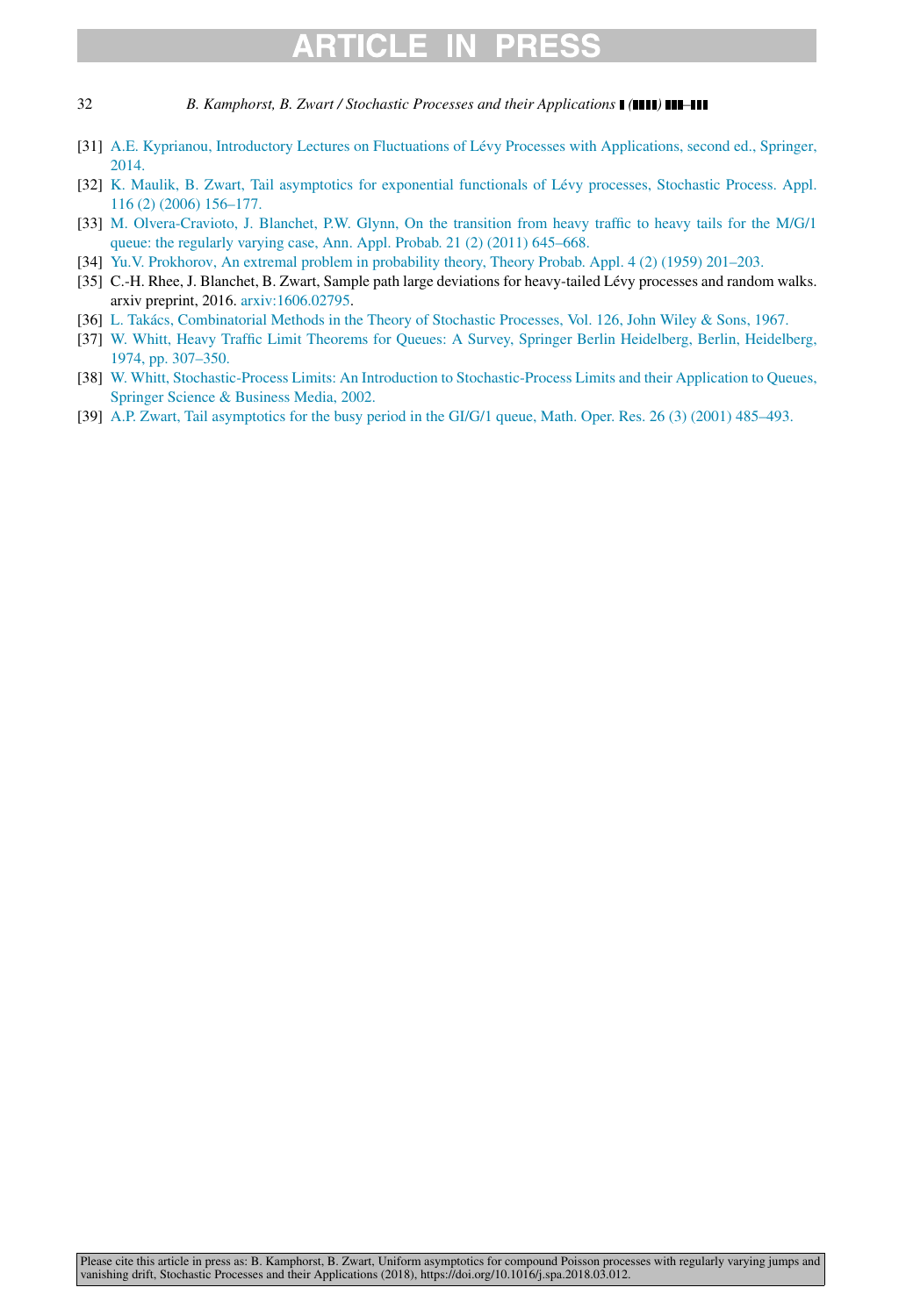[31] A.E. Kyprianou, Introductory Lectures on Fluctuations of Lévy Processes with Applications, second ed., Springer, 2014.

[32] K. Maulik, B. Zwart, Tail asymptotics for exponential functionals of Lévy processes, Stochastic Process. Appl. 116 (2) (2006) 156–177.

[33] M. Olvera-Cravioto, J. Blanchet, P.W. Glynn, On the transition from heavy traffic to heavy tails for the M/G/1 queue: the regularly varying case, Ann. Appl. Probab. 21 (2) (2011) 645–668.

[34] Yu.V. Prokhorov, An extremal problem in probability theory, Theory Probab. Appl. 4 (2) (1959) 201–203.

[35] C.-H. Rhee, J. Blanchet, B. Zwart, Sample path large deviations for heavy-tailed Lévy processes and random walks. arxiv preprint, 2016. arxiv:1606.02795.

[36] L. Takács, Combinatorial Methods in the Theory of Stochastic Processes, Vol. 126, John Wiley & Sons, 1967.

[37] W. Whitt, Heavy Traffic Limit Theorems for Queues: A Survey, Springer Berlin Heidelberg, Berlin, Heidelberg, 1974, pp. 307–350.

[38] W. Whitt, Stochastic-Process Limits: An Introduction to Stochastic-Process Limits and their Application to Queues, Springer Science & Business Media, 2002.

[39] A.P. Zwart, Tail asymptotics for the busy period in the GI/G/1 queue, Math. Oper. Res. 26 (3) (2001) 485–493.